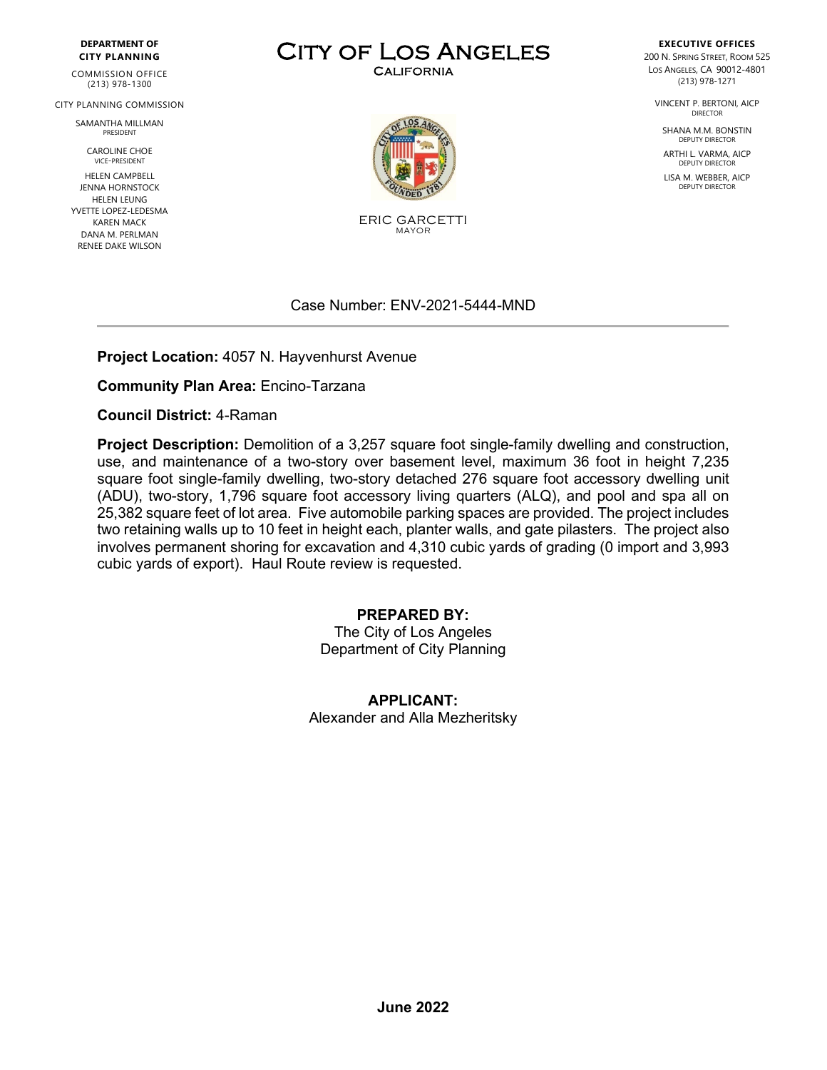**DEPARTMENT OF CITY PLANNING**

COMMISSION OFFICE
(213) 978-1300

CITY PLANNING COMMISSION

SAMANTHA MILLMAN
PRESIDENT

CAROLINE CHOE
VICE-PRESIDENT

HELEN CAMPBELL
JENNA HORNSTOCK
HELEN LEUNG
YVETTE LOPEZ-LEDESMA
KAREN MACK
DANA M. PERLMAN
RENEE DAKE WILSON

# CITY OF LOS ANGELES

CALIFORNIA

ERIC GARCETTI
MAYOR

**EXECUTIVE OFFICES**

200 N. SPRING STREET, ROOM 525
LOS ANGELES, CA 90012-4801
(213) 978-1271

VINCENT P. BERTONI, AICP
DIRECTOR

SHANA M.M. BONSTIN
DEPUTY DIRECTOR

ARTHI L. VARMA, AICP
DEPUTY DIRECTOR

LISA M. WEBBER, AICP
DEPUTY DIRECTOR

Case Number: ENV-2021-5444-MND

---

**Project Location:** 4057 N. Hayvenhurst Avenue

**Community Plan Area:** Encino-Tarzana

**Council District:** 4-Raman

**Project Description:** Demolition of a 3,257 square foot single-family dwelling and construction, use, and maintenance of a two-story over basement level, maximum 36 foot in height 7,235 square foot single-family dwelling, two-story detached 276 square foot accessory dwelling unit (ADU), two-story, 1,796 square foot accessory living quarters (ALQ), and pool and spa all on 25,382 square feet of lot area. Five automobile parking spaces are provided. The project includes two retaining walls up to 10 feet in height each, planter walls, and gate pilasters. The project also involves permanent shoring for excavation and 4,310 cubic yards of grading (0 import and 3,993 cubic yards of export). Haul Route review is requested.

**PREPARED BY:**
The City of Los Angeles
Department of City Planning

**APPLICANT:**
Alexander and Alla Mezheritsky

**June 2022**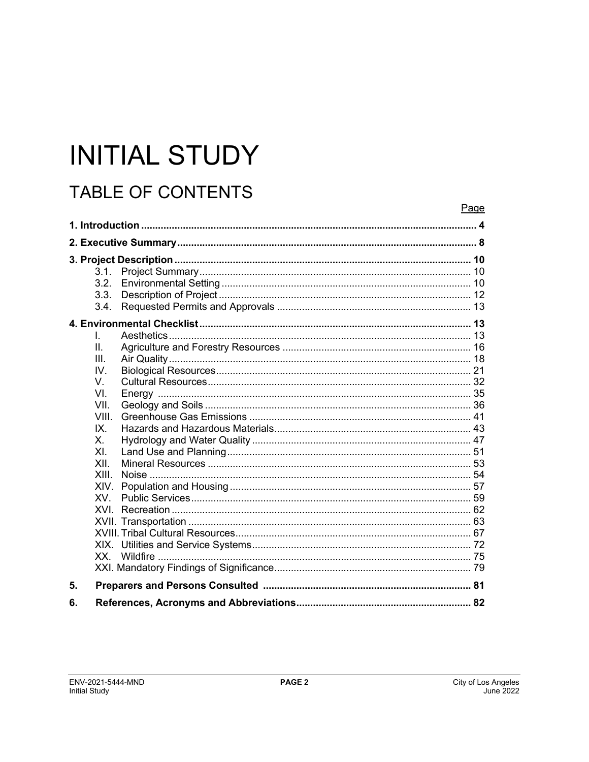# INITIAL STUDY

## TABLE OF CONTENTS

| | Page |
|---|---|
| **1. Introduction** | **4** |
| **2. Executive Summary** | **8** |
| **3. Project Description** | **10** |
| 3.1. Project Summary | 10 |
| 3.2. Environmental Setting | 10 |
| 3.3. Description of Project | 12 |
| 3.4. Requested Permits and Approvals | 13 |
| **4. Environmental Checklist** | **13** |
| I. Aesthetics | 13 |
| II. Agriculture and Forestry Resources | 16 |
| III. Air Quality | 18 |
| IV. Biological Resources | 21 |
| V. Cultural Resources | 32 |
| VI. Energy | 35 |
| VII. Geology and Soils | 36 |
| VIII. Greenhouse Gas Emissions | 41 |
| IX. Hazards and Hazardous Materials | 43 |
| X. Hydrology and Water Quality | 47 |
| XI. Land Use and Planning | 51 |
| XII. Mineral Resources | 53 |
| XIII. Noise | 54 |
| XIV. Population and Housing | 57 |
| XV. Public Services | 59 |
| XVI. Recreation | 62 |
| XVII. Transportation | 63 |
| XVIII. Tribal Cultural Resources | 67 |
| XIX. Utilities and Service Systems | 72 |
| XX. Wildfire | 75 |
| XXI. Mandatory Findings of Significance | 79 |
| **5. Preparers and Persons Consulted** | **81** |
| **6. References, Acronyms and Abbreviations** | **82** |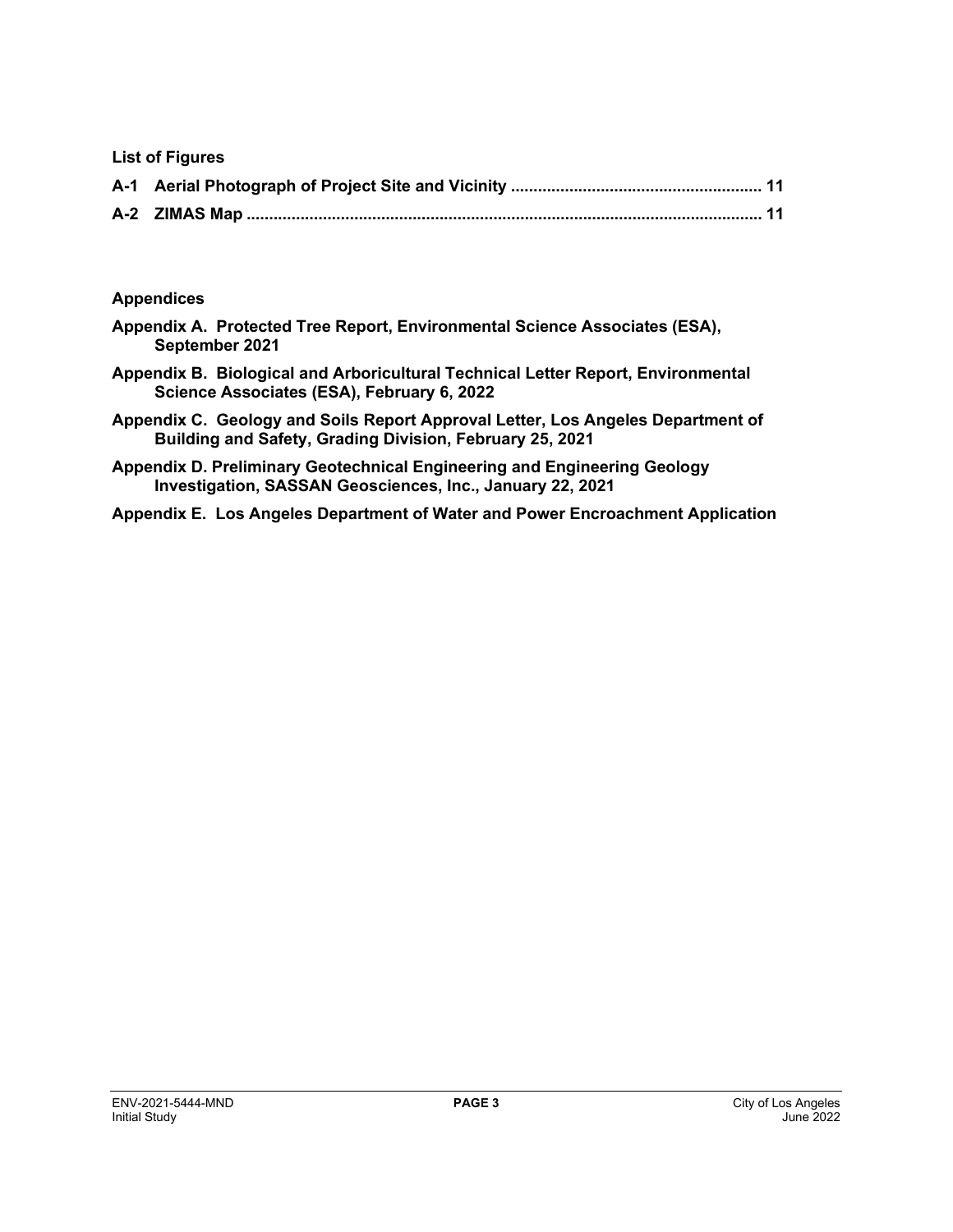**List of Figures**

**A-1 Aerial Photograph of Project Site and Vicinity ....................................................... 11**

**A-2 ZIMAS Map ................................................................................................................ 11**

**Appendices**

**Appendix A. Protected Tree Report, Environmental Science Associates (ESA), September 2021**

**Appendix B. Biological and Arboricultural Technical Letter Report, Environmental Science Associates (ESA), February 6, 2022**

**Appendix C. Geology and Soils Report Approval Letter, Los Angeles Department of Building and Safety, Grading Division, February 25, 2021**

**Appendix D. Preliminary Geotechnical Engineering and Engineering Geology Investigation, SASSAN Geosciences, Inc., January 22, 2021**

**Appendix E. Los Angeles Department of Water and Power Encroachment Application**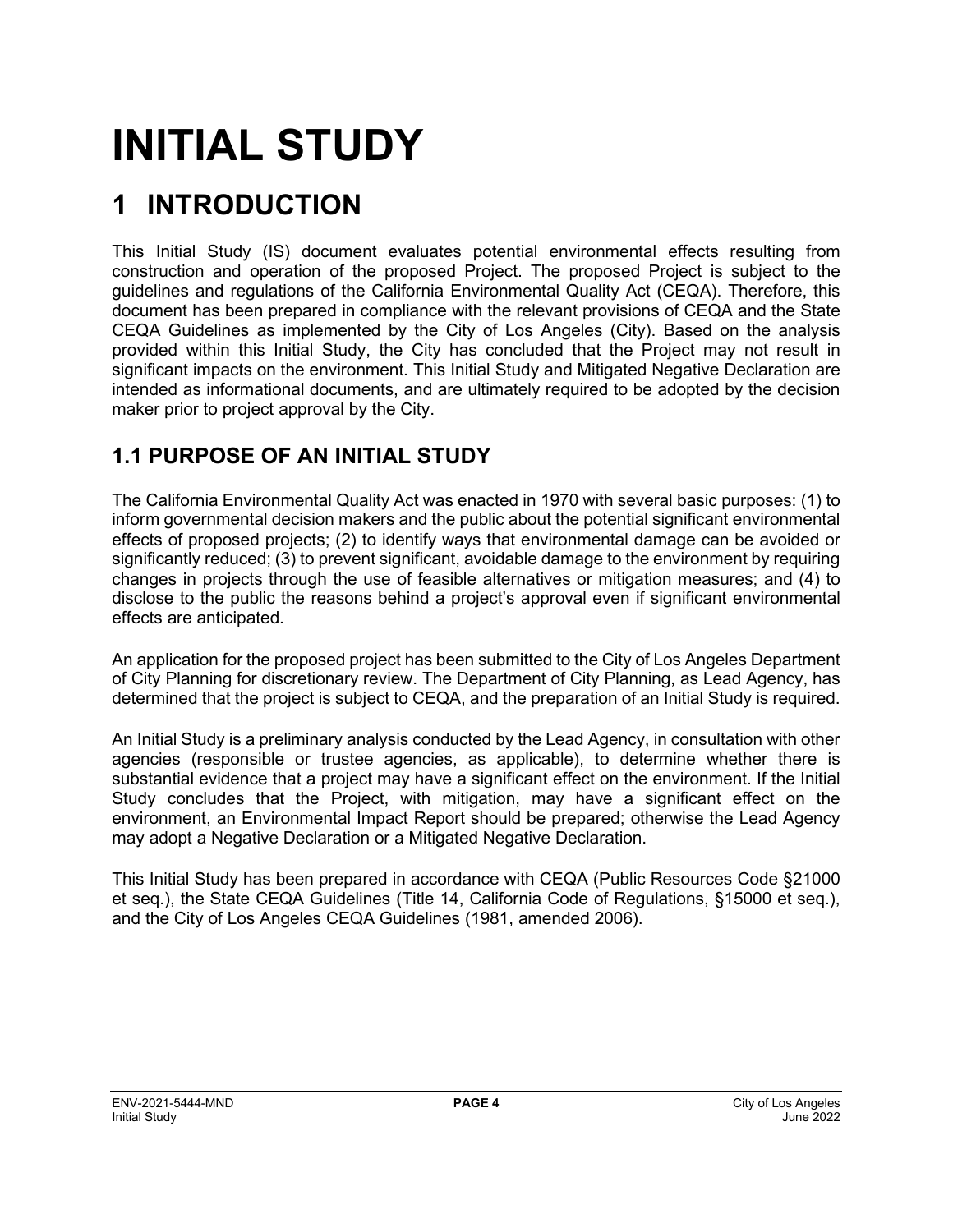# INITIAL STUDY

## 1 INTRODUCTION

This Initial Study (IS) document evaluates potential environmental effects resulting from construction and operation of the proposed Project. The proposed Project is subject to the guidelines and regulations of the California Environmental Quality Act (CEQA). Therefore, this document has been prepared in compliance with the relevant provisions of CEQA and the State CEQA Guidelines as implemented by the City of Los Angeles (City). Based on the analysis provided within this Initial Study, the City has concluded that the Project may not result in significant impacts on the environment. This Initial Study and Mitigated Negative Declaration are intended as informational documents, and are ultimately required to be adopted by the decision maker prior to project approval by the City.

### 1.1 PURPOSE OF AN INITIAL STUDY

The California Environmental Quality Act was enacted in 1970 with several basic purposes: (1) to inform governmental decision makers and the public about the potential significant environmental effects of proposed projects; (2) to identify ways that environmental damage can be avoided or significantly reduced; (3) to prevent significant, avoidable damage to the environment by requiring changes in projects through the use of feasible alternatives or mitigation measures; and (4) to disclose to the public the reasons behind a project's approval even if significant environmental effects are anticipated.

An application for the proposed project has been submitted to the City of Los Angeles Department of City Planning for discretionary review. The Department of City Planning, as Lead Agency, has determined that the project is subject to CEQA, and the preparation of an Initial Study is required.

An Initial Study is a preliminary analysis conducted by the Lead Agency, in consultation with other agencies (responsible or trustee agencies, as applicable), to determine whether there is substantial evidence that a project may have a significant effect on the environment. If the Initial Study concludes that the Project, with mitigation, may have a significant effect on the environment, an Environmental Impact Report should be prepared; otherwise the Lead Agency may adopt a Negative Declaration or a Mitigated Negative Declaration.

This Initial Study has been prepared in accordance with CEQA (Public Resources Code §21000 et seq.), the State CEQA Guidelines (Title 14, California Code of Regulations, §15000 et seq.), and the City of Los Angeles CEQA Guidelines (1981, amended 2006).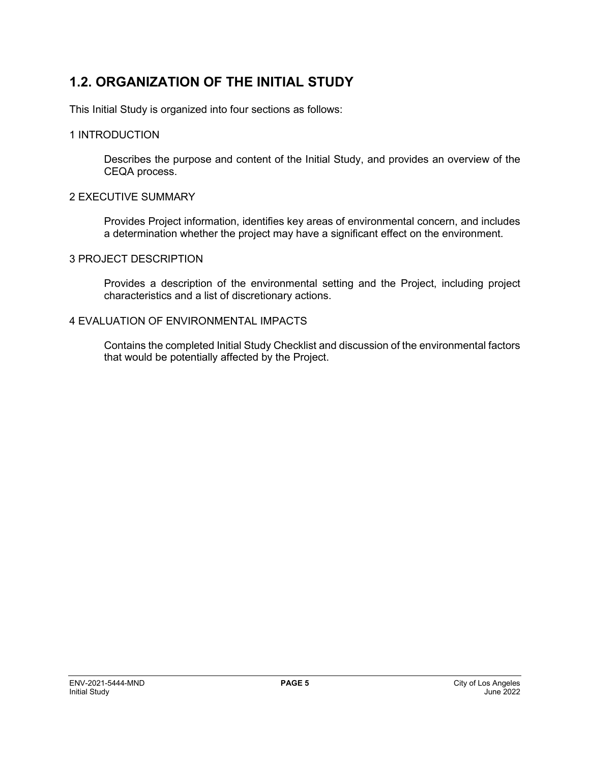## 1.2. ORGANIZATION OF THE INITIAL STUDY

This Initial Study is organized into four sections as follows:

1 INTRODUCTION

Describes the purpose and content of the Initial Study, and provides an overview of the CEQA process.

2 EXECUTIVE SUMMARY

Provides Project information, identifies key areas of environmental concern, and includes a determination whether the project may have a significant effect on the environment.

3 PROJECT DESCRIPTION

Provides a description of the environmental setting and the Project, including project characteristics and a list of discretionary actions.

4 EVALUATION OF ENVIRONMENTAL IMPACTS

Contains the completed Initial Study Checklist and discussion of the environmental factors that would be potentially affected by the Project.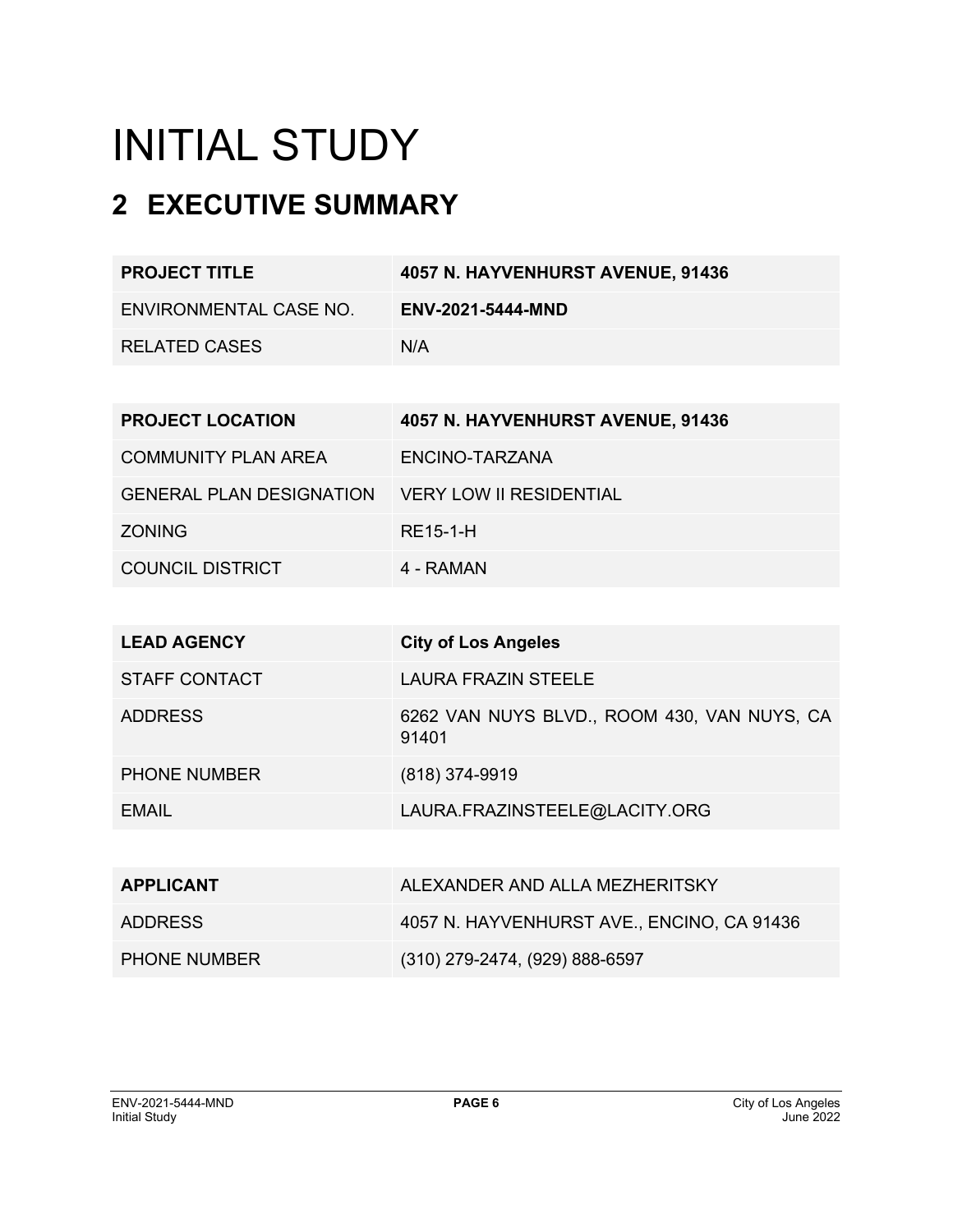# INITIAL STUDY

## 2 EXECUTIVE SUMMARY

| **PROJECT TITLE** | **4057 N. HAYVENHURST AVENUE, 91436** |
|---|---|
| ENVIRONMENTAL CASE NO. | **ENV-2021-5444-MND** |
| RELATED CASES | N/A |

| **PROJECT LOCATION** | **4057 N. HAYVENHURST AVENUE, 91436** |
|---|---|
| COMMUNITY PLAN AREA | ENCINO-TARZANA |
| GENERAL PLAN DESIGNATION | VERY LOW II RESIDENTIAL |
| ZONING | RE15-1-H |
| COUNCIL DISTRICT | 4 - RAMAN |

| **LEAD AGENCY** | **City of Los Angeles** |
|---|---|
| STAFF CONTACT | LAURA FRAZIN STEELE |
| ADDRESS | 6262 VAN NUYS BLVD., ROOM 430, VAN NUYS, CA 91401 |
| PHONE NUMBER | (818) 374-9919 |
| EMAIL | LAURA.FRAZINSTEELE@LACITY.ORG |

| **APPLICANT** | ALEXANDER AND ALLA MEZHERITSKY |
|---|---|
| ADDRESS | 4057 N. HAYVENHURST AVE., ENCINO, CA 91436 |
| PHONE NUMBER | (310) 279-2474, (929) 888-6597 |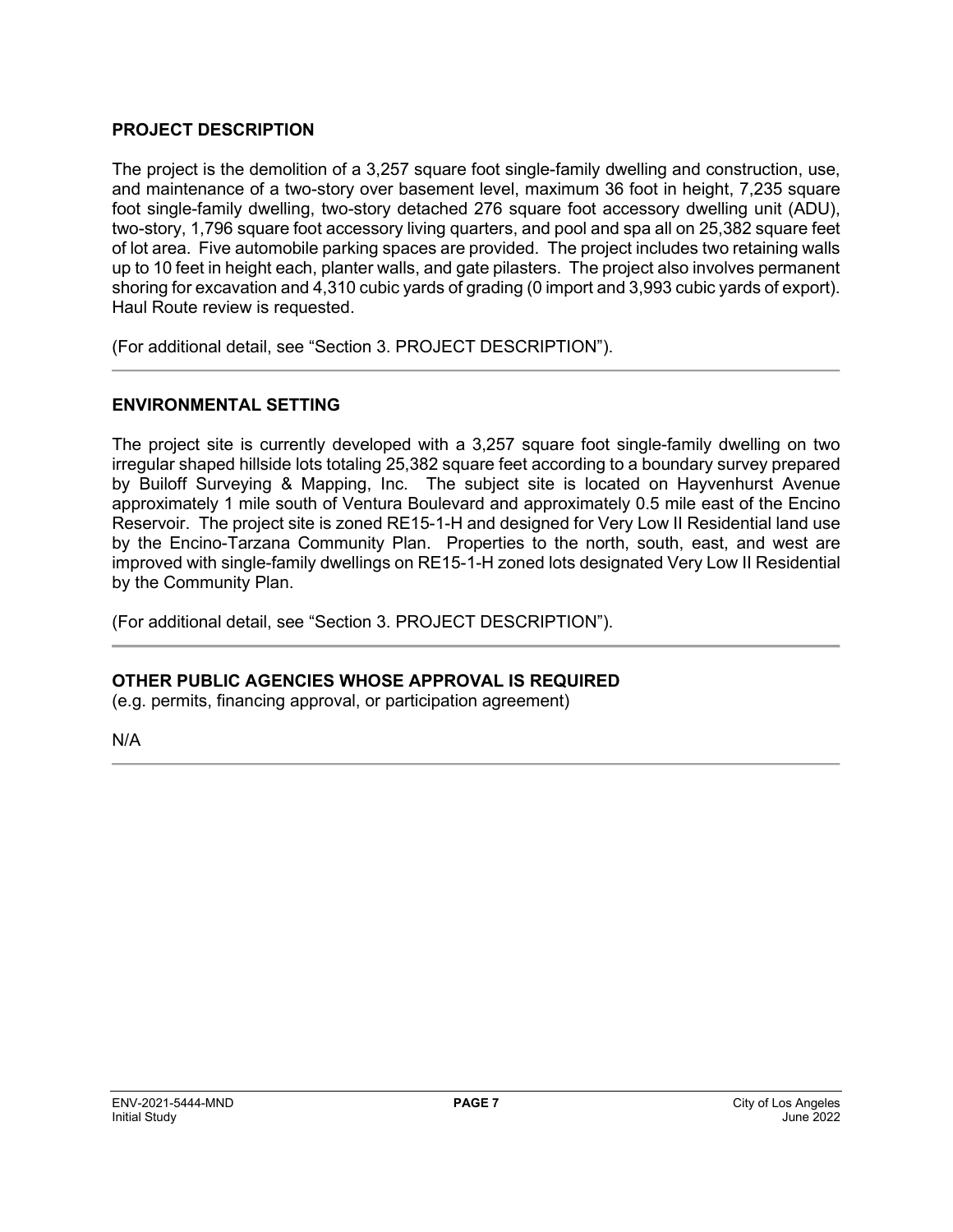## PROJECT DESCRIPTION

The project is the demolition of a 3,257 square foot single-family dwelling and construction, use, and maintenance of a two-story over basement level, maximum 36 foot in height, 7,235 square foot single-family dwelling, two-story detached 276 square foot accessory dwelling unit (ADU), two-story, 1,796 square foot accessory living quarters, and pool and spa all on 25,382 square feet of lot area. Five automobile parking spaces are provided. The project includes two retaining walls up to 10 feet in height each, planter walls, and gate pilasters. The project also involves permanent shoring for excavation and 4,310 cubic yards of grading (0 import and 3,993 cubic yards of export). Haul Route review is requested.

(For additional detail, see "Section 3. PROJECT DESCRIPTION").

## ENVIRONMENTAL SETTING

The project site is currently developed with a 3,257 square foot single-family dwelling on two irregular shaped hillside lots totaling 25,382 square feet according to a boundary survey prepared by Builoff Surveying & Mapping, Inc. The subject site is located on Hayvenhurst Avenue approximately 1 mile south of Ventura Boulevard and approximately 0.5 mile east of the Encino Reservoir. The project site is zoned RE15-1-H and designed for Very Low II Residential land use by the Encino-Tarzana Community Plan. Properties to the north, south, east, and west are improved with single-family dwellings on RE15-1-H zoned lots designated Very Low II Residential by the Community Plan.

(For additional detail, see "Section 3. PROJECT DESCRIPTION").

## OTHER PUBLIC AGENCIES WHOSE APPROVAL IS REQUIRED

(e.g. permits, financing approval, or participation agreement)

N/A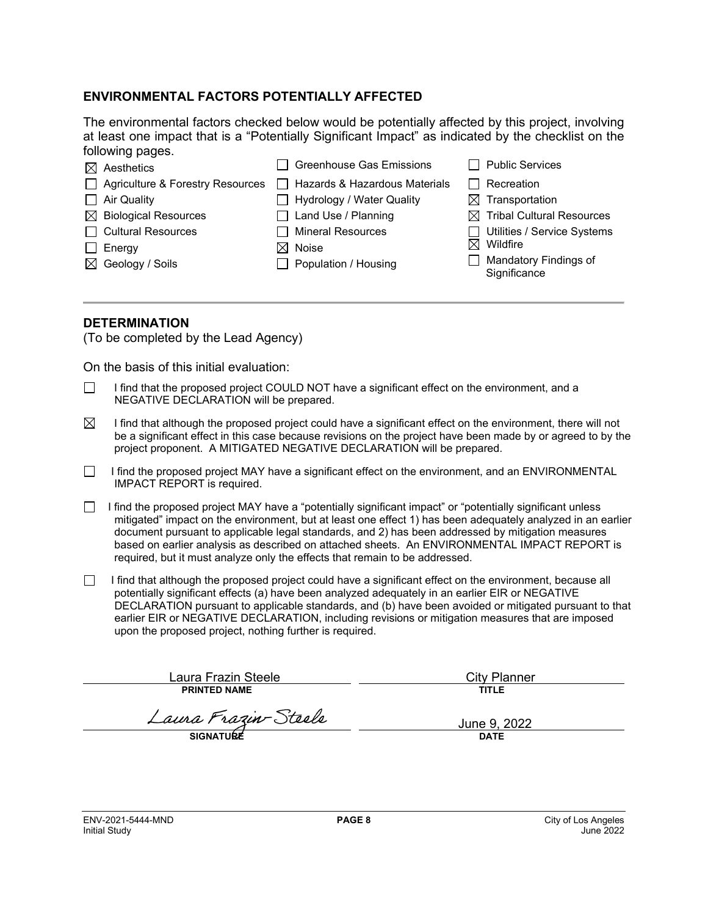## ENVIRONMENTAL FACTORS POTENTIALLY AFFECTED

The environmental factors checked below would be potentially affected by this project, involving at least one impact that is a "Potentially Significant Impact" as indicated by the checklist on the following pages.

| | | |
|---|---|---|
| ☒ Aesthetics | ☐ Greenhouse Gas Emissions | ☐ Public Services |
| ☐ Agriculture & Forestry Resources | ☐ Hazards & Hazardous Materials | ☐ Recreation |
| ☐ Air Quality | ☐ Hydrology / Water Quality | ☒ Transportation |
| ☒ Biological Resources | ☐ Land Use / Planning | ☒ Tribal Cultural Resources |
| ☐ Cultural Resources | ☐ Mineral Resources | ☐ Utilities / Service Systems |
| ☐ Energy | ☒ Noise | ☒ Wildfire |
| ☒ Geology / Soils | ☐ Population / Housing | ☐ Mandatory Findings of Significance |

## DETERMINATION

(To be completed by the Lead Agency)

On the basis of this initial evaluation:

☐ I find that the proposed project COULD NOT have a significant effect on the environment, and a NEGATIVE DECLARATION will be prepared.

☒ I find that although the proposed project could have a significant effect on the environment, there will not be a significant effect in this case because revisions on the project have been made by or agreed to by the project proponent. A MITIGATED NEGATIVE DECLARATION will be prepared.

☐ I find the proposed project MAY have a significant effect on the environment, and an ENVIRONMENTAL IMPACT REPORT is required.

☐ I find the proposed project MAY have a "potentially significant impact" or "potentially significant unless mitigated" impact on the environment, but at least one effect 1) has been adequately analyzed in an earlier document pursuant to applicable legal standards, and 2) has been addressed by mitigation measures based on earlier analysis as described on attached sheets. An ENVIRONMENTAL IMPACT REPORT is required, but it must analyze only the effects that remain to be addressed.

☐ I find that although the proposed project could have a significant effect on the environment, because all potentially significant effects (a) have been analyzed adequately in an earlier EIR or NEGATIVE DECLARATION pursuant to applicable standards, and (b) have been avoided or mitigated pursuant to that earlier EIR or NEGATIVE DECLARATION, including revisions or mitigation measures that are imposed upon the proposed project, nothing further is required.

| | |
|---|---|
| Laura Frazin Steele | City Planner |
| **PRINTED NAME** | **TITLE** |
| *Laura Frazin-Steele* | June 9, 2022 |
| **SIGNATURE** | **DATE** |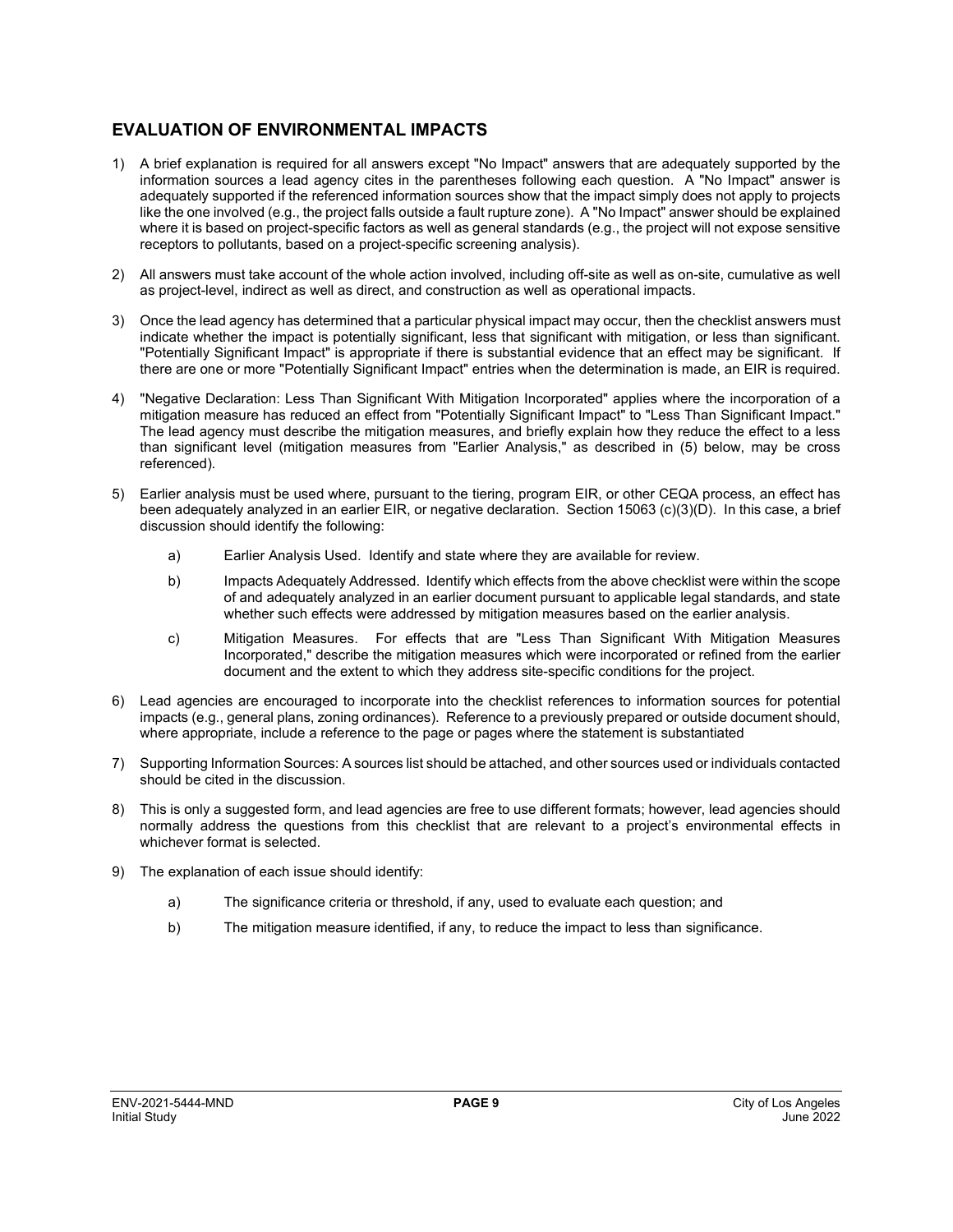## EVALUATION OF ENVIRONMENTAL IMPACTS

1) A brief explanation is required for all answers except "No Impact" answers that are adequately supported by the information sources a lead agency cites in the parentheses following each question. A "No Impact" answer is adequately supported if the referenced information sources show that the impact simply does not apply to projects like the one involved (e.g., the project falls outside a fault rupture zone). A "No Impact" answer should be explained where it is based on project-specific factors as well as general standards (e.g., the project will not expose sensitive receptors to pollutants, based on a project-specific screening analysis).

2) All answers must take account of the whole action involved, including off-site as well as on-site, cumulative as well as project-level, indirect as well as direct, and construction as well as operational impacts.

3) Once the lead agency has determined that a particular physical impact may occur, then the checklist answers must indicate whether the impact is potentially significant, less that significant with mitigation, or less than significant. "Potentially Significant Impact" is appropriate if there is substantial evidence that an effect may be significant. If there are one or more "Potentially Significant Impact" entries when the determination is made, an EIR is required.

4) "Negative Declaration: Less Than Significant With Mitigation Incorporated" applies where the incorporation of a mitigation measure has reduced an effect from "Potentially Significant Impact" to "Less Than Significant Impact." The lead agency must describe the mitigation measures, and briefly explain how they reduce the effect to a less than significant level (mitigation measures from "Earlier Analysis," as described in (5) below, may be cross referenced).

5) Earlier analysis must be used where, pursuant to the tiering, program EIR, or other CEQA process, an effect has been adequately analyzed in an earlier EIR, or negative declaration. Section 15063 (c)(3)(D). In this case, a brief discussion should identify the following:

   a) Earlier Analysis Used. Identify and state where they are available for review.

   b) Impacts Adequately Addressed. Identify which effects from the above checklist were within the scope of and adequately analyzed in an earlier document pursuant to applicable legal standards, and state whether such effects were addressed by mitigation measures based on the earlier analysis.

   c) Mitigation Measures. For effects that are "Less Than Significant With Mitigation Measures Incorporated," describe the mitigation measures which were incorporated or refined from the earlier document and the extent to which they address site-specific conditions for the project.

6) Lead agencies are encouraged to incorporate into the checklist references to information sources for potential impacts (e.g., general plans, zoning ordinances). Reference to a previously prepared or outside document should, where appropriate, include a reference to the page or pages where the statement is substantiated

7) Supporting Information Sources: A sources list should be attached, and other sources used or individuals contacted should be cited in the discussion.

8) This is only a suggested form, and lead agencies are free to use different formats; however, lead agencies should normally address the questions from this checklist that are relevant to a project's environmental effects in whichever format is selected.

9) The explanation of each issue should identify:

   a) The significance criteria or threshold, if any, used to evaluate each question; and

   b) The mitigation measure identified, if any, to reduce the impact to less than significance.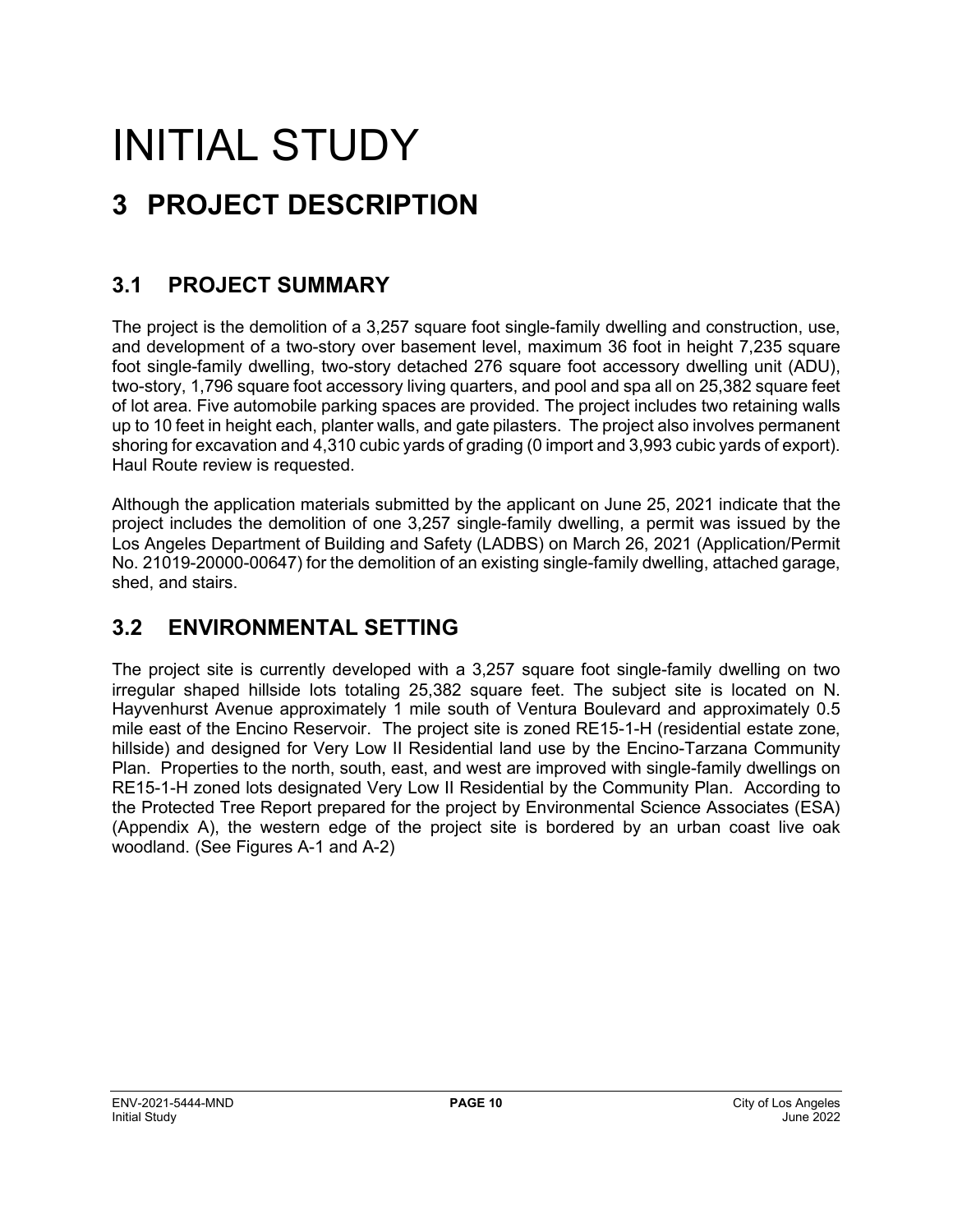# INITIAL STUDY

## 3 PROJECT DESCRIPTION

### 3.1 PROJECT SUMMARY

The project is the demolition of a 3,257 square foot single-family dwelling and construction, use, and development of a two-story over basement level, maximum 36 foot in height 7,235 square foot single-family dwelling, two-story detached 276 square foot accessory dwelling unit (ADU), two-story, 1,796 square foot accessory living quarters, and pool and spa all on 25,382 square feet of lot area. Five automobile parking spaces are provided. The project includes two retaining walls up to 10 feet in height each, planter walls, and gate pilasters. The project also involves permanent shoring for excavation and 4,310 cubic yards of grading (0 import and 3,993 cubic yards of export). Haul Route review is requested.

Although the application materials submitted by the applicant on June 25, 2021 indicate that the project includes the demolition of one 3,257 single-family dwelling, a permit was issued by the Los Angeles Department of Building and Safety (LADBS) on March 26, 2021 (Application/Permit No. 21019-20000-00647) for the demolition of an existing single-family dwelling, attached garage, shed, and stairs.

### 3.2 ENVIRONMENTAL SETTING

The project site is currently developed with a 3,257 square foot single-family dwelling on two irregular shaped hillside lots totaling 25,382 square feet. The subject site is located on N. Hayvenhurst Avenue approximately 1 mile south of Ventura Boulevard and approximately 0.5 mile east of the Encino Reservoir. The project site is zoned RE15-1-H (residential estate zone, hillside) and designed for Very Low II Residential land use by the Encino-Tarzana Community Plan. Properties to the north, south, east, and west are improved with single-family dwellings on RE15-1-H zoned lots designated Very Low II Residential by the Community Plan. According to the Protected Tree Report prepared for the project by Environmental Science Associates (ESA) (Appendix A), the western edge of the project site is bordered by an urban coast live oak woodland. (See Figures A-1 and A-2)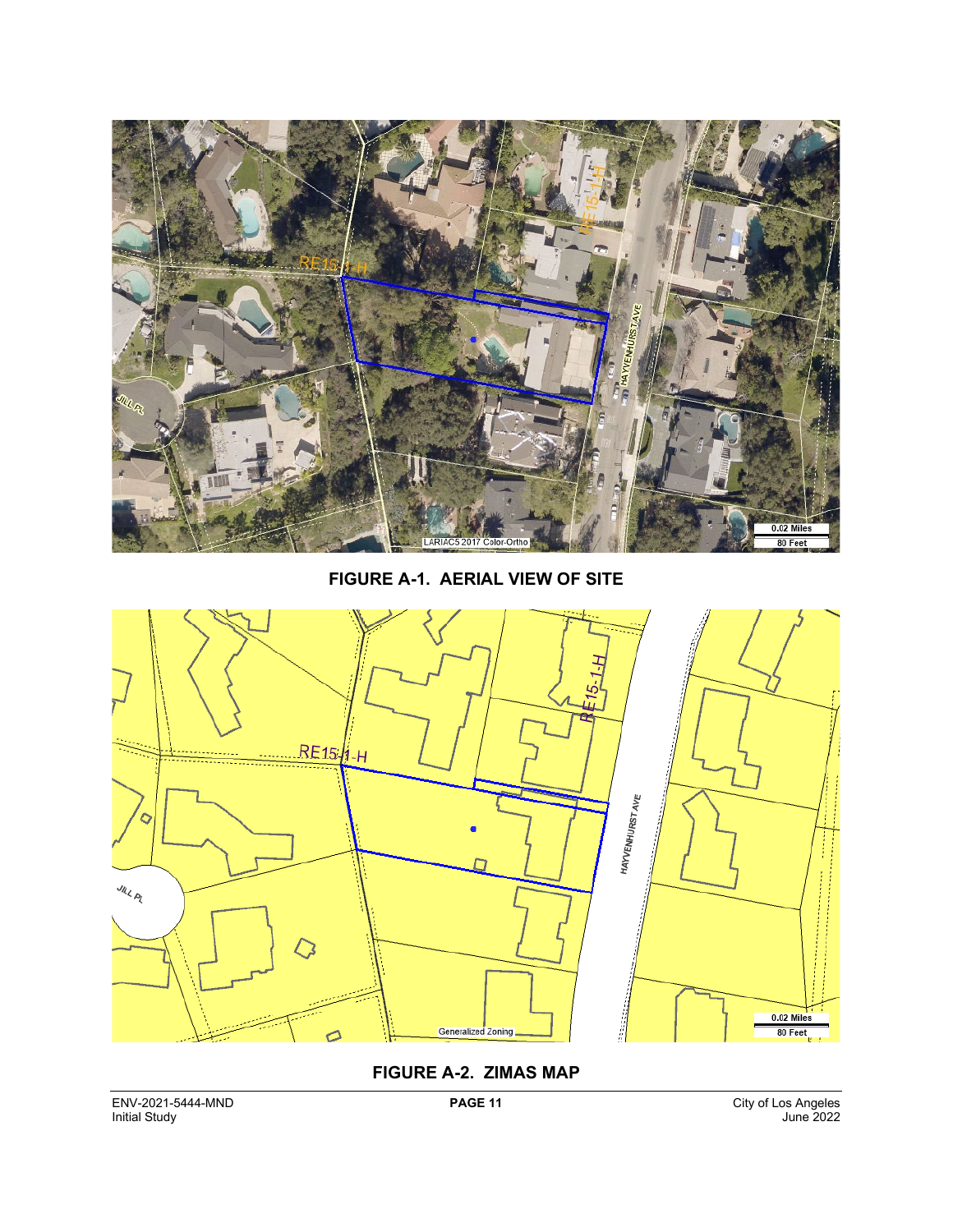**FIGURE A-1. AERIAL VIEW OF SITE**

**FIGURE A-2. ZIMAS MAP**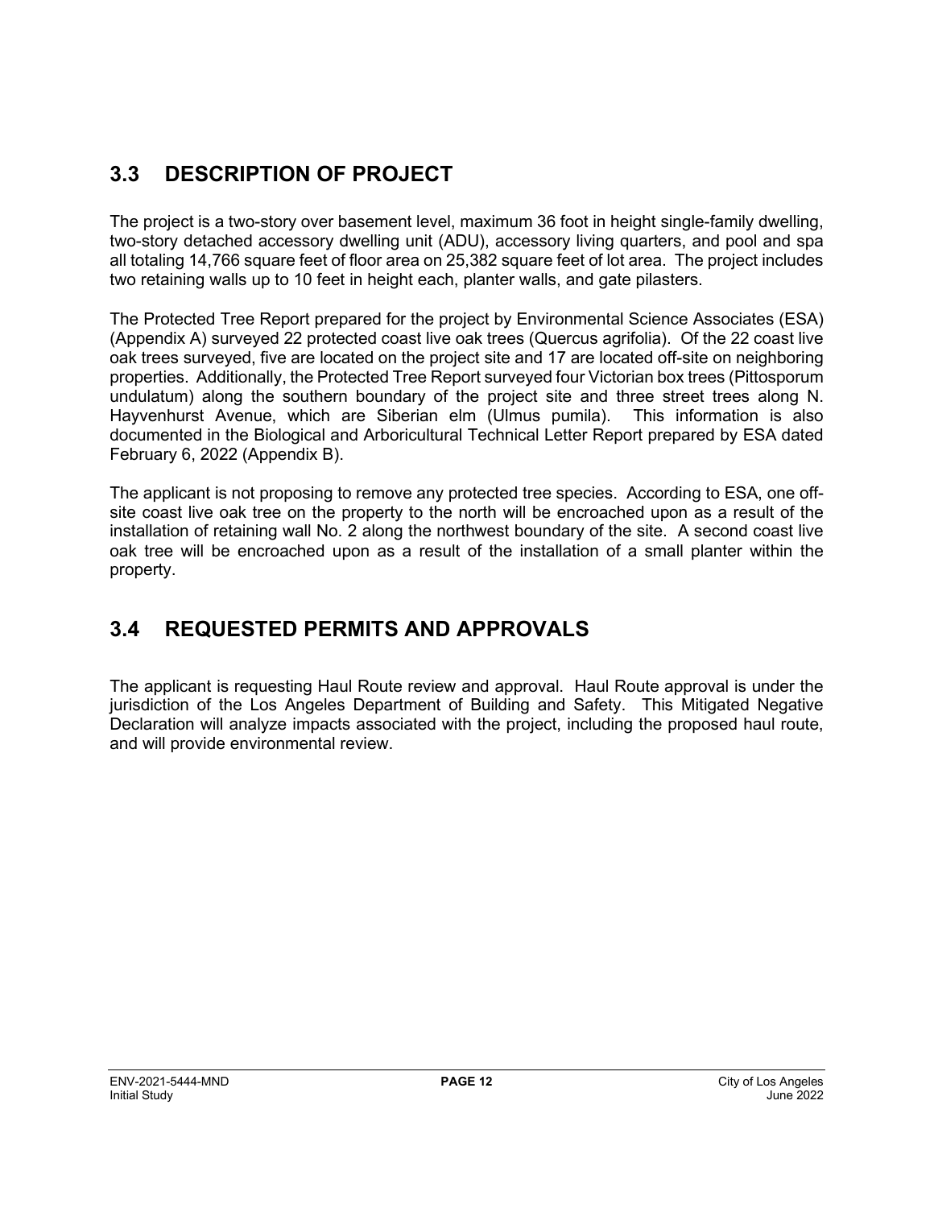## 3.3 DESCRIPTION OF PROJECT

The project is a two-story over basement level, maximum 36 foot in height single-family dwelling, two-story detached accessory dwelling unit (ADU), accessory living quarters, and pool and spa all totaling 14,766 square feet of floor area on 25,382 square feet of lot area. The project includes two retaining walls up to 10 feet in height each, planter walls, and gate pilasters.

The Protected Tree Report prepared for the project by Environmental Science Associates (ESA) (Appendix A) surveyed 22 protected coast live oak trees (Quercus agrifolia). Of the 22 coast live oak trees surveyed, five are located on the project site and 17 are located off-site on neighboring properties. Additionally, the Protected Tree Report surveyed four Victorian box trees (Pittosporum undulatum) along the southern boundary of the project site and three street trees along N. Hayvenhurst Avenue, which are Siberian elm (Ulmus pumila). This information is also documented in the Biological and Arboricultural Technical Letter Report prepared by ESA dated February 6, 2022 (Appendix B).

The applicant is not proposing to remove any protected tree species. According to ESA, one off-site coast live oak tree on the property to the north will be encroached upon as a result of the installation of retaining wall No. 2 along the northwest boundary of the site. A second coast live oak tree will be encroached upon as a result of the installation of a small planter within the property.

## 3.4 REQUESTED PERMITS AND APPROVALS

The applicant is requesting Haul Route review and approval. Haul Route approval is under the jurisdiction of the Los Angeles Department of Building and Safety. This Mitigated Negative Declaration will analyze impacts associated with the project, including the proposed haul route, and will provide environmental review.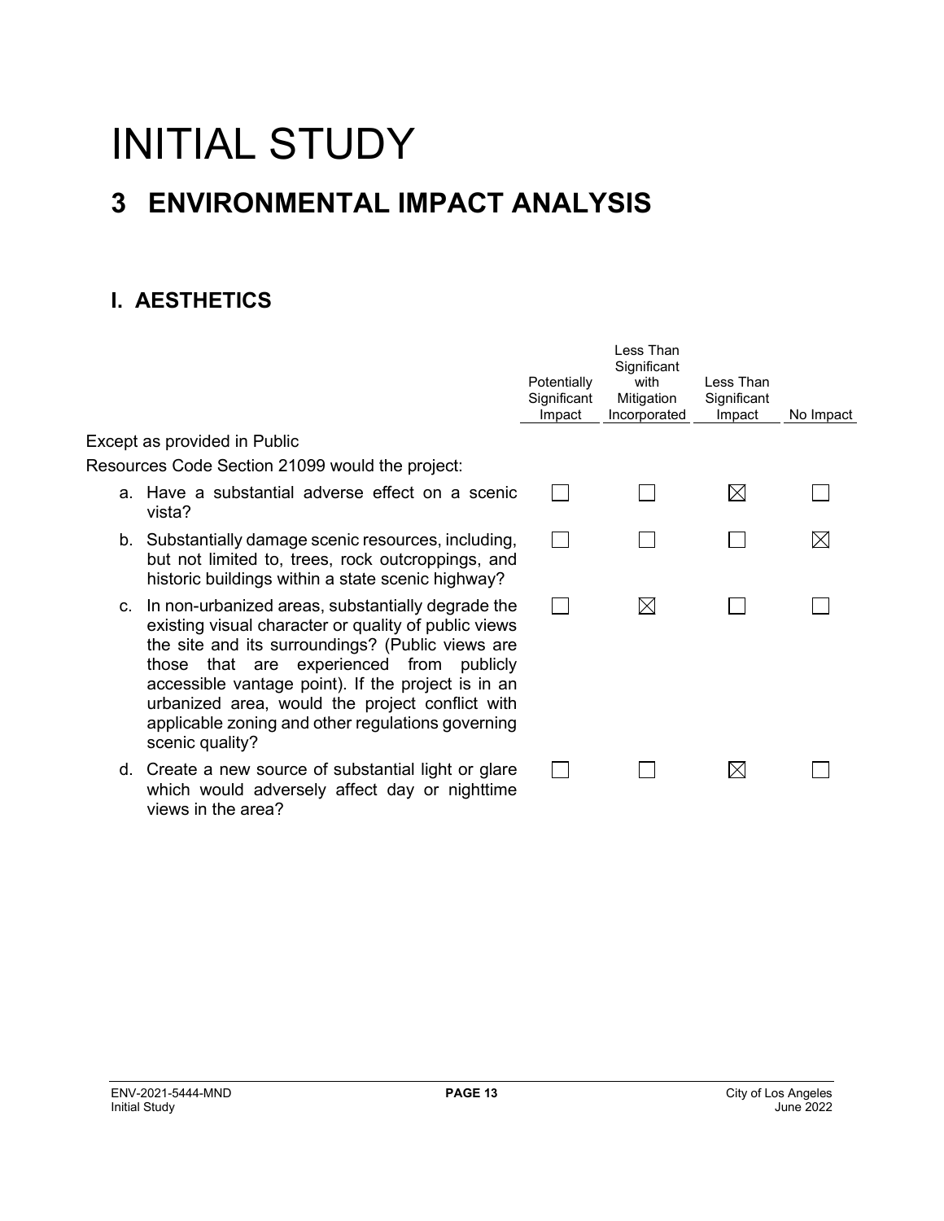# INITIAL STUDY

## 3 ENVIRONMENTAL IMPACT ANALYSIS

### I. AESTHETICS

| | Potentially Significant Impact | Less Than Significant with Mitigation Incorporated | Less Than Significant Impact | No Impact |
|---|---|---|---|---|
| Except as provided in Public Resources Code Section 21099 would the project: | | | | |
| a. Have a substantial adverse effect on a scenic vista? | ☐ | ☐ | ☒ | ☐ |
| b. Substantially damage scenic resources, including, but not limited to, trees, rock outcroppings, and historic buildings within a state scenic highway? | ☐ | ☐ | ☐ | ☒ |
| c. In non-urbanized areas, substantially degrade the existing visual character or quality of public views the site and its surroundings? (Public views are those that are experienced from publicly accessible vantage point). If the project is in an urbanized area, would the project conflict with applicable zoning and other regulations governing scenic quality? | ☐ | ☒ | ☐ | ☐ |
| d. Create a new source of substantial light or glare which would adversely affect day or nighttime views in the area? | ☐ | ☐ | ☒ | ☐ |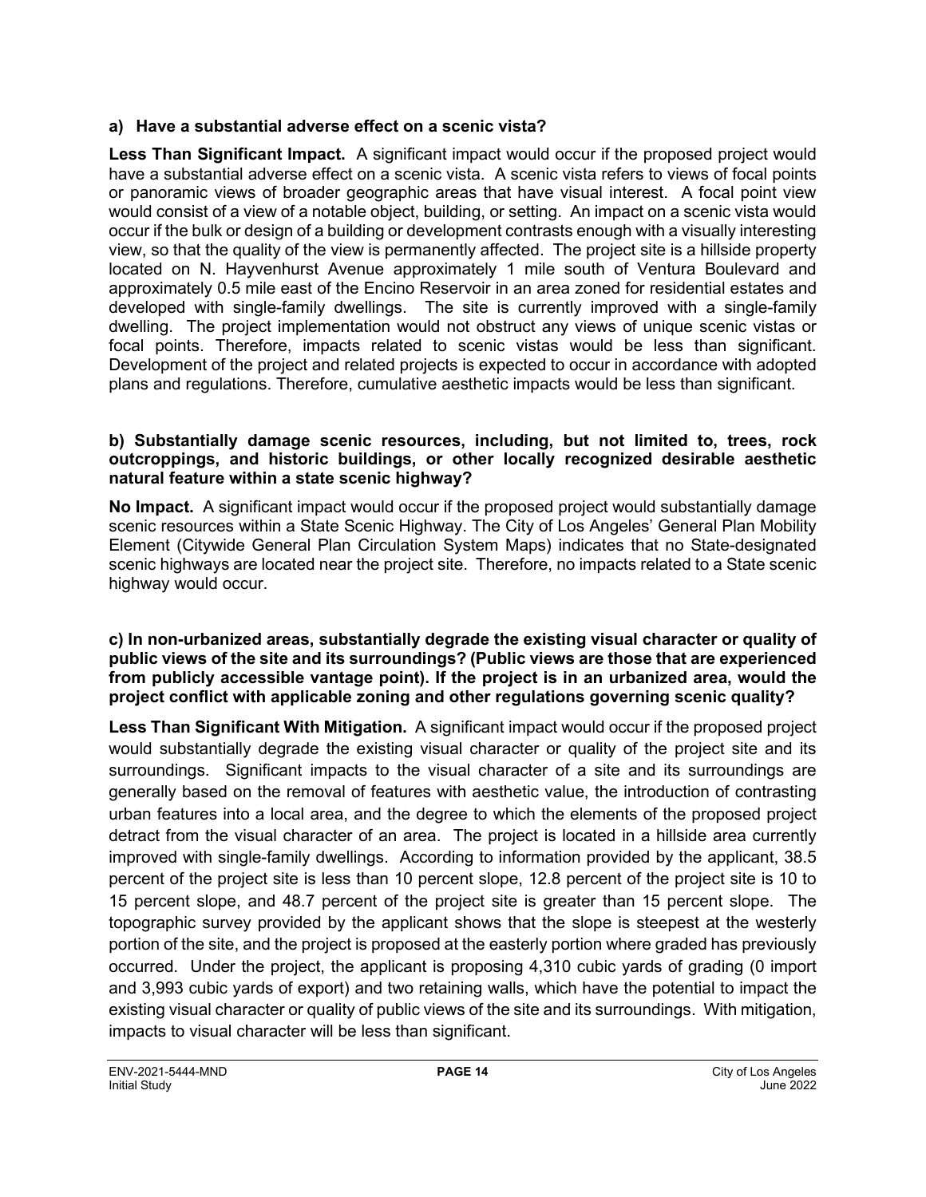**a) Have a substantial adverse effect on a scenic vista?**

**Less Than Significant Impact.** A significant impact would occur if the proposed project would have a substantial adverse effect on a scenic vista. A scenic vista refers to views of focal points or panoramic views of broader geographic areas that have visual interest. A focal point view would consist of a view of a notable object, building, or setting. An impact on a scenic vista would occur if the bulk or design of a building or development contrasts enough with a visually interesting view, so that the quality of the view is permanently affected. The project site is a hillside property located on N. Hayvenhurst Avenue approximately 1 mile south of Ventura Boulevard and approximately 0.5 mile east of the Encino Reservoir in an area zoned for residential estates and developed with single-family dwellings. The site is currently improved with a single-family dwelling. The project implementation would not obstruct any views of unique scenic vistas or focal points. Therefore, impacts related to scenic vistas would be less than significant. Development of the project and related projects is expected to occur in accordance with adopted plans and regulations. Therefore, cumulative aesthetic impacts would be less than significant.

**b) Substantially damage scenic resources, including, but not limited to, trees, rock outcroppings, and historic buildings, or other locally recognized desirable aesthetic natural feature within a state scenic highway?**

**No Impact.** A significant impact would occur if the proposed project would substantially damage scenic resources within a State Scenic Highway. The City of Los Angeles' General Plan Mobility Element (Citywide General Plan Circulation System Maps) indicates that no State-designated scenic highways are located near the project site. Therefore, no impacts related to a State scenic highway would occur.

**c) In non-urbanized areas, substantially degrade the existing visual character or quality of public views of the site and its surroundings? (Public views are those that are experienced from publicly accessible vantage point). If the project is in an urbanized area, would the project conflict with applicable zoning and other regulations governing scenic quality?**

**Less Than Significant With Mitigation.** A significant impact would occur if the proposed project would substantially degrade the existing visual character or quality of the project site and its surroundings. Significant impacts to the visual character of a site and its surroundings are generally based on the removal of features with aesthetic value, the introduction of contrasting urban features into a local area, and the degree to which the elements of the proposed project detract from the visual character of an area. The project is located in a hillside area currently improved with single-family dwellings. According to information provided by the applicant, 38.5 percent of the project site is less than 10 percent slope, 12.8 percent of the project site is 10 to 15 percent slope, and 48.7 percent of the project site is greater than 15 percent slope. The topographic survey provided by the applicant shows that the slope is steepest at the westerly portion of the site, and the project is proposed at the easterly portion where graded has previously occurred. Under the project, the applicant is proposing 4,310 cubic yards of grading (0 import and 3,993 cubic yards of export) and two retaining walls, which have the potential to impact the existing visual character or quality of public views of the site and its surroundings. With mitigation, impacts to visual character will be less than significant.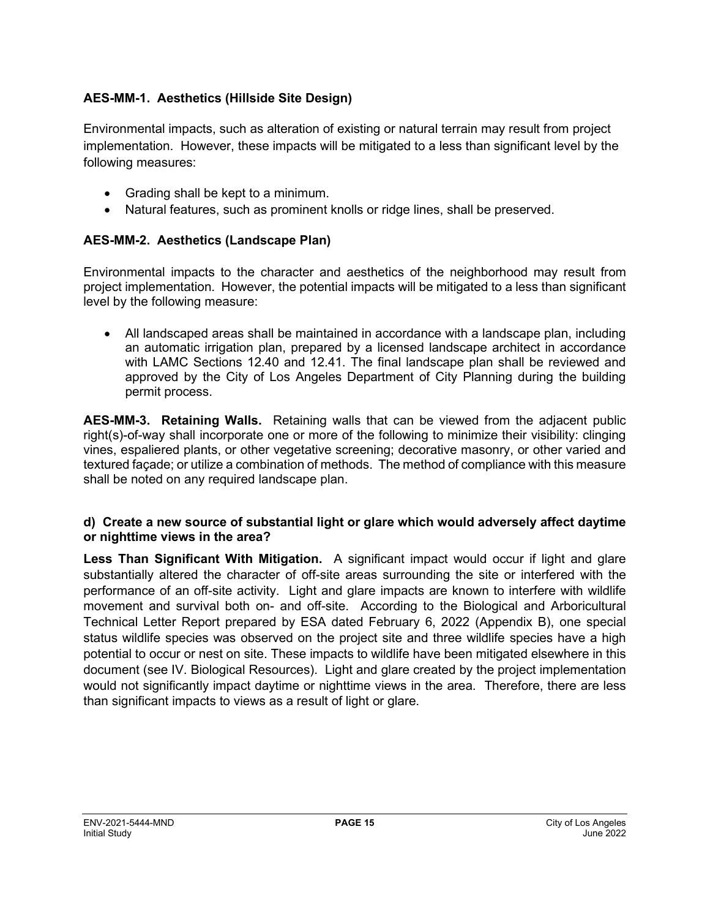### AES-MM-1. Aesthetics (Hillside Site Design)

Environmental impacts, such as alteration of existing or natural terrain may result from project implementation. However, these impacts will be mitigated to a less than significant level by the following measures:

- Grading shall be kept to a minimum.
- Natural features, such as prominent knolls or ridge lines, shall be preserved.

### AES-MM-2. Aesthetics (Landscape Plan)

Environmental impacts to the character and aesthetics of the neighborhood may result from project implementation. However, the potential impacts will be mitigated to a less than significant level by the following measure:

- All landscaped areas shall be maintained in accordance with a landscape plan, including an automatic irrigation plan, prepared by a licensed landscape architect in accordance with LAMC Sections 12.40 and 12.41. The final landscape plan shall be reviewed and approved by the City of Los Angeles Department of City Planning during the building permit process.

**AES-MM-3. Retaining Walls.** Retaining walls that can be viewed from the adjacent public right(s)-of-way shall incorporate one or more of the following to minimize their visibility: clinging vines, espaliered plants, or other vegetative screening; decorative masonry, or other varied and textured façade; or utilize a combination of methods. The method of compliance with this measure shall be noted on any required landscape plan.

**d) Create a new source of substantial light or glare which would adversely affect daytime or nighttime views in the area?**

**Less Than Significant With Mitigation.** A significant impact would occur if light and glare substantially altered the character of off-site areas surrounding the site or interfered with the performance of an off-site activity. Light and glare impacts are known to interfere with wildlife movement and survival both on- and off-site. According to the Biological and Arboricultural Technical Letter Report prepared by ESA dated February 6, 2022 (Appendix B), one special status wildlife species was observed on the project site and three wildlife species have a high potential to occur or nest on site. These impacts to wildlife have been mitigated elsewhere in this document (see IV. Biological Resources). Light and glare created by the project implementation would not significantly impact daytime or nighttime views in the area. Therefore, there are less than significant impacts to views as a result of light or glare.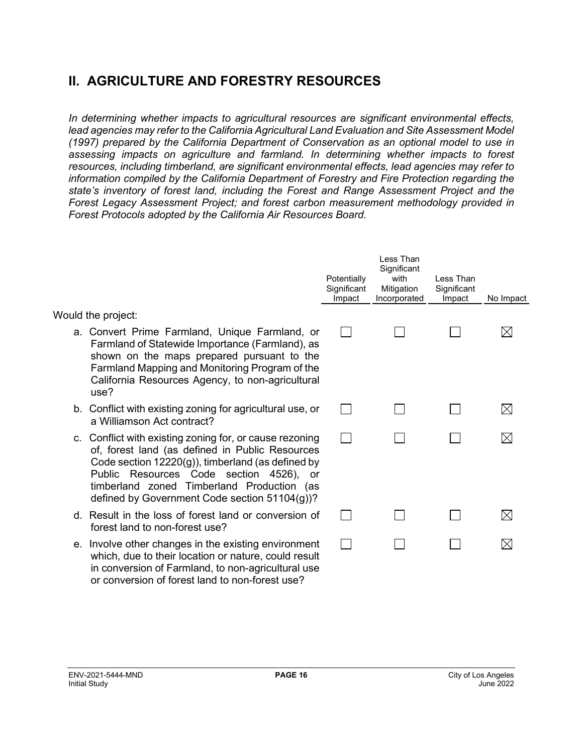## II. AGRICULTURE AND FORESTRY RESOURCES

*In determining whether impacts to agricultural resources are significant environmental effects, lead agencies may refer to the California Agricultural Land Evaluation and Site Assessment Model (1997) prepared by the California Department of Conservation as an optional model to use in assessing impacts on agriculture and farmland. In determining whether impacts to forest resources, including timberland, are significant environmental effects, lead agencies may refer to information compiled by the California Department of Forestry and Fire Protection regarding the state's inventory of forest land, including the Forest and Range Assessment Project and the Forest Legacy Assessment Project; and forest carbon measurement methodology provided in Forest Protocols adopted by the California Air Resources Board.*

| Would the project: | Potentially Significant Impact | Less Than Significant with Mitigation Incorporated | Less Than Significant Impact | No Impact |
|---|---|---|---|---|
| a. Convert Prime Farmland, Unique Farmland, or Farmland of Statewide Importance (Farmland), as shown on the maps prepared pursuant to the Farmland Mapping and Monitoring Program of the California Resources Agency, to non-agricultural use? | ☐ | ☐ | ☐ | ☒ |
| b. Conflict with existing zoning for agricultural use, or a Williamson Act contract? | ☐ | ☐ | ☐ | ☒ |
| c. Conflict with existing zoning for, or cause rezoning of, forest land (as defined in Public Resources Code section 12220(g)), timberland (as defined by Public Resources Code section 4526), or timberland zoned Timberland Production (as defined by Government Code section 51104(g))? | ☐ | ☐ | ☐ | ☒ |
| d. Result in the loss of forest land or conversion of forest land to non-forest use? | ☐ | ☐ | ☐ | ☒ |
| e. Involve other changes in the existing environment which, due to their location or nature, could result in conversion of Farmland, to non-agricultural use or conversion of forest land to non-forest use? | ☐ | ☐ | ☐ | ☒ |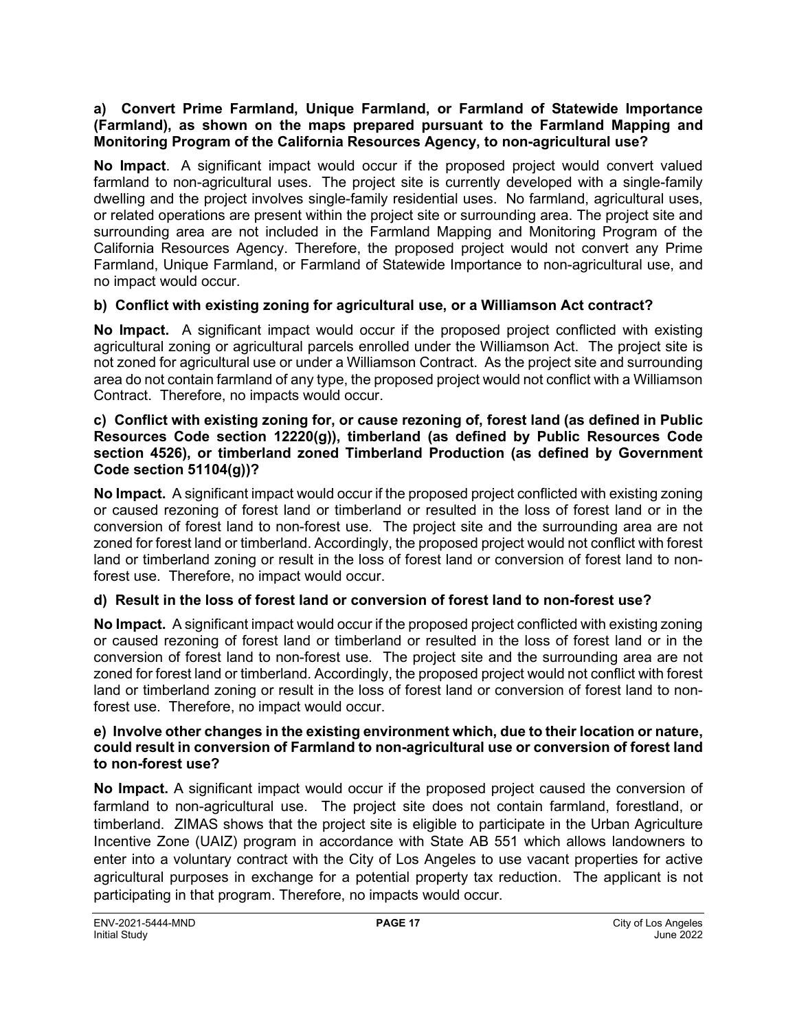**a) Convert Prime Farmland, Unique Farmland, or Farmland of Statewide Importance (Farmland), as shown on the maps prepared pursuant to the Farmland Mapping and Monitoring Program of the California Resources Agency, to non-agricultural use?**

**No Impact**. A significant impact would occur if the proposed project would convert valued farmland to non-agricultural uses. The project site is currently developed with a single-family dwelling and the project involves single-family residential uses. No farmland, agricultural uses, or related operations are present within the project site or surrounding area. The project site and surrounding area are not included in the Farmland Mapping and Monitoring Program of the California Resources Agency. Therefore, the proposed project would not convert any Prime Farmland, Unique Farmland, or Farmland of Statewide Importance to non-agricultural use, and no impact would occur.

**b) Conflict with existing zoning for agricultural use, or a Williamson Act contract?**

**No Impact.** A significant impact would occur if the proposed project conflicted with existing agricultural zoning or agricultural parcels enrolled under the Williamson Act. The project site is not zoned for agricultural use or under a Williamson Contract. As the project site and surrounding area do not contain farmland of any type, the proposed project would not conflict with a Williamson Contract. Therefore, no impacts would occur.

**c) Conflict with existing zoning for, or cause rezoning of, forest land (as defined in Public Resources Code section 12220(g)), timberland (as defined by Public Resources Code section 4526), or timberland zoned Timberland Production (as defined by Government Code section 51104(g))?**

**No Impact.** A significant impact would occur if the proposed project conflicted with existing zoning or caused rezoning of forest land or timberland or resulted in the loss of forest land or in the conversion of forest land to non-forest use. The project site and the surrounding area are not zoned for forest land or timberland. Accordingly, the proposed project would not conflict with forest land or timberland zoning or result in the loss of forest land or conversion of forest land to non-forest use. Therefore, no impact would occur.

**d) Result in the loss of forest land or conversion of forest land to non-forest use?**

**No Impact.** A significant impact would occur if the proposed project conflicted with existing zoning or caused rezoning of forest land or timberland or resulted in the loss of forest land or in the conversion of forest land to non-forest use. The project site and the surrounding area are not zoned for forest land or timberland. Accordingly, the proposed project would not conflict with forest land or timberland zoning or result in the loss of forest land or conversion of forest land to non-forest use. Therefore, no impact would occur.

**e) Involve other changes in the existing environment which, due to their location or nature, could result in conversion of Farmland to non-agricultural use or conversion of forest land to non-forest use?**

**No Impact.** A significant impact would occur if the proposed project caused the conversion of farmland to non-agricultural use. The project site does not contain farmland, forestland, or timberland. ZIMAS shows that the project site is eligible to participate in the Urban Agriculture Incentive Zone (UAIZ) program in accordance with State AB 551 which allows landowners to enter into a voluntary contract with the City of Los Angeles to use vacant properties for active agricultural purposes in exchange for a potential property tax reduction. The applicant is not participating in that program. Therefore, no impacts would occur.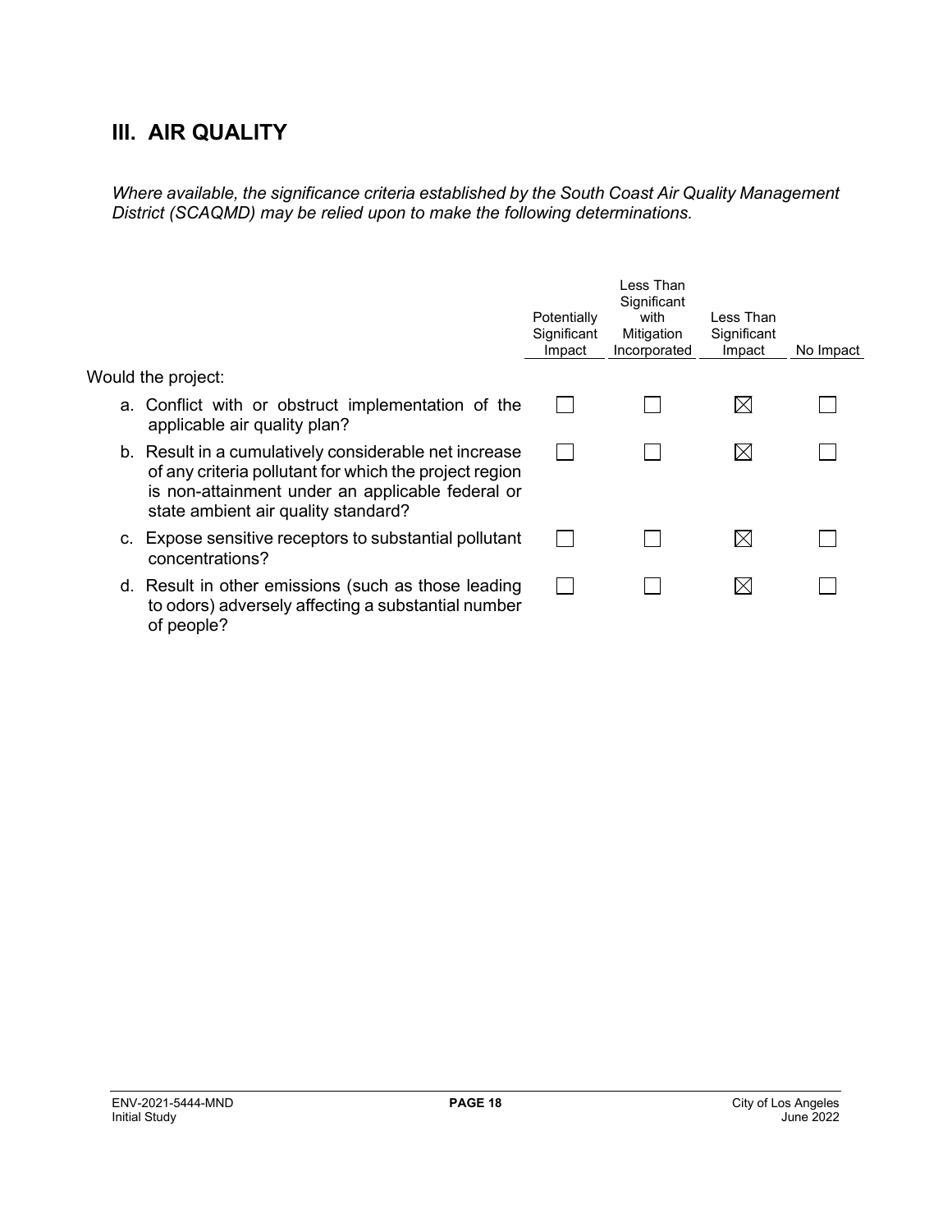## III. AIR QUALITY

*Where available, the significance criteria established by the South Coast Air Quality Management District (SCAQMD) may be relied upon to make the following determinations.*

| Would the project: | Potentially Significant Impact | Less Than Significant with Mitigation Incorporated | Less Than Significant Impact | No Impact |
|---|---|---|---|---|
| a. Conflict with or obstruct implementation of the applicable air quality plan? | ☐ | ☐ | ☒ | ☐ |
| b. Result in a cumulatively considerable net increase of any criteria pollutant for which the project region is non-attainment under an applicable federal or state ambient air quality standard? | ☐ | ☐ | ☒ | ☐ |
| c. Expose sensitive receptors to substantial pollutant concentrations? | ☐ | ☐ | ☒ | ☐ |
| d. Result in other emissions (such as those leading to odors) adversely affecting a substantial number of people? | ☐ | ☐ | ☒ | ☐ |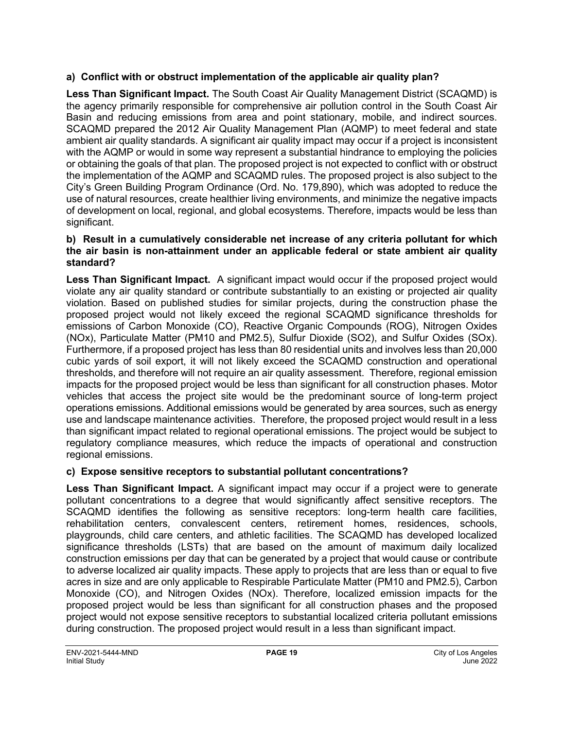**a) Conflict with or obstruct implementation of the applicable air quality plan?**

**Less Than Significant Impact.** The South Coast Air Quality Management District (SCAQMD) is the agency primarily responsible for comprehensive air pollution control in the South Coast Air Basin and reducing emissions from area and point stationary, mobile, and indirect sources. SCAQMD prepared the 2012 Air Quality Management Plan (AQMP) to meet federal and state ambient air quality standards. A significant air quality impact may occur if a project is inconsistent with the AQMP or would in some way represent a substantial hindrance to employing the policies or obtaining the goals of that plan. The proposed project is not expected to conflict with or obstruct the implementation of the AQMP and SCAQMD rules. The proposed project is also subject to the City's Green Building Program Ordinance (Ord. No. 179,890), which was adopted to reduce the use of natural resources, create healthier living environments, and minimize the negative impacts of development on local, regional, and global ecosystems. Therefore, impacts would be less than significant.

**b) Result in a cumulatively considerable net increase of any criteria pollutant for which the air basin is non-attainment under an applicable federal or state ambient air quality standard?**

**Less Than Significant Impact.** A significant impact would occur if the proposed project would violate any air quality standard or contribute substantially to an existing or projected air quality violation. Based on published studies for similar projects, during the construction phase the proposed project would not likely exceed the regional SCAQMD significance thresholds for emissions of Carbon Monoxide (CO), Reactive Organic Compounds (ROG), Nitrogen Oxides (NOx), Particulate Matter (PM10 and PM2.5), Sulfur Dioxide (SO2), and Sulfur Oxides (SOx). Furthermore, if a proposed project has less than 80 residential units and involves less than 20,000 cubic yards of soil export, it will not likely exceed the SCAQMD construction and operational thresholds, and therefore will not require an air quality assessment. Therefore, regional emission impacts for the proposed project would be less than significant for all construction phases. Motor vehicles that access the project site would be the predominant source of long-term project operations emissions. Additional emissions would be generated by area sources, such as energy use and landscape maintenance activities. Therefore, the proposed project would result in a less than significant impact related to regional operational emissions. The project would be subject to regulatory compliance measures, which reduce the impacts of operational and construction regional emissions.

**c) Expose sensitive receptors to substantial pollutant concentrations?**

**Less Than Significant Impact.** A significant impact may occur if a project were to generate pollutant concentrations to a degree that would significantly affect sensitive receptors. The SCAQMD identifies the following as sensitive receptors: long-term health care facilities, rehabilitation centers, convalescent centers, retirement homes, residences, schools, playgrounds, child care centers, and athletic facilities. The SCAQMD has developed localized significance thresholds (LSTs) that are based on the amount of maximum daily localized construction emissions per day that can be generated by a project that would cause or contribute to adverse localized air quality impacts. These apply to projects that are less than or equal to five acres in size and are only applicable to Respirable Particulate Matter (PM10 and PM2.5), Carbon Monoxide (CO), and Nitrogen Oxides (NOx). Therefore, localized emission impacts for the proposed project would be less than significant for all construction phases and the proposed project would not expose sensitive receptors to substantial localized criteria pollutant emissions during construction. The proposed project would result in a less than significant impact.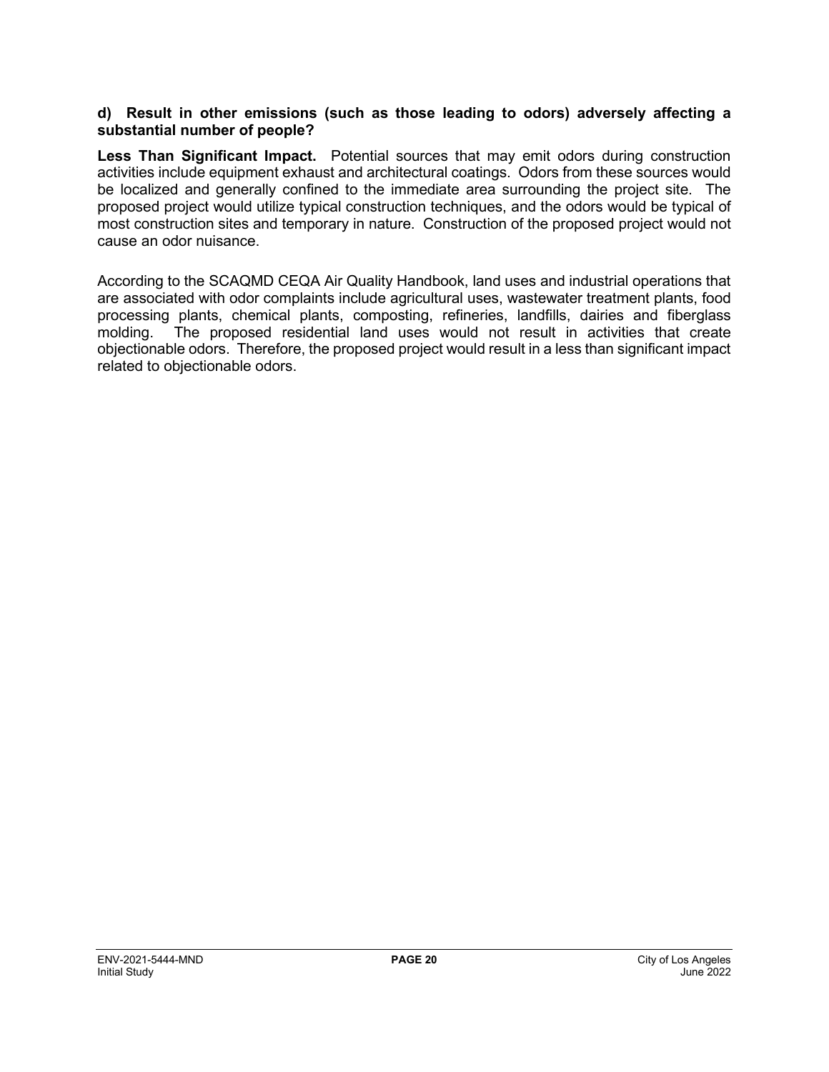**d) Result in other emissions (such as those leading to odors) adversely affecting a substantial number of people?**

**Less Than Significant Impact.** Potential sources that may emit odors during construction activities include equipment exhaust and architectural coatings. Odors from these sources would be localized and generally confined to the immediate area surrounding the project site. The proposed project would utilize typical construction techniques, and the odors would be typical of most construction sites and temporary in nature. Construction of the proposed project would not cause an odor nuisance.

According to the SCAQMD CEQA Air Quality Handbook, land uses and industrial operations that are associated with odor complaints include agricultural uses, wastewater treatment plants, food processing plants, chemical plants, composting, refineries, landfills, dairies and fiberglass molding. The proposed residential land uses would not result in activities that create objectionable odors. Therefore, the proposed project would result in a less than significant impact related to objectionable odors.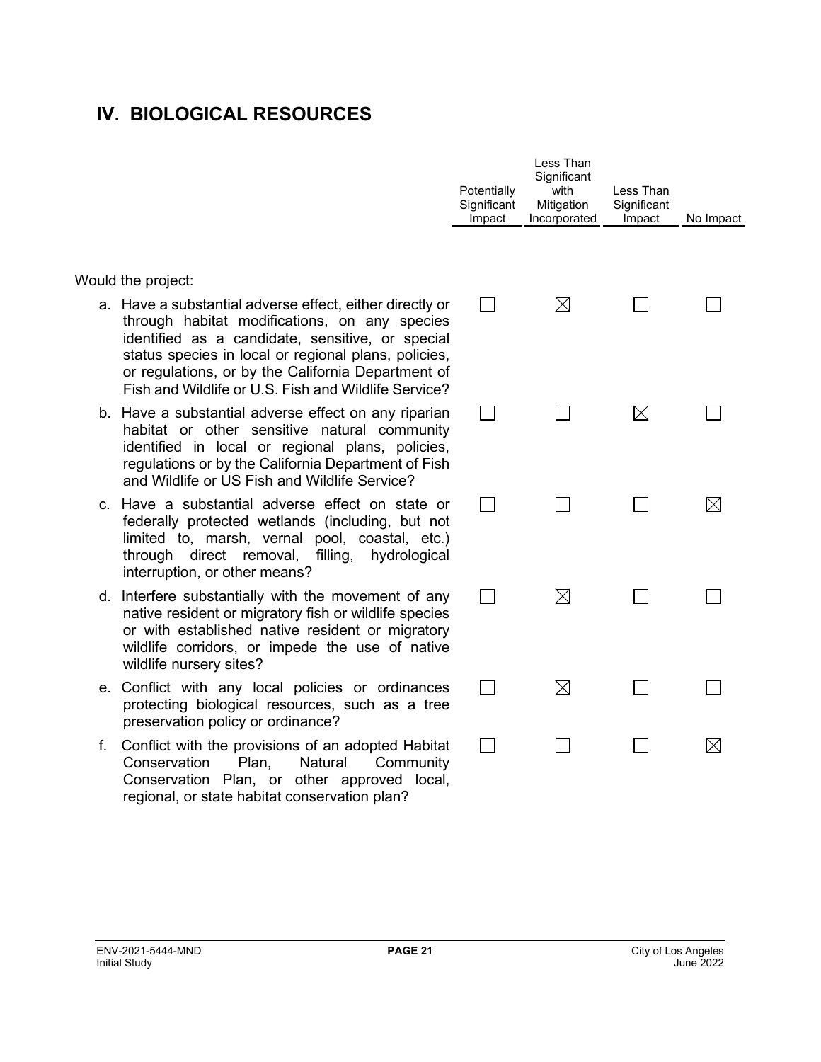## IV. BIOLOGICAL RESOURCES

| Would the project: | Potentially Significant Impact | Less Than Significant with Mitigation Incorporated | Less Than Significant Impact | No Impact |
|---|---|---|---|---|
| a. Have a substantial adverse effect, either directly or through habitat modifications, on any species identified as a candidate, sensitive, or special status species in local or regional plans, policies, or regulations, or by the California Department of Fish and Wildlife or U.S. Fish and Wildlife Service? | ☐ | ☒ | ☐ | ☐ |
| b. Have a substantial adverse effect on any riparian habitat or other sensitive natural community identified in local or regional plans, policies, regulations or by the California Department of Fish and Wildlife or US Fish and Wildlife Service? | ☐ | ☐ | ☒ | ☐ |
| c. Have a substantial adverse effect on state or federally protected wetlands (including, but not limited to, marsh, vernal pool, coastal, etc.) through direct removal, filling, hydrological interruption, or other means? | ☐ | ☐ | ☐ | ☒ |
| d. Interfere substantially with the movement of any native resident or migratory fish or wildlife species or with established native resident or migratory wildlife corridors, or impede the use of native wildlife nursery sites? | ☐ | ☒ | ☐ | ☐ |
| e. Conflict with any local policies or ordinances protecting biological resources, such as a tree preservation policy or ordinance? | ☐ | ☒ | ☐ | ☐ |
| f. Conflict with the provisions of an adopted Habitat Conservation Plan, Natural Community Conservation Plan, or other approved local, regional, or state habitat conservation plan? | ☐ | ☐ | ☐ | ☒ |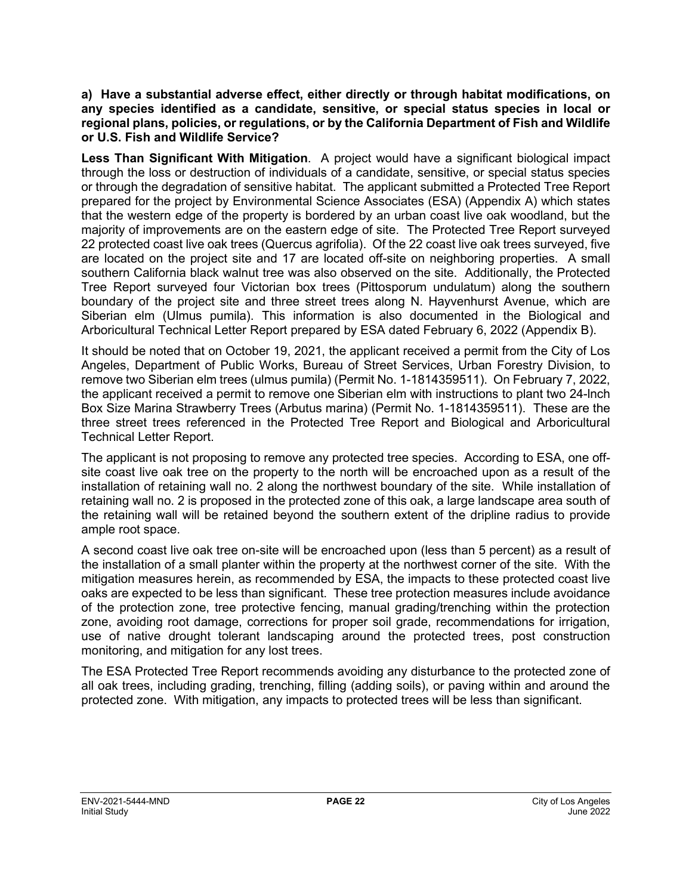**a) Have a substantial adverse effect, either directly or through habitat modifications, on any species identified as a candidate, sensitive, or special status species in local or regional plans, policies, or regulations, or by the California Department of Fish and Wildlife or U.S. Fish and Wildlife Service?**

**Less Than Significant With Mitigation**. A project would have a significant biological impact through the loss or destruction of individuals of a candidate, sensitive, or special status species or through the degradation of sensitive habitat. The applicant submitted a Protected Tree Report prepared for the project by Environmental Science Associates (ESA) (Appendix A) which states that the western edge of the property is bordered by an urban coast live oak woodland, but the majority of improvements are on the eastern edge of site. The Protected Tree Report surveyed 22 protected coast live oak trees (Quercus agrifolia). Of the 22 coast live oak trees surveyed, five are located on the project site and 17 are located off-site on neighboring properties. A small southern California black walnut tree was also observed on the site. Additionally, the Protected Tree Report surveyed four Victorian box trees (Pittosporum undulatum) along the southern boundary of the project site and three street trees along N. Hayvenhurst Avenue, which are Siberian elm (Ulmus pumila). This information is also documented in the Biological and Arboricultural Technical Letter Report prepared by ESA dated February 6, 2022 (Appendix B).

It should be noted that on October 19, 2021, the applicant received a permit from the City of Los Angeles, Department of Public Works, Bureau of Street Services, Urban Forestry Division, to remove two Siberian elm trees (ulmus pumila) (Permit No. 1-1814359511). On February 7, 2022, the applicant received a permit to remove one Siberian elm with instructions to plant two 24-Inch Box Size Marina Strawberry Trees (Arbutus marina) (Permit No. 1-1814359511). These are the three street trees referenced in the Protected Tree Report and Biological and Arboricultural Technical Letter Report.

The applicant is not proposing to remove any protected tree species. According to ESA, one off-site coast live oak tree on the property to the north will be encroached upon as a result of the installation of retaining wall no. 2 along the northwest boundary of the site. While installation of retaining wall no. 2 is proposed in the protected zone of this oak, a large landscape area south of the retaining wall will be retained beyond the southern extent of the dripline radius to provide ample root space.

A second coast live oak tree on-site will be encroached upon (less than 5 percent) as a result of the installation of a small planter within the property at the northwest corner of the site. With the mitigation measures herein, as recommended by ESA, the impacts to these protected coast live oaks are expected to be less than significant. These tree protection measures include avoidance of the protection zone, tree protective fencing, manual grading/trenching within the protection zone, avoiding root damage, corrections for proper soil grade, recommendations for irrigation, use of native drought tolerant landscaping around the protected trees, post construction monitoring, and mitigation for any lost trees.

The ESA Protected Tree Report recommends avoiding any disturbance to the protected zone of all oak trees, including grading, trenching, filling (adding soils), or paving within and around the protected zone. With mitigation, any impacts to protected trees will be less than significant.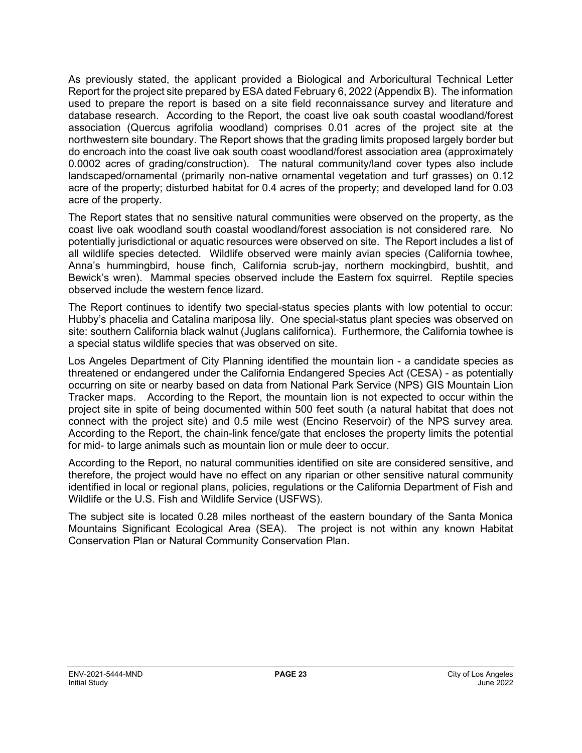As previously stated, the applicant provided a Biological and Arboricultural Technical Letter Report for the project site prepared by ESA dated February 6, 2022 (Appendix B). The information used to prepare the report is based on a site field reconnaissance survey and literature and database research. According to the Report, the coast live oak south coastal woodland/forest association (Quercus agrifolia woodland) comprises 0.01 acres of the project site at the northwestern site boundary. The Report shows that the grading limits proposed largely border but do encroach into the coast live oak south coast woodland/forest association area (approximately 0.0002 acres of grading/construction). The natural community/land cover types also include landscaped/ornamental (primarily non-native ornamental vegetation and turf grasses) on 0.12 acre of the property; disturbed habitat for 0.4 acres of the property; and developed land for 0.03 acre of the property.

The Report states that no sensitive natural communities were observed on the property, as the coast live oak woodland south coastal woodland/forest association is not considered rare. No potentially jurisdictional or aquatic resources were observed on site. The Report includes a list of all wildlife species detected. Wildlife observed were mainly avian species (California towhee, Anna's hummingbird, house finch, California scrub-jay, northern mockingbird, bushtit, and Bewick's wren). Mammal species observed include the Eastern fox squirrel. Reptile species observed include the western fence lizard.

The Report continues to identify two special-status species plants with low potential to occur: Hubby's phacelia and Catalina mariposa lily. One special-status plant species was observed on site: southern California black walnut (Juglans californica). Furthermore, the California towhee is a special status wildlife species that was observed on site.

Los Angeles Department of City Planning identified the mountain lion - a candidate species as threatened or endangered under the California Endangered Species Act (CESA) - as potentially occurring on site or nearby based on data from National Park Service (NPS) GIS Mountain Lion Tracker maps. According to the Report, the mountain lion is not expected to occur within the project site in spite of being documented within 500 feet south (a natural habitat that does not connect with the project site) and 0.5 mile west (Encino Reservoir) of the NPS survey area. According to the Report, the chain-link fence/gate that encloses the property limits the potential for mid- to large animals such as mountain lion or mule deer to occur.

According to the Report, no natural communities identified on site are considered sensitive, and therefore, the project would have no effect on any riparian or other sensitive natural community identified in local or regional plans, policies, regulations or the California Department of Fish and Wildlife or the U.S. Fish and Wildlife Service (USFWS).

The subject site is located 0.28 miles northeast of the eastern boundary of the Santa Monica Mountains Significant Ecological Area (SEA). The project is not within any known Habitat Conservation Plan or Natural Community Conservation Plan.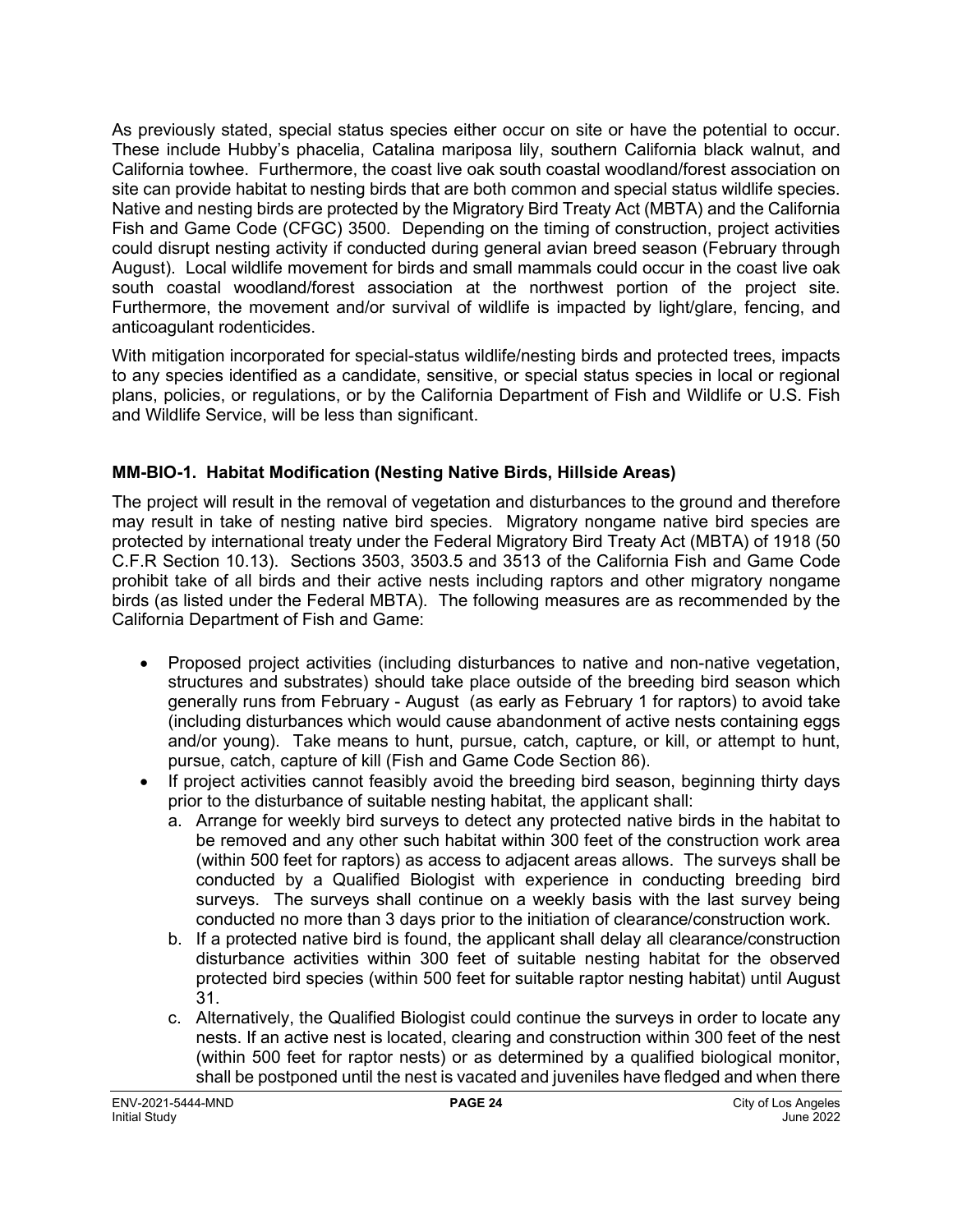As previously stated, special status species either occur on site or have the potential to occur. These include Hubby's phacelia, Catalina mariposa lily, southern California black walnut, and California towhee. Furthermore, the coast live oak south coastal woodland/forest association on site can provide habitat to nesting birds that are both common and special status wildlife species. Native and nesting birds are protected by the Migratory Bird Treaty Act (MBTA) and the California Fish and Game Code (CFGC) 3500. Depending on the timing of construction, project activities could disrupt nesting activity if conducted during general avian breed season (February through August). Local wildlife movement for birds and small mammals could occur in the coast live oak south coastal woodland/forest association at the northwest portion of the project site. Furthermore, the movement and/or survival of wildlife is impacted by light/glare, fencing, and anticoagulant rodenticides.

With mitigation incorporated for special-status wildlife/nesting birds and protected trees, impacts to any species identified as a candidate, sensitive, or special status species in local or regional plans, policies, or regulations, or by the California Department of Fish and Wildlife or U.S. Fish and Wildlife Service, will be less than significant.

**MM-BIO-1. Habitat Modification (Nesting Native Birds, Hillside Areas)**

The project will result in the removal of vegetation and disturbances to the ground and therefore may result in take of nesting native bird species. Migratory nongame native bird species are protected by international treaty under the Federal Migratory Bird Treaty Act (MBTA) of 1918 (50 C.F.R Section 10.13). Sections 3503, 3503.5 and 3513 of the California Fish and Game Code prohibit take of all birds and their active nests including raptors and other migratory nongame birds (as listed under the Federal MBTA). The following measures are as recommended by the California Department of Fish and Game:

- Proposed project activities (including disturbances to native and non-native vegetation, structures and substrates) should take place outside of the breeding bird season which generally runs from February - August (as early as February 1 for raptors) to avoid take (including disturbances which would cause abandonment of active nests containing eggs and/or young). Take means to hunt, pursue, catch, capture, or kill, or attempt to hunt, pursue, catch, capture of kill (Fish and Game Code Section 86).
- If project activities cannot feasibly avoid the breeding bird season, beginning thirty days prior to the disturbance of suitable nesting habitat, the applicant shall:
  a. Arrange for weekly bird surveys to detect any protected native birds in the habitat to be removed and any other such habitat within 300 feet of the construction work area (within 500 feet for raptors) as access to adjacent areas allows. The surveys shall be conducted by a Qualified Biologist with experience in conducting breeding bird surveys. The surveys shall continue on a weekly basis with the last survey being conducted no more than 3 days prior to the initiation of clearance/construction work.
  b. If a protected native bird is found, the applicant shall delay all clearance/construction disturbance activities within 300 feet of suitable nesting habitat for the observed protected bird species (within 500 feet for suitable raptor nesting habitat) until August 31.
  c. Alternatively, the Qualified Biologist could continue the surveys in order to locate any nests. If an active nest is located, clearing and construction within 300 feet of the nest (within 500 feet for raptor nests) or as determined by a qualified biological monitor, shall be postponed until the nest is vacated and juveniles have fledged and when there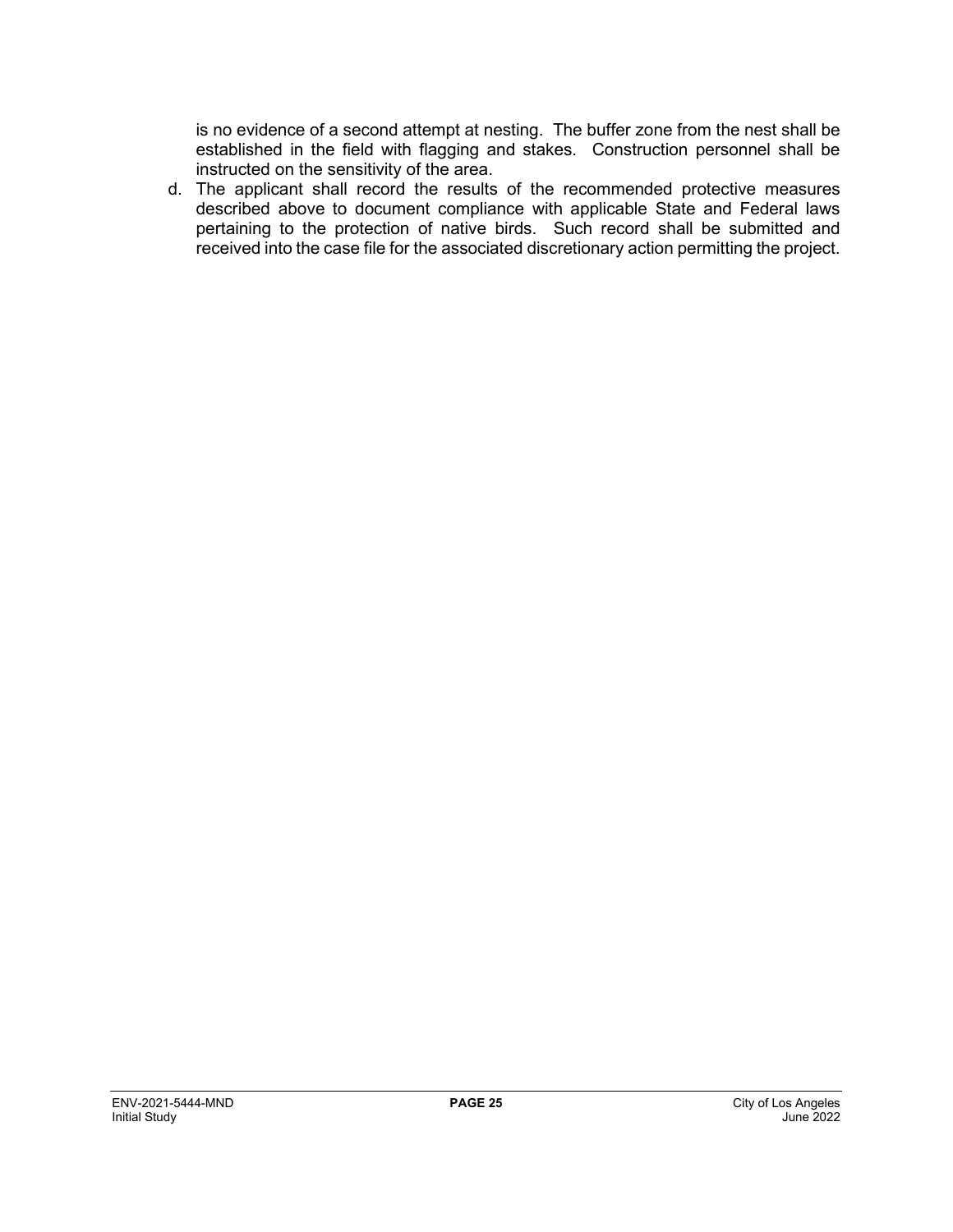is no evidence of a second attempt at nesting. The buffer zone from the nest shall be established in the field with flagging and stakes. Construction personnel shall be instructed on the sensitivity of the area.

d. The applicant shall record the results of the recommended protective measures described above to document compliance with applicable State and Federal laws pertaining to the protection of native birds. Such record shall be submitted and received into the case file for the associated discretionary action permitting the project.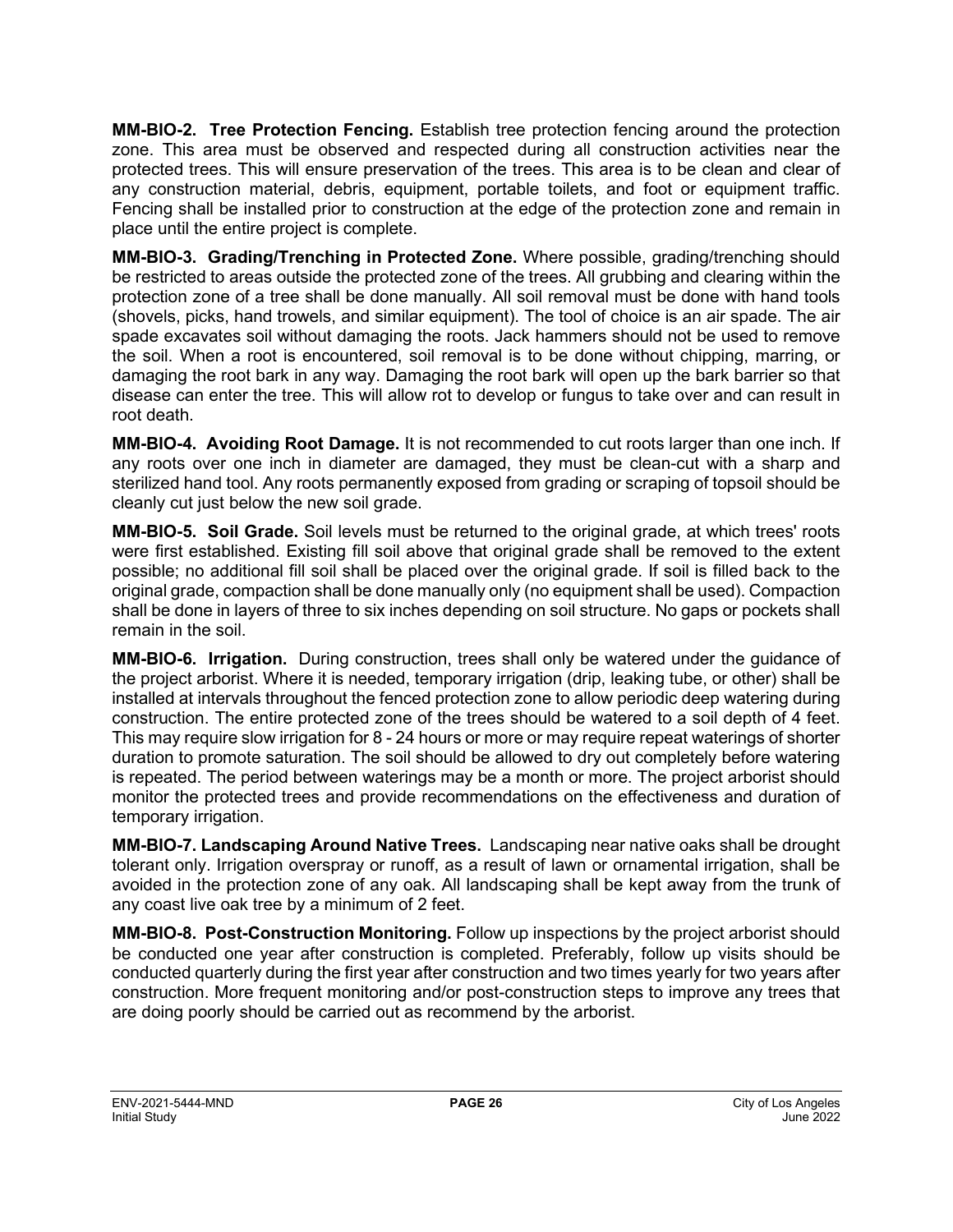**MM-BIO-2. Tree Protection Fencing.** Establish tree protection fencing around the protection zone. This area must be observed and respected during all construction activities near the protected trees. This will ensure preservation of the trees. This area is to be clean and clear of any construction material, debris, equipment, portable toilets, and foot or equipment traffic. Fencing shall be installed prior to construction at the edge of the protection zone and remain in place until the entire project is complete.

**MM-BIO-3. Grading/Trenching in Protected Zone.** Where possible, grading/trenching should be restricted to areas outside the protected zone of the trees. All grubbing and clearing within the protection zone of a tree shall be done manually. All soil removal must be done with hand tools (shovels, picks, hand trowels, and similar equipment). The tool of choice is an air spade. The air spade excavates soil without damaging the roots. Jack hammers should not be used to remove the soil. When a root is encountered, soil removal is to be done without chipping, marring, or damaging the root bark in any way. Damaging the root bark will open up the bark barrier so that disease can enter the tree. This will allow rot to develop or fungus to take over and can result in root death.

**MM-BIO-4. Avoiding Root Damage.** It is not recommended to cut roots larger than one inch. If any roots over one inch in diameter are damaged, they must be clean-cut with a sharp and sterilized hand tool. Any roots permanently exposed from grading or scraping of topsoil should be cleanly cut just below the new soil grade.

**MM-BIO-5. Soil Grade.** Soil levels must be returned to the original grade, at which trees' roots were first established. Existing fill soil above that original grade shall be removed to the extent possible; no additional fill soil shall be placed over the original grade. If soil is filled back to the original grade, compaction shall be done manually only (no equipment shall be used). Compaction shall be done in layers of three to six inches depending on soil structure. No gaps or pockets shall remain in the soil.

**MM-BIO-6. Irrigation.** During construction, trees shall only be watered under the guidance of the project arborist. Where it is needed, temporary irrigation (drip, leaking tube, or other) shall be installed at intervals throughout the fenced protection zone to allow periodic deep watering during construction. The entire protected zone of the trees should be watered to a soil depth of 4 feet. This may require slow irrigation for 8 - 24 hours or more or may require repeat waterings of shorter duration to promote saturation. The soil should be allowed to dry out completely before watering is repeated. The period between waterings may be a month or more. The project arborist should monitor the protected trees and provide recommendations on the effectiveness and duration of temporary irrigation.

**MM-BIO-7. Landscaping Around Native Trees.** Landscaping near native oaks shall be drought tolerant only. Irrigation overspray or runoff, as a result of lawn or ornamental irrigation, shall be avoided in the protection zone of any oak. All landscaping shall be kept away from the trunk of any coast live oak tree by a minimum of 2 feet.

**MM-BIO-8. Post-Construction Monitoring.** Follow up inspections by the project arborist should be conducted one year after construction is completed. Preferably, follow up visits should be conducted quarterly during the first year after construction and two times yearly for two years after construction. More frequent monitoring and/or post-construction steps to improve any trees that are doing poorly should be carried out as recommend by the arborist.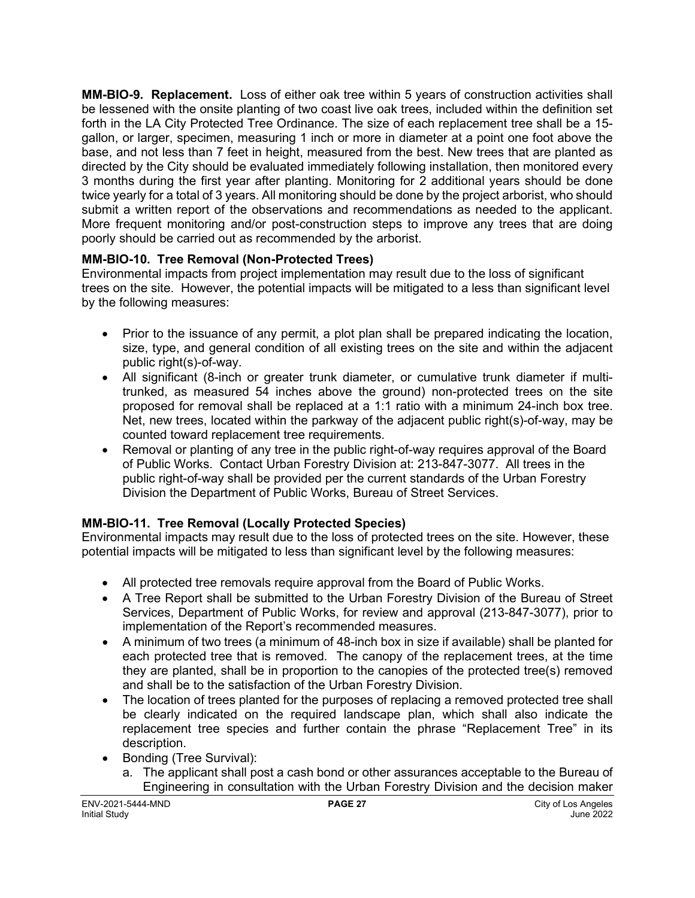**MM-BIO-9. Replacement.** Loss of either oak tree within 5 years of construction activities shall be lessened with the onsite planting of two coast live oak trees, included within the definition set forth in the LA City Protected Tree Ordinance. The size of each replacement tree shall be a 15-gallon, or larger, specimen, measuring 1 inch or more in diameter at a point one foot above the base, and not less than 7 feet in height, measured from the best. New trees that are planted as directed by the City should be evaluated immediately following installation, then monitored every 3 months during the first year after planting. Monitoring for 2 additional years should be done twice yearly for a total of 3 years. All monitoring should be done by the project arborist, who should submit a written report of the observations and recommendations as needed to the applicant. More frequent monitoring and/or post-construction steps to improve any trees that are doing poorly should be carried out as recommended by the arborist.

**MM-BIO-10. Tree Removal (Non-Protected Trees)**

Environmental impacts from project implementation may result due to the loss of significant trees on the site. However, the potential impacts will be mitigated to a less than significant level by the following measures:

- Prior to the issuance of any permit, a plot plan shall be prepared indicating the location, size, type, and general condition of all existing trees on the site and within the adjacent public right(s)-of-way.
- All significant (8-inch or greater trunk diameter, or cumulative trunk diameter if multi-trunked, as measured 54 inches above the ground) non-protected trees on the site proposed for removal shall be replaced at a 1:1 ratio with a minimum 24-inch box tree. Net, new trees, located within the parkway of the adjacent public right(s)-of-way, may be counted toward replacement tree requirements.
- Removal or planting of any tree in the public right-of-way requires approval of the Board of Public Works. Contact Urban Forestry Division at: 213-847-3077. All trees in the public right-of-way shall be provided per the current standards of the Urban Forestry Division the Department of Public Works, Bureau of Street Services.

**MM-BIO-11. Tree Removal (Locally Protected Species)**

Environmental impacts may result due to the loss of protected trees on the site. However, these potential impacts will be mitigated to less than significant level by the following measures:

- All protected tree removals require approval from the Board of Public Works.
- A Tree Report shall be submitted to the Urban Forestry Division of the Bureau of Street Services, Department of Public Works, for review and approval (213-847-3077), prior to implementation of the Report's recommended measures.
- A minimum of two trees (a minimum of 48-inch box in size if available) shall be planted for each protected tree that is removed. The canopy of the replacement trees, at the time they are planted, shall be in proportion to the canopies of the protected tree(s) removed and shall be to the satisfaction of the Urban Forestry Division.
- The location of trees planted for the purposes of replacing a removed protected tree shall be clearly indicated on the required landscape plan, which shall also indicate the replacement tree species and further contain the phrase "Replacement Tree" in its description.
- Bonding (Tree Survival):
  a. The applicant shall post a cash bond or other assurances acceptable to the Bureau of Engineering in consultation with the Urban Forestry Division and the decision maker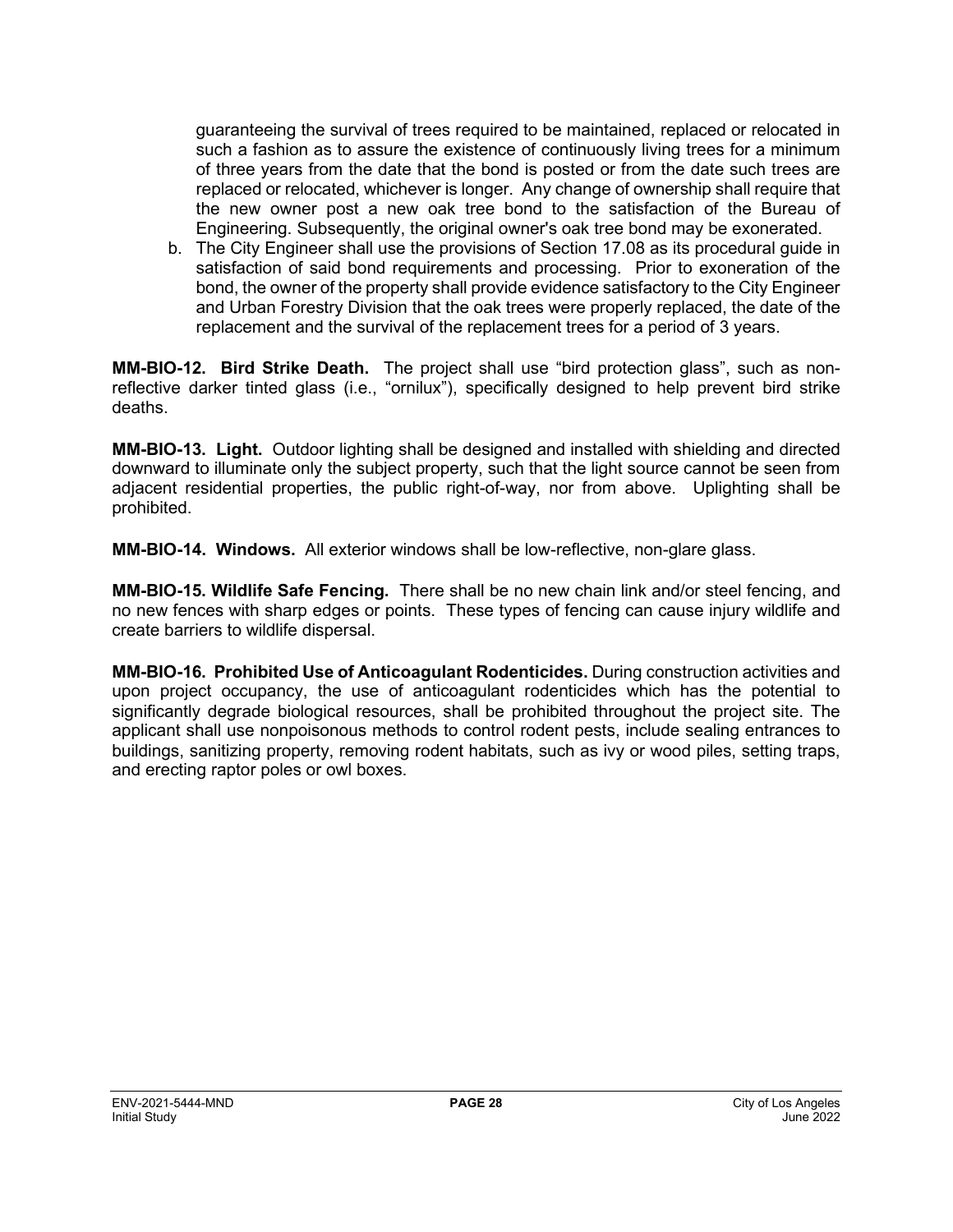guaranteeing the survival of trees required to be maintained, replaced or relocated in such a fashion as to assure the existence of continuously living trees for a minimum of three years from the date that the bond is posted or from the date such trees are replaced or relocated, whichever is longer. Any change of ownership shall require that the new owner post a new oak tree bond to the satisfaction of the Bureau of Engineering. Subsequently, the original owner's oak tree bond may be exonerated.

b. The City Engineer shall use the provisions of Section 17.08 as its procedural guide in satisfaction of said bond requirements and processing. Prior to exoneration of the bond, the owner of the property shall provide evidence satisfactory to the City Engineer and Urban Forestry Division that the oak trees were properly replaced, the date of the replacement and the survival of the replacement trees for a period of 3 years.

**MM-BIO-12. Bird Strike Death.** The project shall use "bird protection glass", such as non-reflective darker tinted glass (i.e., "ornilux"), specifically designed to help prevent bird strike deaths.

**MM-BIO-13. Light.** Outdoor lighting shall be designed and installed with shielding and directed downward to illuminate only the subject property, such that the light source cannot be seen from adjacent residential properties, the public right-of-way, nor from above. Uplighting shall be prohibited.

**MM-BIO-14. Windows.** All exterior windows shall be low-reflective, non-glare glass.

**MM-BIO-15. Wildlife Safe Fencing.** There shall be no new chain link and/or steel fencing, and no new fences with sharp edges or points. These types of fencing can cause injury wildlife and create barriers to wildlife dispersal.

**MM-BIO-16. Prohibited Use of Anticoagulant Rodenticides.** During construction activities and upon project occupancy, the use of anticoagulant rodenticides which has the potential to significantly degrade biological resources, shall be prohibited throughout the project site. The applicant shall use nonpoisonous methods to control rodent pests, include sealing entrances to buildings, sanitizing property, removing rodent habitats, such as ivy or wood piles, setting traps, and erecting raptor poles or owl boxes.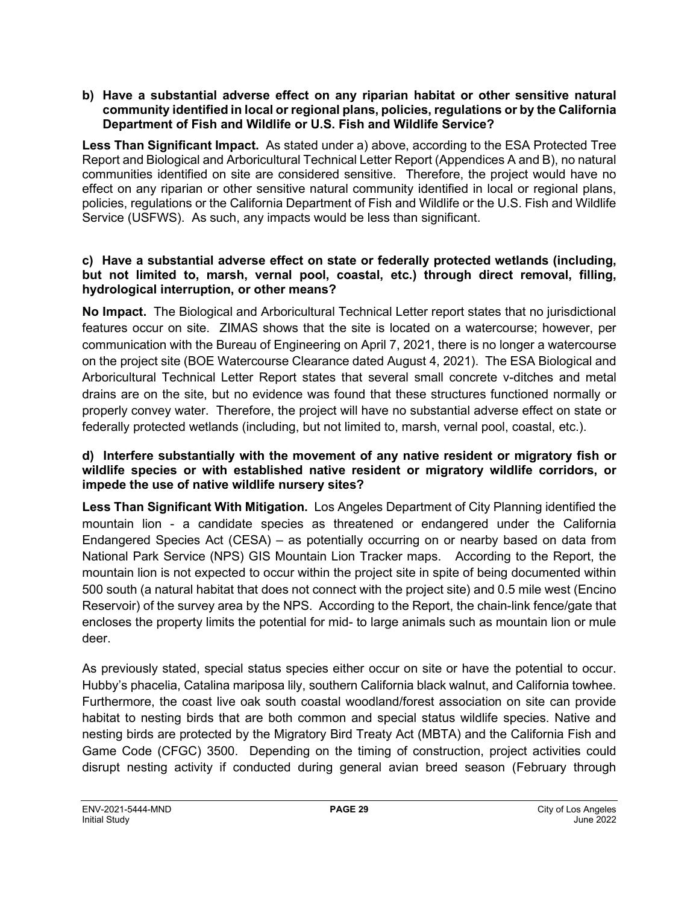**b) Have a substantial adverse effect on any riparian habitat or other sensitive natural community identified in local or regional plans, policies, regulations or by the California Department of Fish and Wildlife or U.S. Fish and Wildlife Service?**

**Less Than Significant Impact.** As stated under a) above, according to the ESA Protected Tree Report and Biological and Arboricultural Technical Letter Report (Appendices A and B), no natural communities identified on site are considered sensitive. Therefore, the project would have no effect on any riparian or other sensitive natural community identified in local or regional plans, policies, regulations or the California Department of Fish and Wildlife or the U.S. Fish and Wildlife Service (USFWS). As such, any impacts would be less than significant.

**c) Have a substantial adverse effect on state or federally protected wetlands (including, but not limited to, marsh, vernal pool, coastal, etc.) through direct removal, filling, hydrological interruption, or other means?**

**No Impact.** The Biological and Arboricultural Technical Letter report states that no jurisdictional features occur on site. ZIMAS shows that the site is located on a watercourse; however, per communication with the Bureau of Engineering on April 7, 2021, there is no longer a watercourse on the project site (BOE Watercourse Clearance dated August 4, 2021). The ESA Biological and Arboricultural Technical Letter Report states that several small concrete v-ditches and metal drains are on the site, but no evidence was found that these structures functioned normally or properly convey water. Therefore, the project will have no substantial adverse effect on state or federally protected wetlands (including, but not limited to, marsh, vernal pool, coastal, etc.).

**d) Interfere substantially with the movement of any native resident or migratory fish or wildlife species or with established native resident or migratory wildlife corridors, or impede the use of native wildlife nursery sites?**

**Less Than Significant With Mitigation.** Los Angeles Department of City Planning identified the mountain lion - a candidate species as threatened or endangered under the California Endangered Species Act (CESA) – as potentially occurring on or nearby based on data from National Park Service (NPS) GIS Mountain Lion Tracker maps. According to the Report, the mountain lion is not expected to occur within the project site in spite of being documented within 500 south (a natural habitat that does not connect with the project site) and 0.5 mile west (Encino Reservoir) of the survey area by the NPS. According to the Report, the chain-link fence/gate that encloses the property limits the potential for mid- to large animals such as mountain lion or mule deer.

As previously stated, special status species either occur on site or have the potential to occur. Hubby's phacelia, Catalina mariposa lily, southern California black walnut, and California towhee. Furthermore, the coast live oak south coastal woodland/forest association on site can provide habitat to nesting birds that are both common and special status wildlife species. Native and nesting birds are protected by the Migratory Bird Treaty Act (MBTA) and the California Fish and Game Code (CFGC) 3500. Depending on the timing of construction, project activities could disrupt nesting activity if conducted during general avian breed season (February through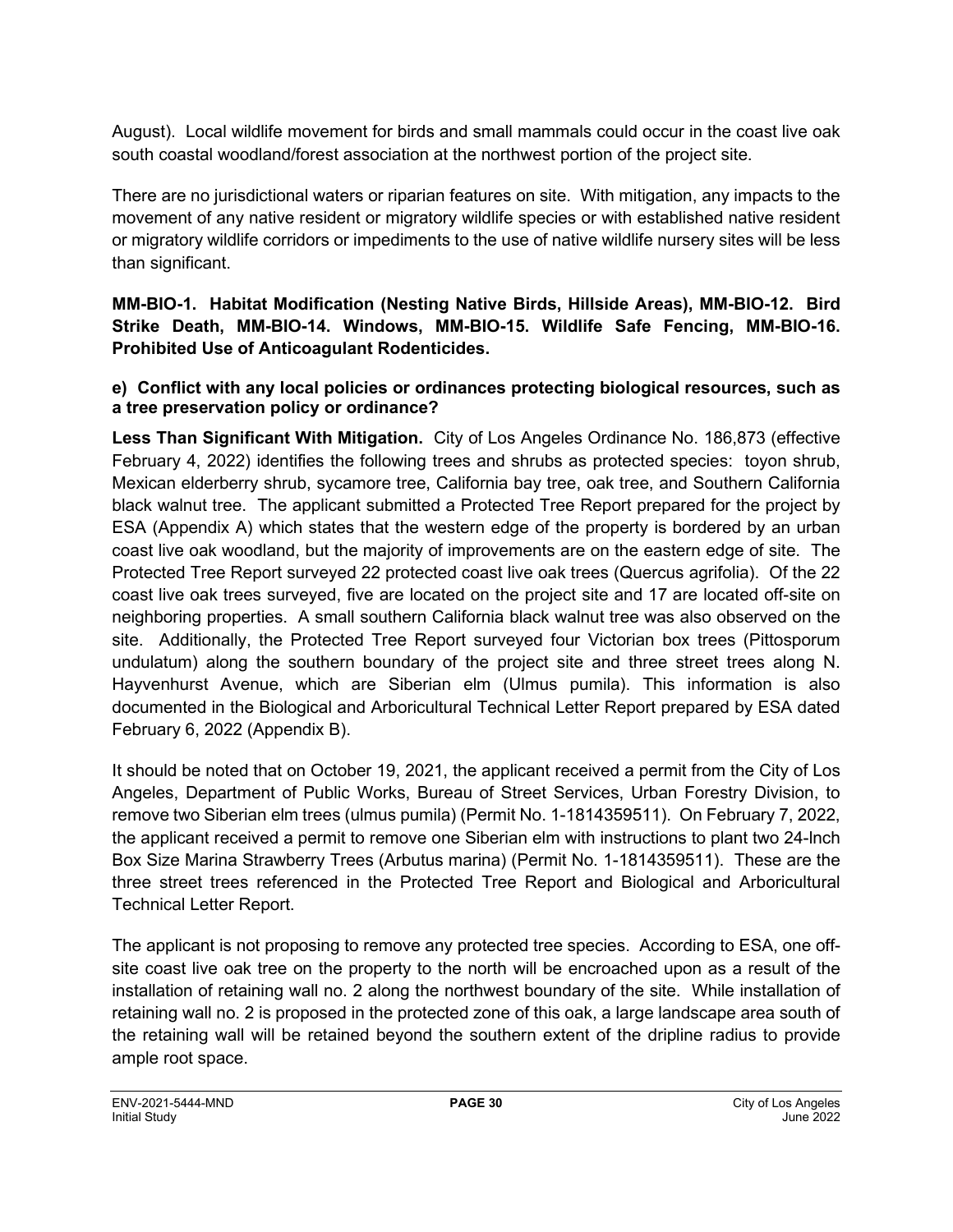August). Local wildlife movement for birds and small mammals could occur in the coast live oak south coastal woodland/forest association at the northwest portion of the project site.

There are no jurisdictional waters or riparian features on site. With mitigation, any impacts to the movement of any native resident or migratory wildlife species or with established native resident or migratory wildlife corridors or impediments to the use of native wildlife nursery sites will be less than significant.

**MM-BIO-1. Habitat Modification (Nesting Native Birds, Hillside Areas), MM-BIO-12. Bird Strike Death, MM-BIO-14. Windows, MM-BIO-15. Wildlife Safe Fencing, MM-BIO-16. Prohibited Use of Anticoagulant Rodenticides.**

**e) Conflict with any local policies or ordinances protecting biological resources, such as a tree preservation policy or ordinance?**

**Less Than Significant With Mitigation.** City of Los Angeles Ordinance No. 186,873 (effective February 4, 2022) identifies the following trees and shrubs as protected species: toyon shrub, Mexican elderberry shrub, sycamore tree, California bay tree, oak tree, and Southern California black walnut tree. The applicant submitted a Protected Tree Report prepared for the project by ESA (Appendix A) which states that the western edge of the property is bordered by an urban coast live oak woodland, but the majority of improvements are on the eastern edge of site. The Protected Tree Report surveyed 22 protected coast live oak trees (Quercus agrifolia). Of the 22 coast live oak trees surveyed, five are located on the project site and 17 are located off-site on neighboring properties. A small southern California black walnut tree was also observed on the site. Additionally, the Protected Tree Report surveyed four Victorian box trees (Pittosporum undulatum) along the southern boundary of the project site and three street trees along N. Hayvenhurst Avenue, which are Siberian elm (Ulmus pumila). This information is also documented in the Biological and Arboricultural Technical Letter Report prepared by ESA dated February 6, 2022 (Appendix B).

It should be noted that on October 19, 2021, the applicant received a permit from the City of Los Angeles, Department of Public Works, Bureau of Street Services, Urban Forestry Division, to remove two Siberian elm trees (ulmus pumila) (Permit No. 1-1814359511). On February 7, 2022, the applicant received a permit to remove one Siberian elm with instructions to plant two 24-Inch Box Size Marina Strawberry Trees (Arbutus marina) (Permit No. 1-1814359511). These are the three street trees referenced in the Protected Tree Report and Biological and Arboricultural Technical Letter Report.

The applicant is not proposing to remove any protected tree species. According to ESA, one off-site coast live oak tree on the property to the north will be encroached upon as a result of the installation of retaining wall no. 2 along the northwest boundary of the site. While installation of retaining wall no. 2 is proposed in the protected zone of this oak, a large landscape area south of the retaining wall will be retained beyond the southern extent of the dripline radius to provide ample root space.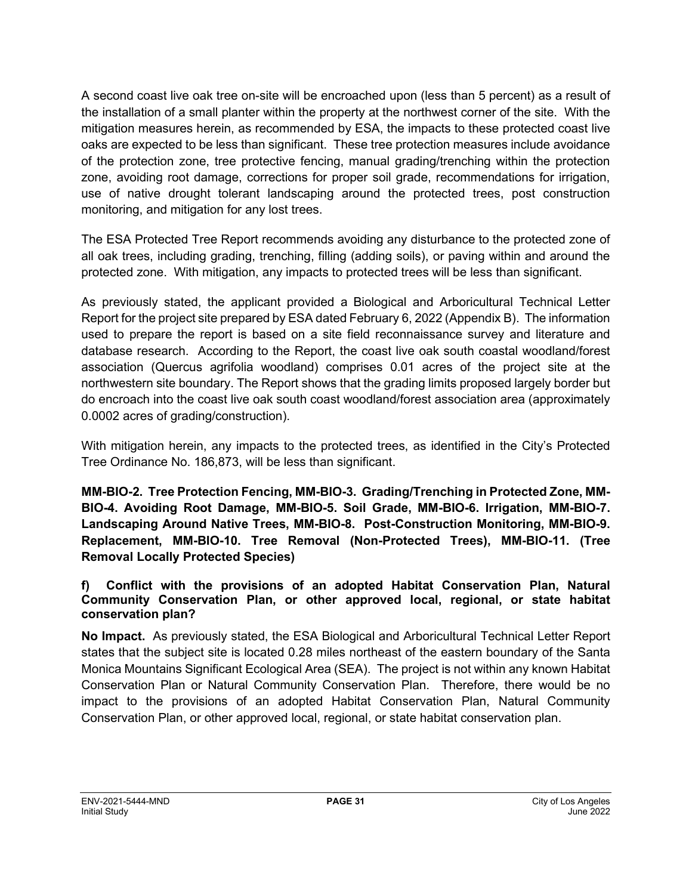A second coast live oak tree on-site will be encroached upon (less than 5 percent) as a result of the installation of a small planter within the property at the northwest corner of the site. With the mitigation measures herein, as recommended by ESA, the impacts to these protected coast live oaks are expected to be less than significant. These tree protection measures include avoidance of the protection zone, tree protective fencing, manual grading/trenching within the protection zone, avoiding root damage, corrections for proper soil grade, recommendations for irrigation, use of native drought tolerant landscaping around the protected trees, post construction monitoring, and mitigation for any lost trees.

The ESA Protected Tree Report recommends avoiding any disturbance to the protected zone of all oak trees, including grading, trenching, filling (adding soils), or paving within and around the protected zone. With mitigation, any impacts to protected trees will be less than significant.

As previously stated, the applicant provided a Biological and Arboricultural Technical Letter Report for the project site prepared by ESA dated February 6, 2022 (Appendix B). The information used to prepare the report is based on a site field reconnaissance survey and literature and database research. According to the Report, the coast live oak south coastal woodland/forest association (Quercus agrifolia woodland) comprises 0.01 acres of the project site at the northwestern site boundary. The Report shows that the grading limits proposed largely border but do encroach into the coast live oak south coast woodland/forest association area (approximately 0.0002 acres of grading/construction).

With mitigation herein, any impacts to the protected trees, as identified in the City's Protected Tree Ordinance No. 186,873, will be less than significant.

**MM-BIO-2. Tree Protection Fencing, MM-BIO-3. Grading/Trenching in Protected Zone, MM-BIO-4. Avoiding Root Damage, MM-BIO-5. Soil Grade, MM-BIO-6. Irrigation, MM-BIO-7. Landscaping Around Native Trees, MM-BIO-8. Post-Construction Monitoring, MM-BIO-9. Replacement, MM-BIO-10. Tree Removal (Non-Protected Trees), MM-BIO-11. (Tree Removal Locally Protected Species)**

**f) Conflict with the provisions of an adopted Habitat Conservation Plan, Natural Community Conservation Plan, or other approved local, regional, or state habitat conservation plan?**

**No Impact.** As previously stated, the ESA Biological and Arboricultural Technical Letter Report states that the subject site is located 0.28 miles northeast of the eastern boundary of the Santa Monica Mountains Significant Ecological Area (SEA). The project is not within any known Habitat Conservation Plan or Natural Community Conservation Plan. Therefore, there would be no impact to the provisions of an adopted Habitat Conservation Plan, Natural Community Conservation Plan, or other approved local, regional, or state habitat conservation plan.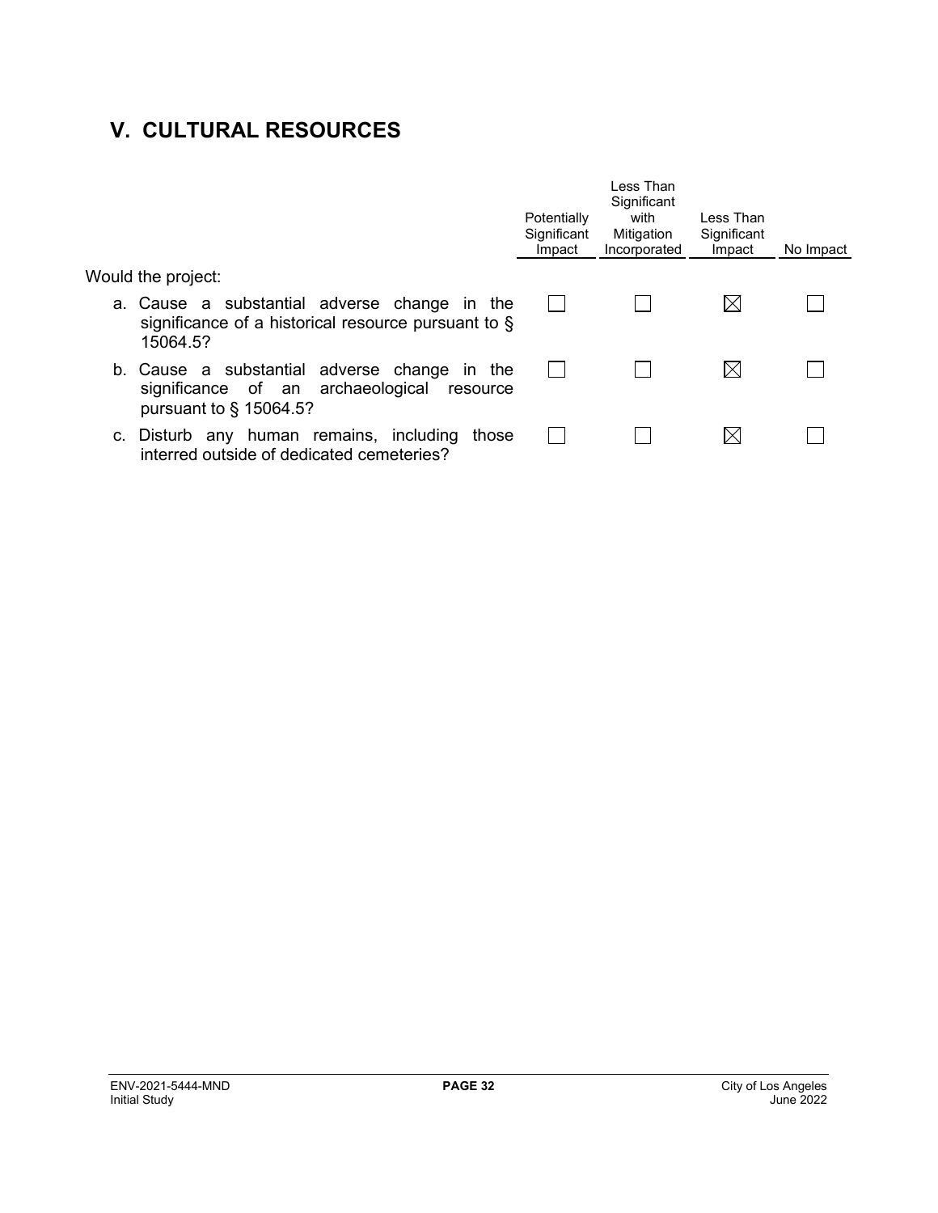## V. CULTURAL RESOURCES

| | Potentially Significant Impact | Less Than Significant with Mitigation Incorporated | Less Than Significant Impact | No Impact |
|---|---|---|---|---|
| Would the project: | | | | |
| a. Cause a substantial adverse change in the significance of a historical resource pursuant to § 15064.5? | ☐ | ☐ | ☒ | ☐ |
| b. Cause a substantial adverse change in the significance of an archaeological resource pursuant to § 15064.5? | ☐ | ☐ | ☒ | ☐ |
| c. Disturb any human remains, including those interred outside of dedicated cemeteries? | ☐ | ☐ | ☒ | ☐ |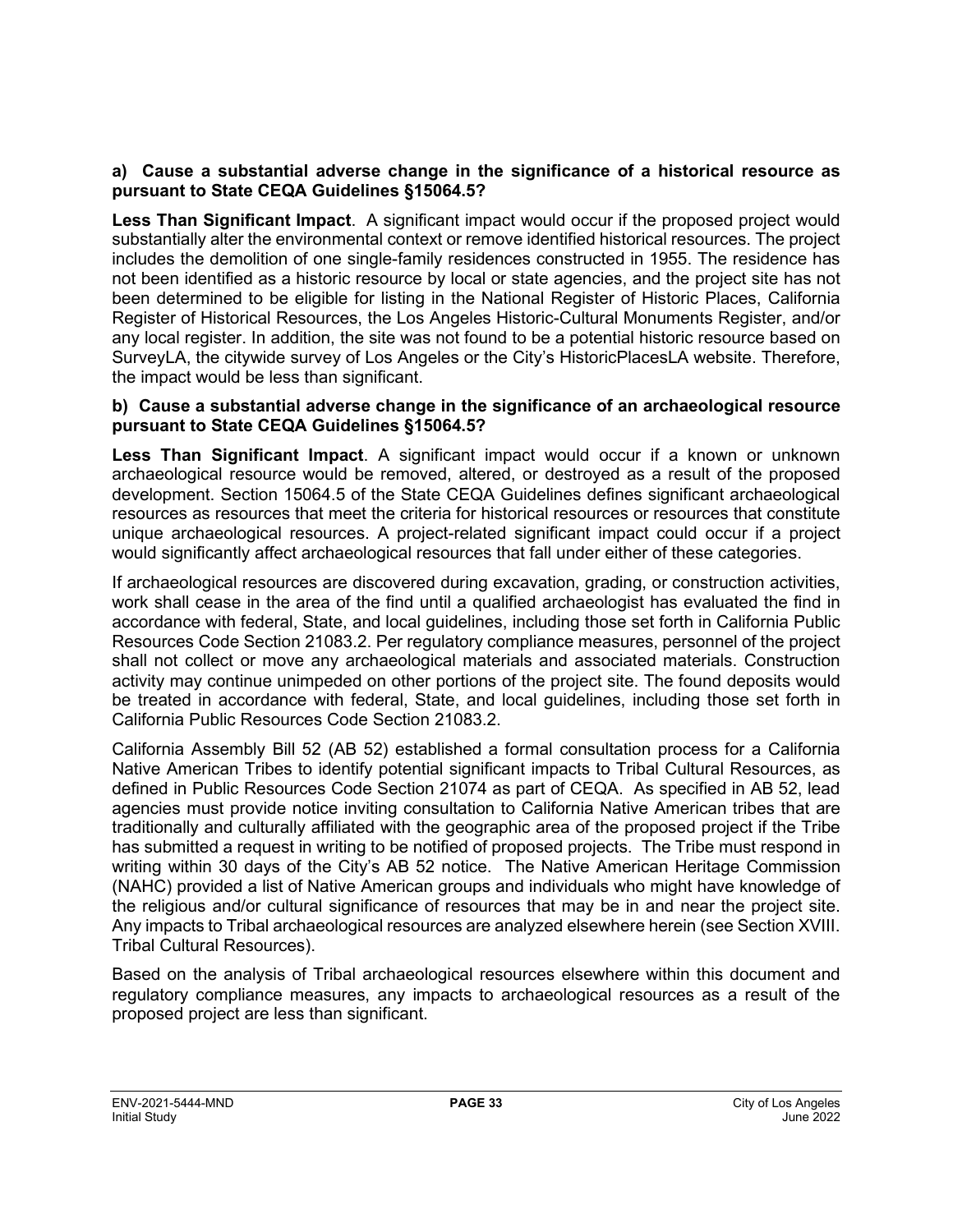**a) Cause a substantial adverse change in the significance of a historical resource as pursuant to State CEQA Guidelines §15064.5?**

**Less Than Significant Impact**. A significant impact would occur if the proposed project would substantially alter the environmental context or remove identified historical resources. The project includes the demolition of one single-family residences constructed in 1955. The residence has not been identified as a historic resource by local or state agencies, and the project site has not been determined to be eligible for listing in the National Register of Historic Places, California Register of Historical Resources, the Los Angeles Historic-Cultural Monuments Register, and/or any local register. In addition, the site was not found to be a potential historic resource based on SurveyLA, the citywide survey of Los Angeles or the City's HistoricPlacesLA website. Therefore, the impact would be less than significant.

**b) Cause a substantial adverse change in the significance of an archaeological resource pursuant to State CEQA Guidelines §15064.5?**

**Less Than Significant Impact**. A significant impact would occur if a known or unknown archaeological resource would be removed, altered, or destroyed as a result of the proposed development. Section 15064.5 of the State CEQA Guidelines defines significant archaeological resources as resources that meet the criteria for historical resources or resources that constitute unique archaeological resources. A project-related significant impact could occur if a project would significantly affect archaeological resources that fall under either of these categories.

If archaeological resources are discovered during excavation, grading, or construction activities, work shall cease in the area of the find until a qualified archaeologist has evaluated the find in accordance with federal, State, and local guidelines, including those set forth in California Public Resources Code Section 21083.2. Per regulatory compliance measures, personnel of the project shall not collect or move any archaeological materials and associated materials. Construction activity may continue unimpeded on other portions of the project site. The found deposits would be treated in accordance with federal, State, and local guidelines, including those set forth in California Public Resources Code Section 21083.2.

California Assembly Bill 52 (AB 52) established a formal consultation process for a California Native American Tribes to identify potential significant impacts to Tribal Cultural Resources, as defined in Public Resources Code Section 21074 as part of CEQA. As specified in AB 52, lead agencies must provide notice inviting consultation to California Native American tribes that are traditionally and culturally affiliated with the geographic area of the proposed project if the Tribe has submitted a request in writing to be notified of proposed projects. The Tribe must respond in writing within 30 days of the City's AB 52 notice. The Native American Heritage Commission (NAHC) provided a list of Native American groups and individuals who might have knowledge of the religious and/or cultural significance of resources that may be in and near the project site. Any impacts to Tribal archaeological resources are analyzed elsewhere herein (see Section XVIII. Tribal Cultural Resources).

Based on the analysis of Tribal archaeological resources elsewhere within this document and regulatory compliance measures, any impacts to archaeological resources as a result of the proposed project are less than significant.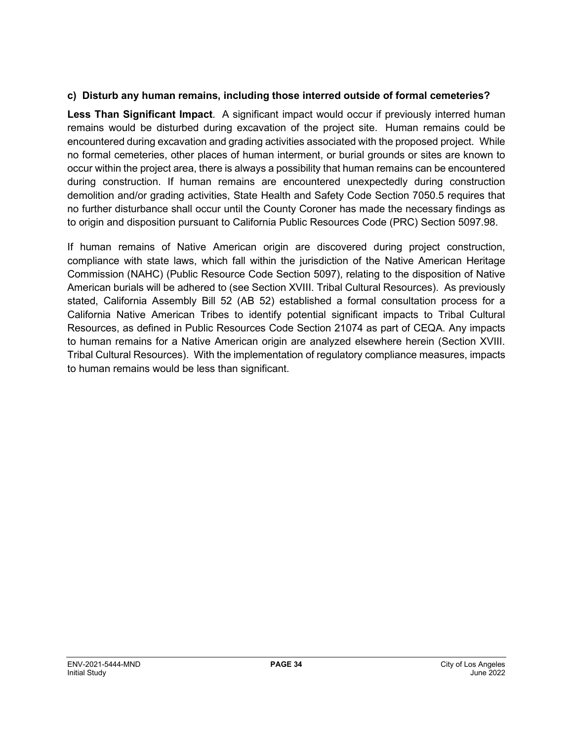**c) Disturb any human remains, including those interred outside of formal cemeteries?**

**Less Than Significant Impact**. A significant impact would occur if previously interred human remains would be disturbed during excavation of the project site. Human remains could be encountered during excavation and grading activities associated with the proposed project. While no formal cemeteries, other places of human interment, or burial grounds or sites are known to occur within the project area, there is always a possibility that human remains can be encountered during construction. If human remains are encountered unexpectedly during construction demolition and/or grading activities, State Health and Safety Code Section 7050.5 requires that no further disturbance shall occur until the County Coroner has made the necessary findings as to origin and disposition pursuant to California Public Resources Code (PRC) Section 5097.98.

If human remains of Native American origin are discovered during project construction, compliance with state laws, which fall within the jurisdiction of the Native American Heritage Commission (NAHC) (Public Resource Code Section 5097), relating to the disposition of Native American burials will be adhered to (see Section XVIII. Tribal Cultural Resources). As previously stated, California Assembly Bill 52 (AB 52) established a formal consultation process for a California Native American Tribes to identify potential significant impacts to Tribal Cultural Resources, as defined in Public Resources Code Section 21074 as part of CEQA. Any impacts to human remains for a Native American origin are analyzed elsewhere herein (Section XVIII. Tribal Cultural Resources). With the implementation of regulatory compliance measures, impacts to human remains would be less than significant.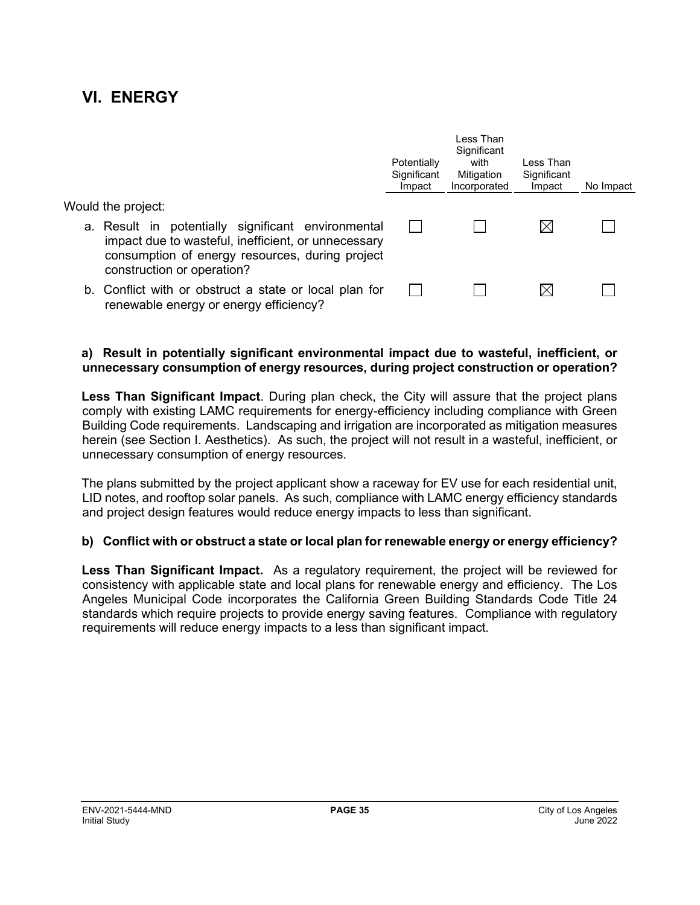## VI. ENERGY

| Would the project: | Potentially Significant Impact | Less Than Significant with Mitigation Incorporated | Less Than Significant Impact | No Impact |
|---|---|---|---|---|
| a. Result in potentially significant environmental impact due to wasteful, inefficient, or unnecessary consumption of energy resources, during project construction or operation? | ☐ | ☐ | ☒ | ☐ |
| b. Conflict with or obstruct a state or local plan for renewable energy or energy efficiency? | ☐ | ☐ | ☒ | ☐ |

**a) Result in potentially significant environmental impact due to wasteful, inefficient, or unnecessary consumption of energy resources, during project construction or operation?**

**Less Than Significant Impact**. During plan check, the City will assure that the project plans comply with existing LAMC requirements for energy-efficiency including compliance with Green Building Code requirements. Landscaping and irrigation are incorporated as mitigation measures herein (see Section I. Aesthetics). As such, the project will not result in a wasteful, inefficient, or unnecessary consumption of energy resources.

The plans submitted by the project applicant show a raceway for EV use for each residential unit, LID notes, and rooftop solar panels. As such, compliance with LAMC energy efficiency standards and project design features would reduce energy impacts to less than significant.

**b) Conflict with or obstruct a state or local plan for renewable energy or energy efficiency?**

**Less Than Significant Impact.** As a regulatory requirement, the project will be reviewed for consistency with applicable state and local plans for renewable energy and efficiency. The Los Angeles Municipal Code incorporates the California Green Building Standards Code Title 24 standards which require projects to provide energy saving features. Compliance with regulatory requirements will reduce energy impacts to a less than significant impact.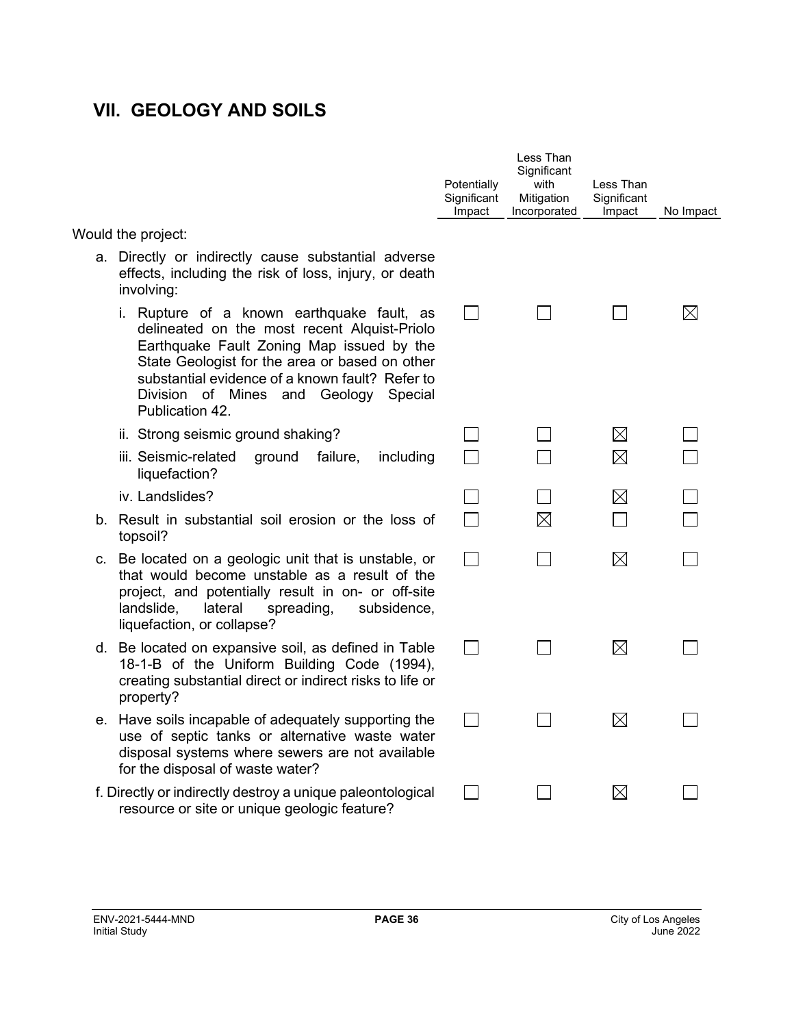## VII. GEOLOGY AND SOILS

| Would the project: | Potentially Significant Impact | Less Than Significant with Mitigation Incorporated | Less Than Significant Impact | No Impact |
|---|---|---|---|---|
| a. Directly or indirectly cause substantial adverse effects, including the risk of loss, injury, or death involving: | | | | |
| i. Rupture of a known earthquake fault, as delineated on the most recent Alquist-Priolo Earthquake Fault Zoning Map issued by the State Geologist for the area or based on other substantial evidence of a known fault? Refer to Division of Mines and Geology Special Publication 42. | ☐ | ☐ | ☐ | ☒ |
| ii. Strong seismic ground shaking? | ☐ | ☐ | ☒ | ☐ |
| iii. Seismic-related ground failure, including liquefaction? | ☐ | ☐ | ☒ | ☐ |
| iv. Landslides? | ☐ | ☐ | ☒ | ☐ |
| b. Result in substantial soil erosion or the loss of topsoil? | ☐ | ☒ | ☐ | ☐ |
| c. Be located on a geologic unit that is unstable, or that would become unstable as a result of the project, and potentially result in on- or off-site landslide, lateral spreading, subsidence, liquefaction, or collapse? | ☐ | ☐ | ☒ | ☐ |
| d. Be located on expansive soil, as defined in Table 18-1-B of the Uniform Building Code (1994), creating substantial direct or indirect risks to life or property? | ☐ | ☐ | ☒ | ☐ |
| e. Have soils incapable of adequately supporting the use of septic tanks or alternative waste water disposal systems where sewers are not available for the disposal of waste water? | ☐ | ☐ | ☒ | ☐ |
| f. Directly or indirectly destroy a unique paleontological resource or site or unique geologic feature? | ☐ | ☐ | ☒ | ☐ |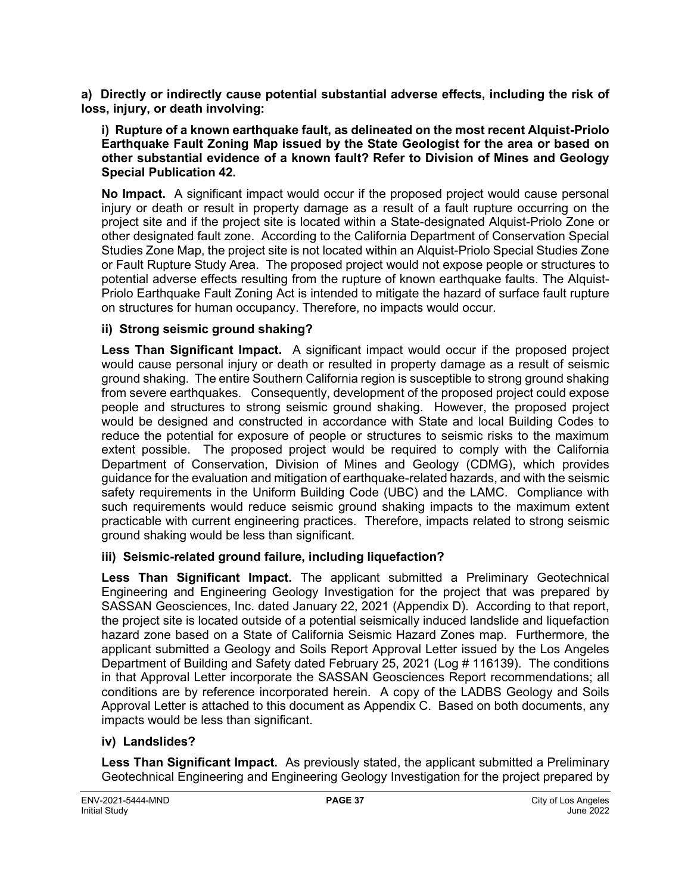**a) Directly or indirectly cause potential substantial adverse effects, including the risk of loss, injury, or death involving:**

**i) Rupture of a known earthquake fault, as delineated on the most recent Alquist-Priolo Earthquake Fault Zoning Map issued by the State Geologist for the area or based on other substantial evidence of a known fault? Refer to Division of Mines and Geology Special Publication 42.**

**No Impact.** A significant impact would occur if the proposed project would cause personal injury or death or result in property damage as a result of a fault rupture occurring on the project site and if the project site is located within a State-designated Alquist-Priolo Zone or other designated fault zone. According to the California Department of Conservation Special Studies Zone Map, the project site is not located within an Alquist-Priolo Special Studies Zone or Fault Rupture Study Area. The proposed project would not expose people or structures to potential adverse effects resulting from the rupture of known earthquake faults. The Alquist-Priolo Earthquake Fault Zoning Act is intended to mitigate the hazard of surface fault rupture on structures for human occupancy. Therefore, no impacts would occur.

**ii) Strong seismic ground shaking?**

**Less Than Significant Impact.** A significant impact would occur if the proposed project would cause personal injury or death or resulted in property damage as a result of seismic ground shaking. The entire Southern California region is susceptible to strong ground shaking from severe earthquakes. Consequently, development of the proposed project could expose people and structures to strong seismic ground shaking. However, the proposed project would be designed and constructed in accordance with State and local Building Codes to reduce the potential for exposure of people or structures to seismic risks to the maximum extent possible. The proposed project would be required to comply with the California Department of Conservation, Division of Mines and Geology (CDMG), which provides guidance for the evaluation and mitigation of earthquake-related hazards, and with the seismic safety requirements in the Uniform Building Code (UBC) and the LAMC. Compliance with such requirements would reduce seismic ground shaking impacts to the maximum extent practicable with current engineering practices. Therefore, impacts related to strong seismic ground shaking would be less than significant.

**iii) Seismic-related ground failure, including liquefaction?**

**Less Than Significant Impact.** The applicant submitted a Preliminary Geotechnical Engineering and Engineering Geology Investigation for the project that was prepared by SASSAN Geosciences, Inc. dated January 22, 2021 (Appendix D). According to that report, the project site is located outside of a potential seismically induced landslide and liquefaction hazard zone based on a State of California Seismic Hazard Zones map. Furthermore, the applicant submitted a Geology and Soils Report Approval Letter issued by the Los Angeles Department of Building and Safety dated February 25, 2021 (Log # 116139). The conditions in that Approval Letter incorporate the SASSAN Geosciences Report recommendations; all conditions are by reference incorporated herein. A copy of the LADBS Geology and Soils Approval Letter is attached to this document as Appendix C. Based on both documents, any impacts would be less than significant.

**iv) Landslides?**

**Less Than Significant Impact.** As previously stated, the applicant submitted a Preliminary Geotechnical Engineering and Engineering Geology Investigation for the project prepared by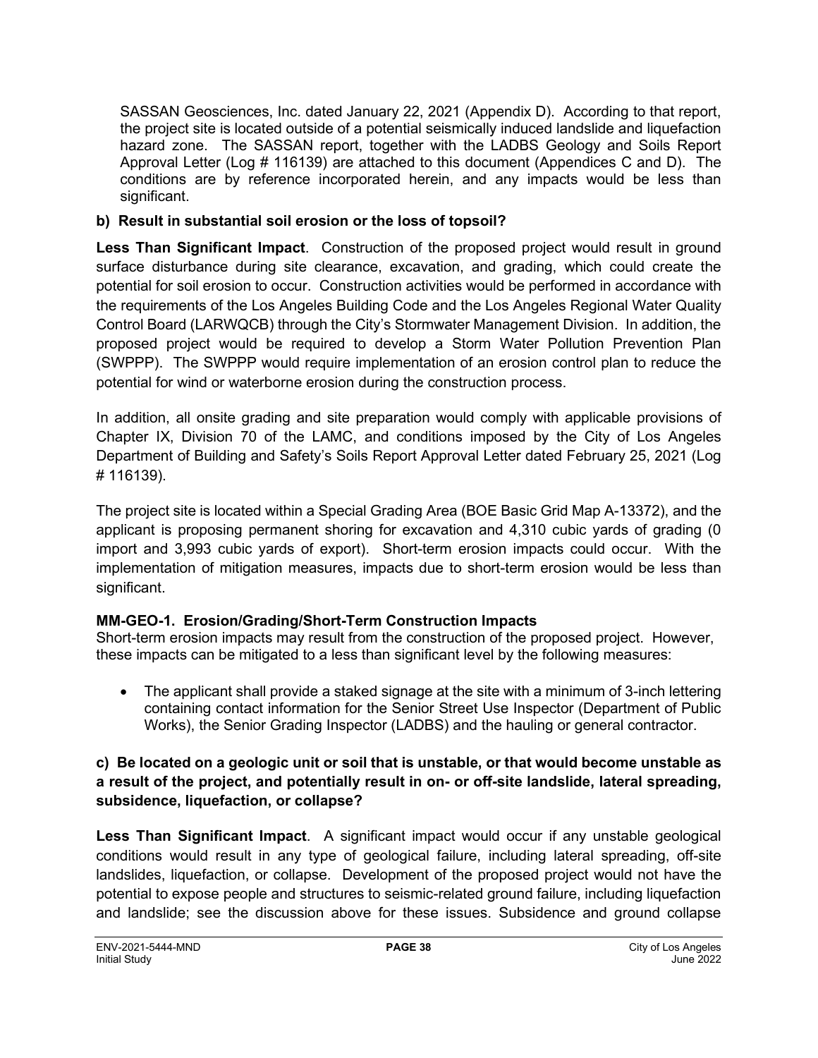SASSAN Geosciences, Inc. dated January 22, 2021 (Appendix D). According to that report, the project site is located outside of a potential seismically induced landslide and liquefaction hazard zone. The SASSAN report, together with the LADBS Geology and Soils Report Approval Letter (Log # 116139) are attached to this document (Appendices C and D). The conditions are by reference incorporated herein, and any impacts would be less than significant.

**b) Result in substantial soil erosion or the loss of topsoil?**

**Less Than Significant Impact**. Construction of the proposed project would result in ground surface disturbance during site clearance, excavation, and grading, which could create the potential for soil erosion to occur. Construction activities would be performed in accordance with the requirements of the Los Angeles Building Code and the Los Angeles Regional Water Quality Control Board (LARWQCB) through the City's Stormwater Management Division. In addition, the proposed project would be required to develop a Storm Water Pollution Prevention Plan (SWPPP). The SWPPP would require implementation of an erosion control plan to reduce the potential for wind or waterborne erosion during the construction process.

In addition, all onsite grading and site preparation would comply with applicable provisions of Chapter IX, Division 70 of the LAMC, and conditions imposed by the City of Los Angeles Department of Building and Safety's Soils Report Approval Letter dated February 25, 2021 (Log # 116139).

The project site is located within a Special Grading Area (BOE Basic Grid Map A-13372), and the applicant is proposing permanent shoring for excavation and 4,310 cubic yards of grading (0 import and 3,993 cubic yards of export). Short-term erosion impacts could occur. With the implementation of mitigation measures, impacts due to short-term erosion would be less than significant.

**MM-GEO-1. Erosion/Grading/Short-Term Construction Impacts**
Short-term erosion impacts may result from the construction of the proposed project. However, these impacts can be mitigated to a less than significant level by the following measures:

- The applicant shall provide a staked signage at the site with a minimum of 3-inch lettering containing contact information for the Senior Street Use Inspector (Department of Public Works), the Senior Grading Inspector (LADBS) and the hauling or general contractor.

**c) Be located on a geologic unit or soil that is unstable, or that would become unstable as a result of the project, and potentially result in on- or off-site landslide, lateral spreading, subsidence, liquefaction, or collapse?**

**Less Than Significant Impact**. A significant impact would occur if any unstable geological conditions would result in any type of geological failure, including lateral spreading, off-site landslides, liquefaction, or collapse. Development of the proposed project would not have the potential to expose people and structures to seismic-related ground failure, including liquefaction and landslide; see the discussion above for these issues. Subsidence and ground collapse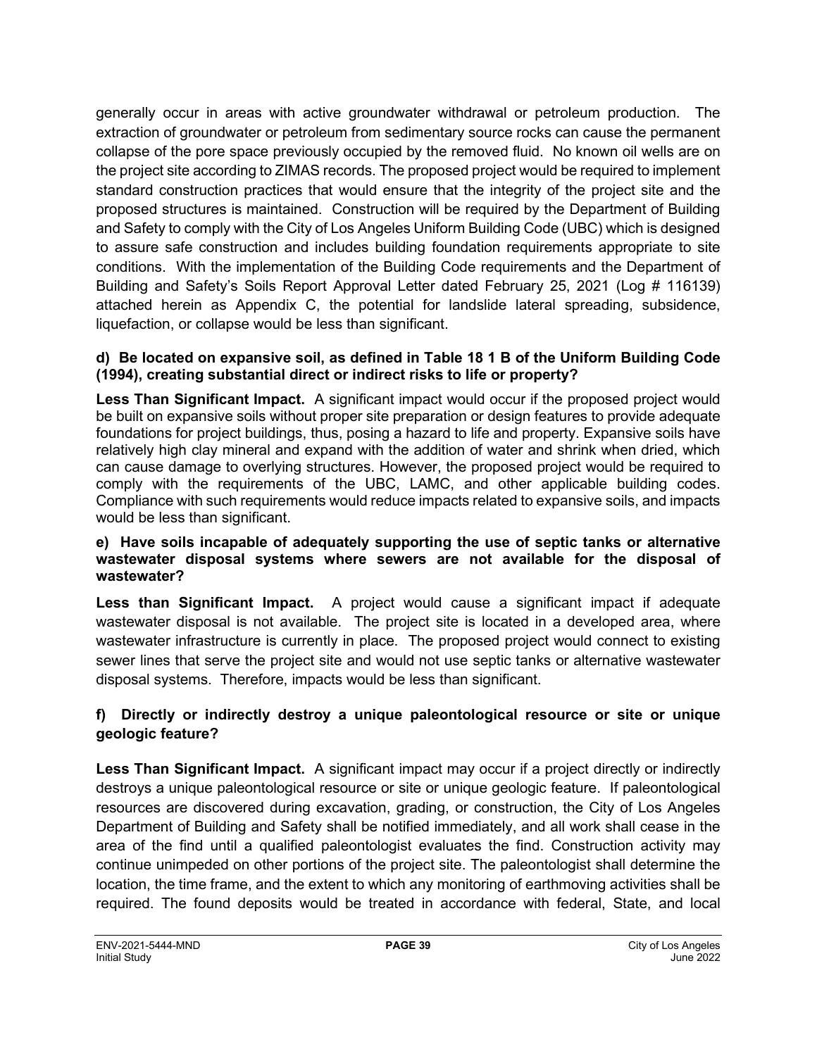generally occur in areas with active groundwater withdrawal or petroleum production. The extraction of groundwater or petroleum from sedimentary source rocks can cause the permanent collapse of the pore space previously occupied by the removed fluid. No known oil wells are on the project site according to ZIMAS records. The proposed project would be required to implement standard construction practices that would ensure that the integrity of the project site and the proposed structures is maintained. Construction will be required by the Department of Building and Safety to comply with the City of Los Angeles Uniform Building Code (UBC) which is designed to assure safe construction and includes building foundation requirements appropriate to site conditions. With the implementation of the Building Code requirements and the Department of Building and Safety's Soils Report Approval Letter dated February 25, 2021 (Log # 116139) attached herein as Appendix C, the potential for landslide lateral spreading, subsidence, liquefaction, or collapse would be less than significant.

**d) Be located on expansive soil, as defined in Table 18 1 B of the Uniform Building Code (1994), creating substantial direct or indirect risks to life or property?**

**Less Than Significant Impact.** A significant impact would occur if the proposed project would be built on expansive soils without proper site preparation or design features to provide adequate foundations for project buildings, thus, posing a hazard to life and property. Expansive soils have relatively high clay mineral and expand with the addition of water and shrink when dried, which can cause damage to overlying structures. However, the proposed project would be required to comply with the requirements of the UBC, LAMC, and other applicable building codes. Compliance with such requirements would reduce impacts related to expansive soils, and impacts would be less than significant.

**e) Have soils incapable of adequately supporting the use of septic tanks or alternative wastewater disposal systems where sewers are not available for the disposal of wastewater?**

**Less than Significant Impact.** A project would cause a significant impact if adequate wastewater disposal is not available. The project site is located in a developed area, where wastewater infrastructure is currently in place. The proposed project would connect to existing sewer lines that serve the project site and would not use septic tanks or alternative wastewater disposal systems. Therefore, impacts would be less than significant.

**f) Directly or indirectly destroy a unique paleontological resource or site or unique geologic feature?**

**Less Than Significant Impact.** A significant impact may occur if a project directly or indirectly destroys a unique paleontological resource or site or unique geologic feature. If paleontological resources are discovered during excavation, grading, or construction, the City of Los Angeles Department of Building and Safety shall be notified immediately, and all work shall cease in the area of the find until a qualified paleontologist evaluates the find. Construction activity may continue unimpeded on other portions of the project site. The paleontologist shall determine the location, the time frame, and the extent to which any monitoring of earthmoving activities shall be required. The found deposits would be treated in accordance with federal, State, and local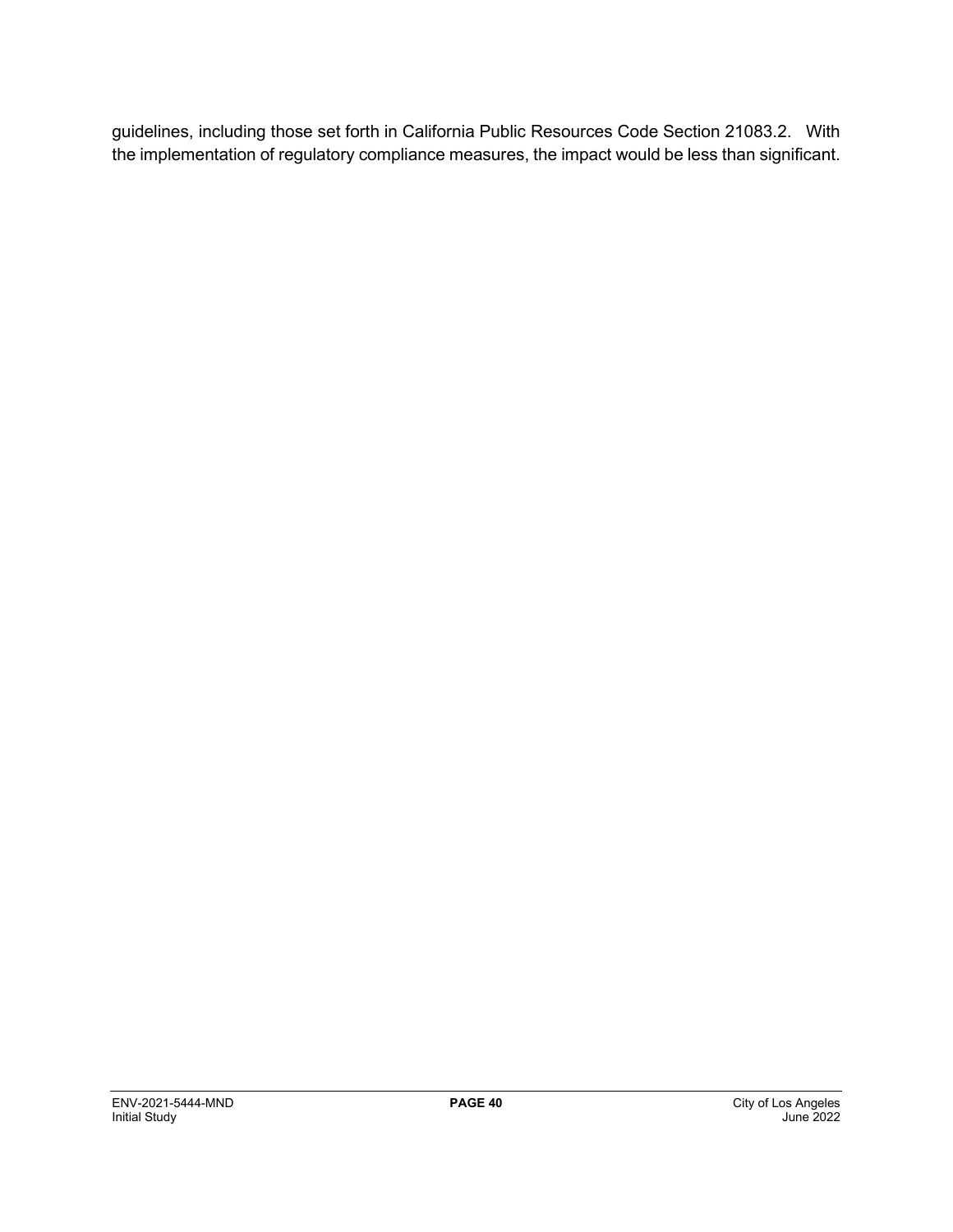guidelines, including those set forth in California Public Resources Code Section 21083.2. With the implementation of regulatory compliance measures, the impact would be less than significant.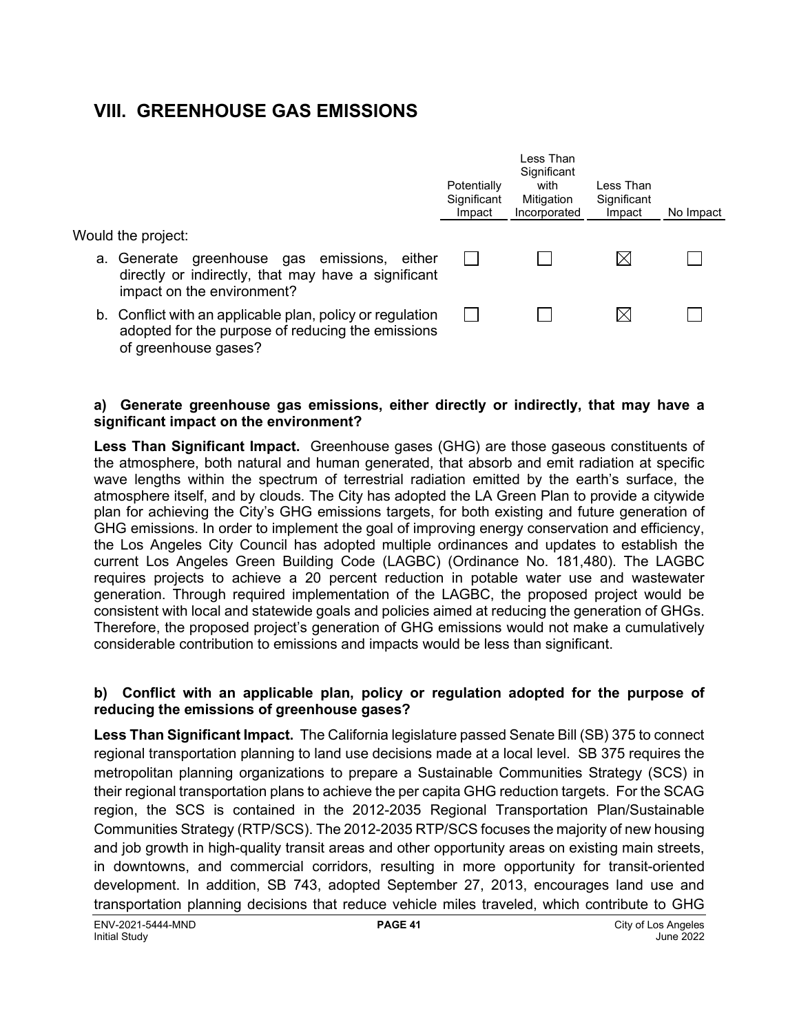## VIII. GREENHOUSE GAS EMISSIONS

| Would the project: | Potentially Significant Impact | Less Than Significant with Mitigation Incorporated | Less Than Significant Impact | No Impact |
|---|---|---|---|---|
| a. Generate greenhouse gas emissions, either directly or indirectly, that may have a significant impact on the environment? | ☐ | ☐ | ☒ | ☐ |
| b. Conflict with an applicable plan, policy or regulation adopted for the purpose of reducing the emissions of greenhouse gases? | ☐ | ☐ | ☒ | ☐ |

**a) Generate greenhouse gas emissions, either directly or indirectly, that may have a significant impact on the environment?**

**Less Than Significant Impact.** Greenhouse gases (GHG) are those gaseous constituents of the atmosphere, both natural and human generated, that absorb and emit radiation at specific wave lengths within the spectrum of terrestrial radiation emitted by the earth's surface, the atmosphere itself, and by clouds. The City has adopted the LA Green Plan to provide a citywide plan for achieving the City's GHG emissions targets, for both existing and future generation of GHG emissions. In order to implement the goal of improving energy conservation and efficiency, the Los Angeles City Council has adopted multiple ordinances and updates to establish the current Los Angeles Green Building Code (LAGBC) (Ordinance No. 181,480). The LAGBC requires projects to achieve a 20 percent reduction in potable water use and wastewater generation. Through required implementation of the LAGBC, the proposed project would be consistent with local and statewide goals and policies aimed at reducing the generation of GHGs. Therefore, the proposed project's generation of GHG emissions would not make a cumulatively considerable contribution to emissions and impacts would be less than significant.

**b) Conflict with an applicable plan, policy or regulation adopted for the purpose of reducing the emissions of greenhouse gases?**

**Less Than Significant Impact.** The California legislature passed Senate Bill (SB) 375 to connect regional transportation planning to land use decisions made at a local level. SB 375 requires the metropolitan planning organizations to prepare a Sustainable Communities Strategy (SCS) in their regional transportation plans to achieve the per capita GHG reduction targets. For the SCAG region, the SCS is contained in the 2012-2035 Regional Transportation Plan/Sustainable Communities Strategy (RTP/SCS). The 2012-2035 RTP/SCS focuses the majority of new housing and job growth in high-quality transit areas and other opportunity areas on existing main streets, in downtowns, and commercial corridors, resulting in more opportunity for transit-oriented development. In addition, SB 743, adopted September 27, 2013, encourages land use and transportation planning decisions that reduce vehicle miles traveled, which contribute to GHG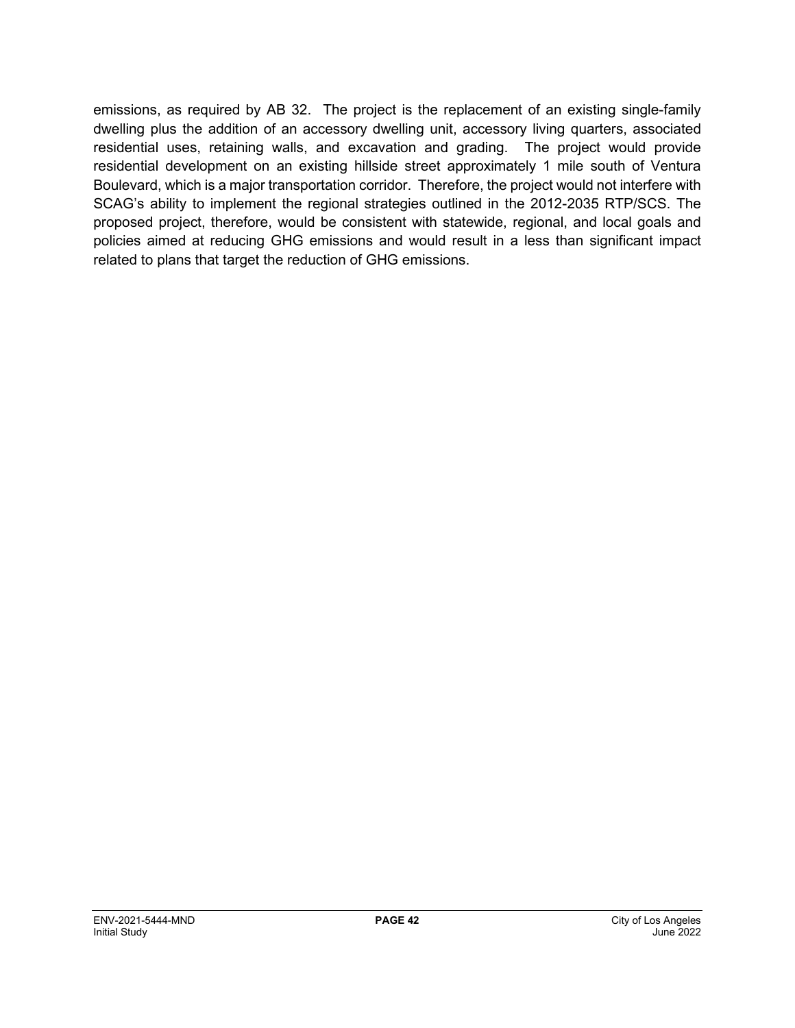emissions, as required by AB 32. The project is the replacement of an existing single-family dwelling plus the addition of an accessory dwelling unit, accessory living quarters, associated residential uses, retaining walls, and excavation and grading. The project would provide residential development on an existing hillside street approximately 1 mile south of Ventura Boulevard, which is a major transportation corridor. Therefore, the project would not interfere with SCAG's ability to implement the regional strategies outlined in the 2012-2035 RTP/SCS. The proposed project, therefore, would be consistent with statewide, regional, and local goals and policies aimed at reducing GHG emissions and would result in a less than significant impact related to plans that target the reduction of GHG emissions.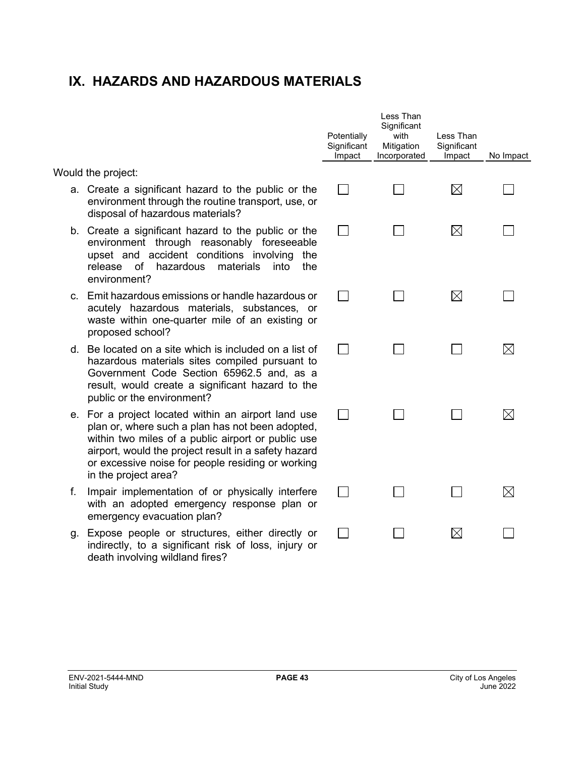# IX. HAZARDS AND HAZARDOUS MATERIALS

| Would the project: | Potentially Significant Impact | Less Than Significant with Mitigation Incorporated | Less Than Significant Impact | No Impact |
|---|---|---|---|---|
| a. Create a significant hazard to the public or the environment through the routine transport, use, or disposal of hazardous materials? | ☐ | ☐ | ☒ | ☐ |
| b. Create a significant hazard to the public or the environment through reasonably foreseeable upset and accident conditions involving the release of hazardous materials into the environment? | ☐ | ☐ | ☒ | ☐ |
| c. Emit hazardous emissions or handle hazardous or acutely hazardous materials, substances, or waste within one-quarter mile of an existing or proposed school? | ☐ | ☐ | ☒ | ☐ |
| d. Be located on a site which is included on a list of hazardous materials sites compiled pursuant to Government Code Section 65962.5 and, as a result, would create a significant hazard to the public or the environment? | ☐ | ☐ | ☐ | ☒ |
| e. For a project located within an airport land use plan or, where such a plan has not been adopted, within two miles of a public airport or public use airport, would the project result in a safety hazard or excessive noise for people residing or working in the project area? | ☐ | ☐ | ☐ | ☒ |
| f. Impair implementation of or physically interfere with an adopted emergency response plan or emergency evacuation plan? | ☐ | ☐ | ☐ | ☒ |
| g. Expose people or structures, either directly or indirectly, to a significant risk of loss, injury or death involving wildland fires? | ☐ | ☐ | ☒ | ☐ |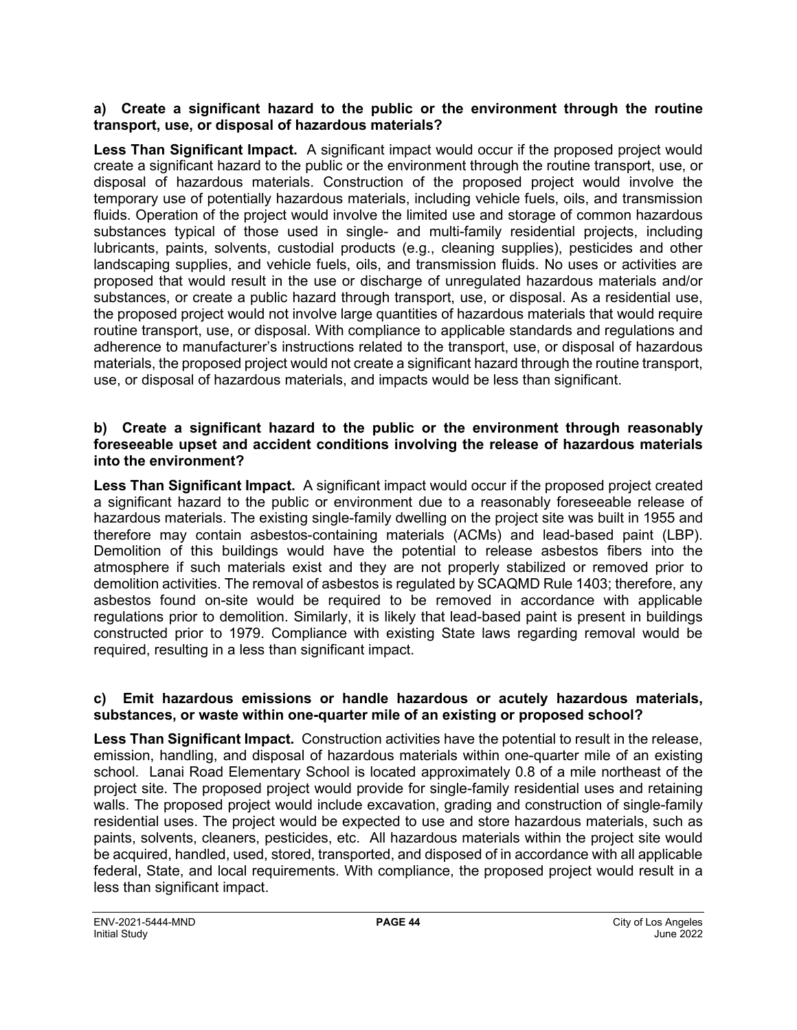**a) Create a significant hazard to the public or the environment through the routine transport, use, or disposal of hazardous materials?**

**Less Than Significant Impact.** A significant impact would occur if the proposed project would create a significant hazard to the public or the environment through the routine transport, use, or disposal of hazardous materials. Construction of the proposed project would involve the temporary use of potentially hazardous materials, including vehicle fuels, oils, and transmission fluids. Operation of the project would involve the limited use and storage of common hazardous substances typical of those used in single- and multi-family residential projects, including lubricants, paints, solvents, custodial products (e.g., cleaning supplies), pesticides and other landscaping supplies, and vehicle fuels, oils, and transmission fluids. No uses or activities are proposed that would result in the use or discharge of unregulated hazardous materials and/or substances, or create a public hazard through transport, use, or disposal. As a residential use, the proposed project would not involve large quantities of hazardous materials that would require routine transport, use, or disposal. With compliance to applicable standards and regulations and adherence to manufacturer's instructions related to the transport, use, or disposal of hazardous materials, the proposed project would not create a significant hazard through the routine transport, use, or disposal of hazardous materials, and impacts would be less than significant.

**b) Create a significant hazard to the public or the environment through reasonably foreseeable upset and accident conditions involving the release of hazardous materials into the environment?**

**Less Than Significant Impact.** A significant impact would occur if the proposed project created a significant hazard to the public or environment due to a reasonably foreseeable release of hazardous materials. The existing single-family dwelling on the project site was built in 1955 and therefore may contain asbestos-containing materials (ACMs) and lead-based paint (LBP). Demolition of this buildings would have the potential to release asbestos fibers into the atmosphere if such materials exist and they are not properly stabilized or removed prior to demolition activities. The removal of asbestos is regulated by SCAQMD Rule 1403; therefore, any asbestos found on-site would be required to be removed in accordance with applicable regulations prior to demolition. Similarly, it is likely that lead-based paint is present in buildings constructed prior to 1979. Compliance with existing State laws regarding removal would be required, resulting in a less than significant impact.

**c) Emit hazardous emissions or handle hazardous or acutely hazardous materials, substances, or waste within one-quarter mile of an existing or proposed school?**

**Less Than Significant Impact.** Construction activities have the potential to result in the release, emission, handling, and disposal of hazardous materials within one-quarter mile of an existing school. Lanai Road Elementary School is located approximately 0.8 of a mile northeast of the project site. The proposed project would provide for single-family residential uses and retaining walls. The proposed project would include excavation, grading and construction of single-family residential uses. The project would be expected to use and store hazardous materials, such as paints, solvents, cleaners, pesticides, etc. All hazardous materials within the project site would be acquired, handled, used, stored, transported, and disposed of in accordance with all applicable federal, State, and local requirements. With compliance, the proposed project would result in a less than significant impact.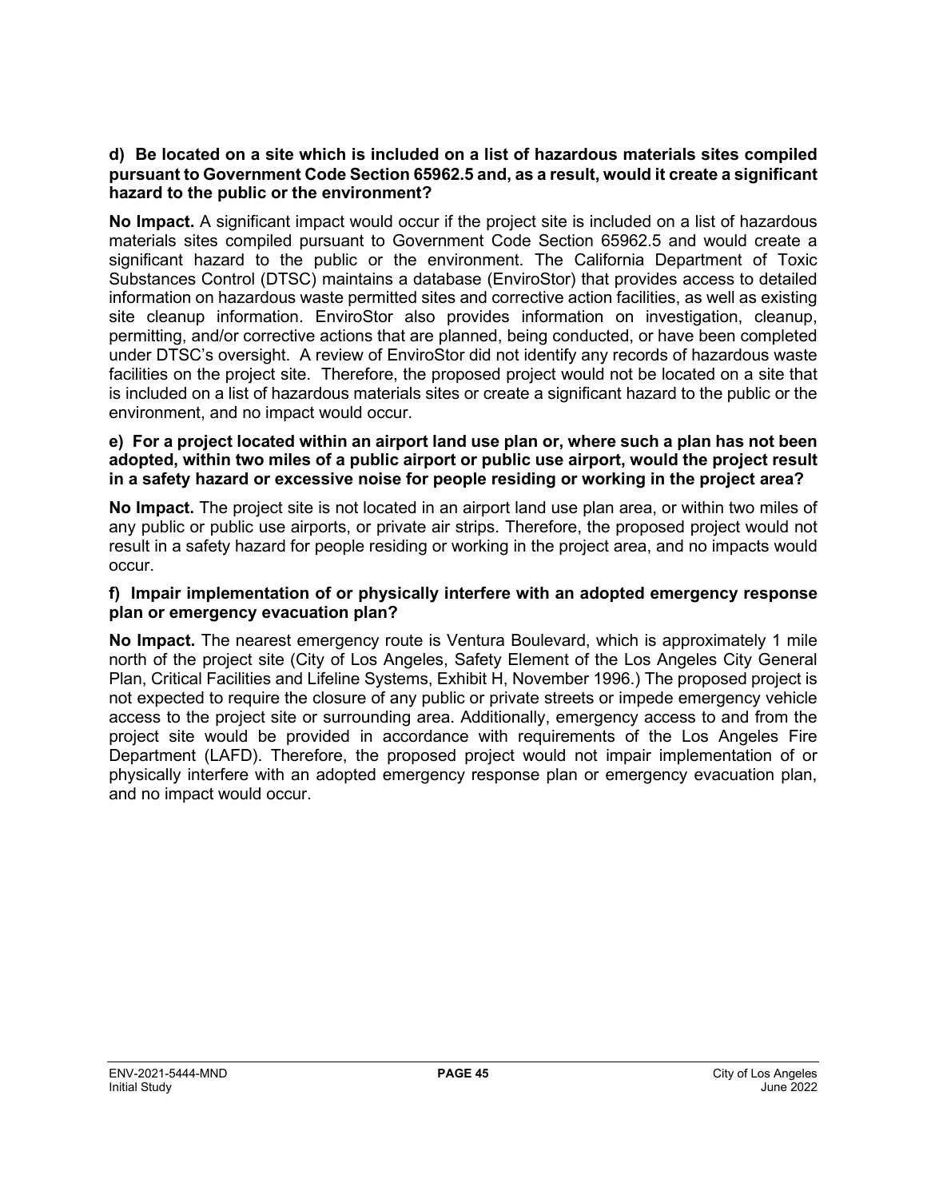**d) Be located on a site which is included on a list of hazardous materials sites compiled pursuant to Government Code Section 65962.5 and, as a result, would it create a significant hazard to the public or the environment?**

**No Impact.** A significant impact would occur if the project site is included on a list of hazardous materials sites compiled pursuant to Government Code Section 65962.5 and would create a significant hazard to the public or the environment. The California Department of Toxic Substances Control (DTSC) maintains a database (EnviroStor) that provides access to detailed information on hazardous waste permitted sites and corrective action facilities, as well as existing site cleanup information. EnviroStor also provides information on investigation, cleanup, permitting, and/or corrective actions that are planned, being conducted, or have been completed under DTSC's oversight. A review of EnviroStor did not identify any records of hazardous waste facilities on the project site. Therefore, the proposed project would not be located on a site that is included on a list of hazardous materials sites or create a significant hazard to the public or the environment, and no impact would occur.

**e) For a project located within an airport land use plan or, where such a plan has not been adopted, within two miles of a public airport or public use airport, would the project result in a safety hazard or excessive noise for people residing or working in the project area?**

**No Impact.** The project site is not located in an airport land use plan area, or within two miles of any public or public use airports, or private air strips. Therefore, the proposed project would not result in a safety hazard for people residing or working in the project area, and no impacts would occur.

**f) Impair implementation of or physically interfere with an adopted emergency response plan or emergency evacuation plan?**

**No Impact.** The nearest emergency route is Ventura Boulevard, which is approximately 1 mile north of the project site (City of Los Angeles, Safety Element of the Los Angeles City General Plan, Critical Facilities and Lifeline Systems, Exhibit H, November 1996.) The proposed project is not expected to require the closure of any public or private streets or impede emergency vehicle access to the project site or surrounding area. Additionally, emergency access to and from the project site would be provided in accordance with requirements of the Los Angeles Fire Department (LAFD). Therefore, the proposed project would not impair implementation of or physically interfere with an adopted emergency response plan or emergency evacuation plan, and no impact would occur.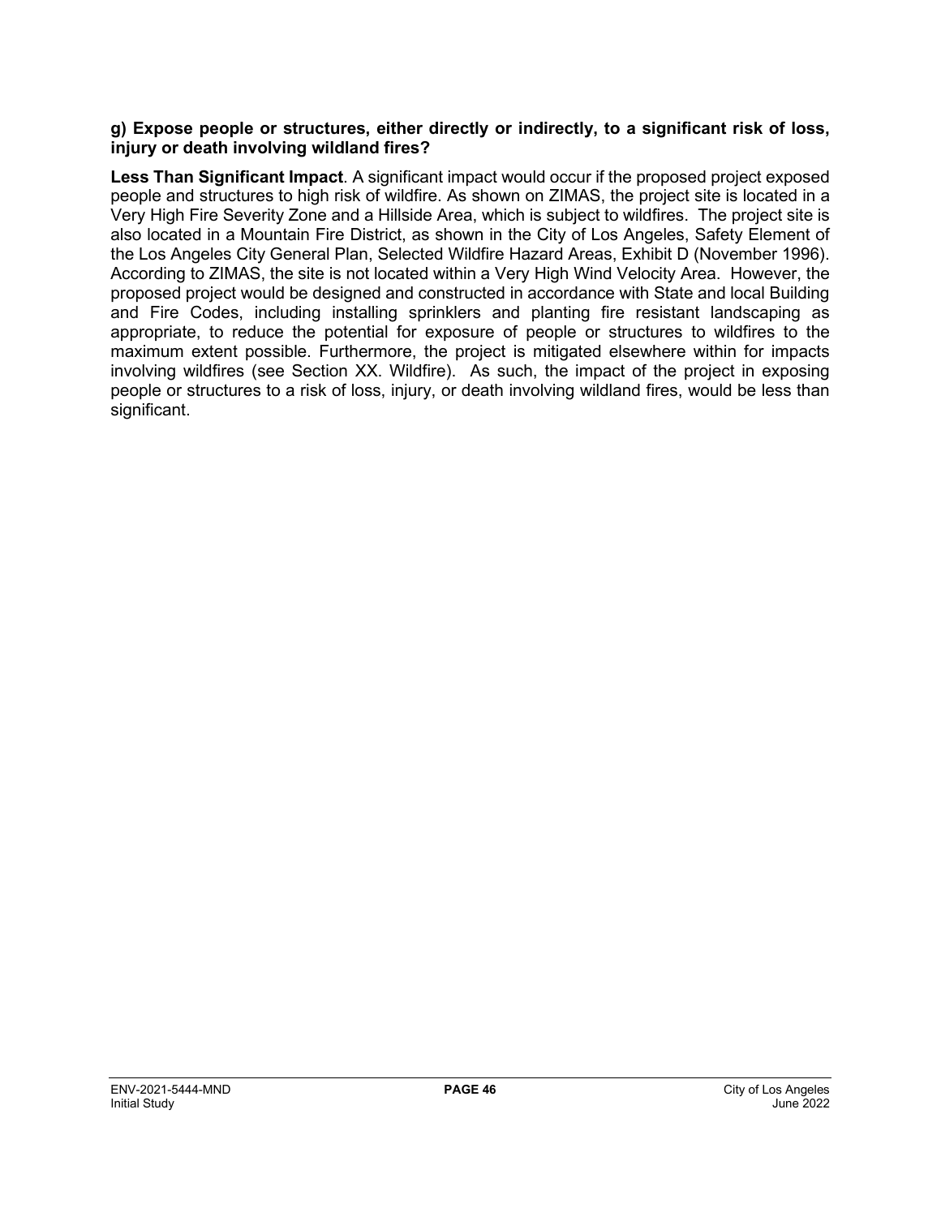**g) Expose people or structures, either directly or indirectly, to a significant risk of loss, injury or death involving wildland fires?**

**Less Than Significant Impact**. A significant impact would occur if the proposed project exposed people and structures to high risk of wildfire. As shown on ZIMAS, the project site is located in a Very High Fire Severity Zone and a Hillside Area, which is subject to wildfires. The project site is also located in a Mountain Fire District, as shown in the City of Los Angeles, Safety Element of the Los Angeles City General Plan, Selected Wildfire Hazard Areas, Exhibit D (November 1996). According to ZIMAS, the site is not located within a Very High Wind Velocity Area. However, the proposed project would be designed and constructed in accordance with State and local Building and Fire Codes, including installing sprinklers and planting fire resistant landscaping as appropriate, to reduce the potential for exposure of people or structures to wildfires to the maximum extent possible. Furthermore, the project is mitigated elsewhere within for impacts involving wildfires (see Section XX. Wildfire). As such, the impact of the project in exposing people or structures to a risk of loss, injury, or death involving wildland fires, would be less than significant.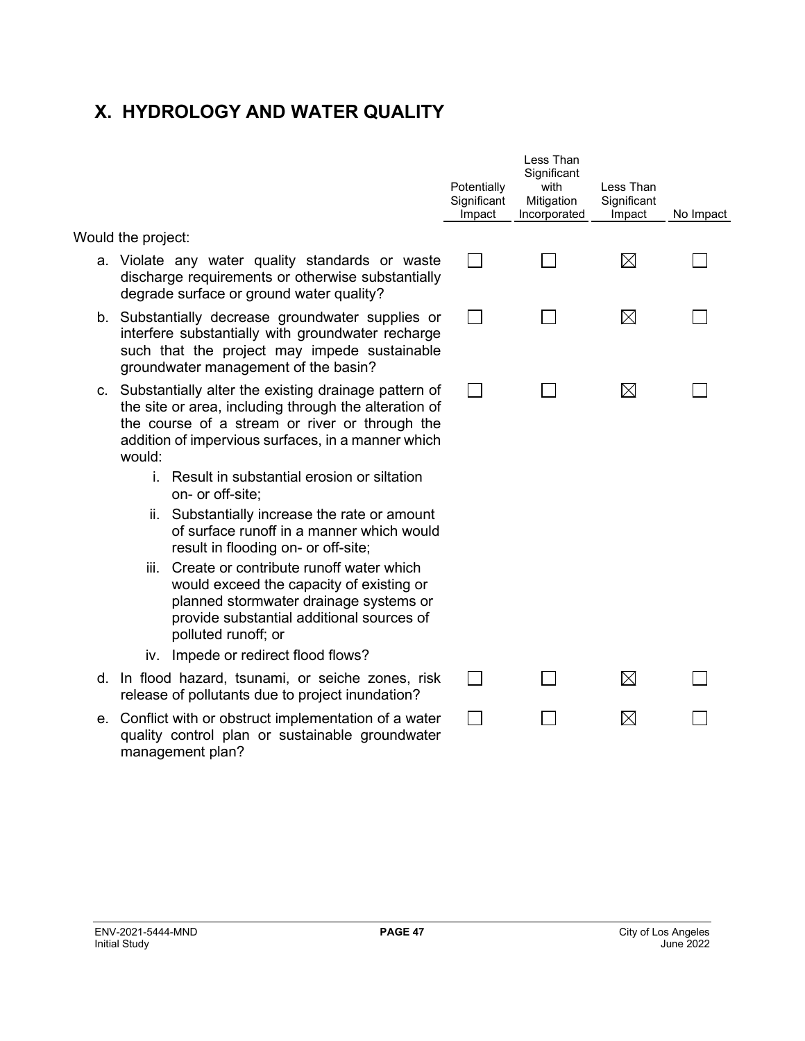# X. HYDROLOGY AND WATER QUALITY

| Would the project: | Potentially Significant Impact | Less Than Significant with Mitigation Incorporated | Less Than Significant Impact | No Impact |
|---|---|---|---|---|
| a. Violate any water quality standards or waste discharge requirements or otherwise substantially degrade surface or ground water quality? | ☐ | ☐ | ☒ | ☐ |
| b. Substantially decrease groundwater supplies or interfere substantially with groundwater recharge such that the project may impede sustainable groundwater management of the basin? | ☐ | ☐ | ☒ | ☐ |
| c. Substantially alter the existing drainage pattern of the site or area, including through the alteration of the course of a stream or river or through the addition of impervious surfaces, in a manner which would: i. Result in substantial erosion or siltation on- or off-site; ii. Substantially increase the rate or amount of surface runoff in a manner which would result in flooding on- or off-site; iii. Create or contribute runoff water which would exceed the capacity of existing or planned stormwater drainage systems or provide substantial additional sources of polluted runoff; or iv. Impede or redirect flood flows? | ☐ | ☐ | ☒ | ☐ |
| d. In flood hazard, tsunami, or seiche zones, risk release of pollutants due to project inundation? | ☐ | ☐ | ☒ | ☐ |
| e. Conflict with or obstruct implementation of a water quality control plan or sustainable groundwater management plan? | ☐ | ☐ | ☒ | ☐ |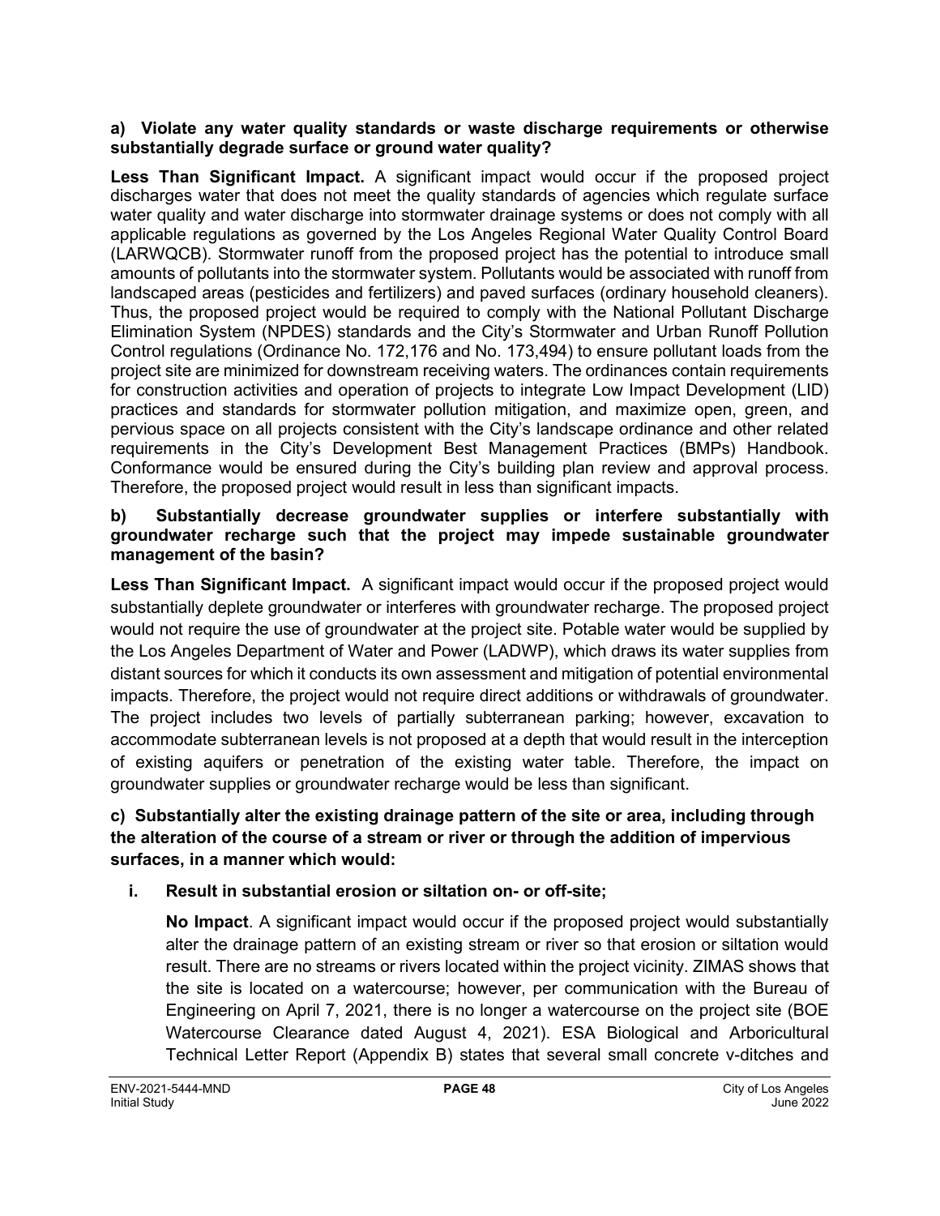**a) Violate any water quality standards or waste discharge requirements or otherwise substantially degrade surface or ground water quality?**

**Less Than Significant Impact.** A significant impact would occur if the proposed project discharges water that does not meet the quality standards of agencies which regulate surface water quality and water discharge into stormwater drainage systems or does not comply with all applicable regulations as governed by the Los Angeles Regional Water Quality Control Board (LARWQCB). Stormwater runoff from the proposed project has the potential to introduce small amounts of pollutants into the stormwater system. Pollutants would be associated with runoff from landscaped areas (pesticides and fertilizers) and paved surfaces (ordinary household cleaners). Thus, the proposed project would be required to comply with the National Pollutant Discharge Elimination System (NPDES) standards and the City's Stormwater and Urban Runoff Pollution Control regulations (Ordinance No. 172,176 and No. 173,494) to ensure pollutant loads from the project site are minimized for downstream receiving waters. The ordinances contain requirements for construction activities and operation of projects to integrate Low Impact Development (LID) practices and standards for stormwater pollution mitigation, and maximize open, green, and pervious space on all projects consistent with the City's landscape ordinance and other related requirements in the City's Development Best Management Practices (BMPs) Handbook. Conformance would be ensured during the City's building plan review and approval process. Therefore, the proposed project would result in less than significant impacts.

**b) Substantially decrease groundwater supplies or interfere substantially with groundwater recharge such that the project may impede sustainable groundwater management of the basin?**

**Less Than Significant Impact.** A significant impact would occur if the proposed project would substantially deplete groundwater or interferes with groundwater recharge. The proposed project would not require the use of groundwater at the project site. Potable water would be supplied by the Los Angeles Department of Water and Power (LADWP), which draws its water supplies from distant sources for which it conducts its own assessment and mitigation of potential environmental impacts. Therefore, the project would not require direct additions or withdrawals of groundwater. The project includes two levels of partially subterranean parking; however, excavation to accommodate subterranean levels is not proposed at a depth that would result in the interception of existing aquifers or penetration of the existing water table. Therefore, the impact on groundwater supplies or groundwater recharge would be less than significant.

**c) Substantially alter the existing drainage pattern of the site or area, including through the alteration of the course of a stream or river or through the addition of impervious surfaces, in a manner which would:**

**i. Result in substantial erosion or siltation on- or off-site;**

**No Impact**. A significant impact would occur if the proposed project would substantially alter the drainage pattern of an existing stream or river so that erosion or siltation would result. There are no streams or rivers located within the project vicinity. ZIMAS shows that the site is located on a watercourse; however, per communication with the Bureau of Engineering on April 7, 2021, there is no longer a watercourse on the project site (BOE Watercourse Clearance dated August 4, 2021). ESA Biological and Arboricultural Technical Letter Report (Appendix B) states that several small concrete v-ditches and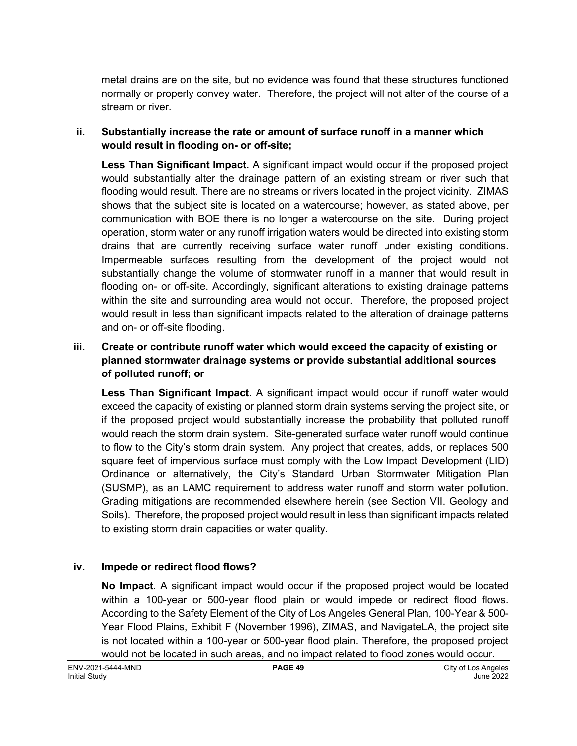metal drains are on the site, but no evidence was found that these structures functioned normally or properly convey water. Therefore, the project will not alter of the course of a stream or river.

**ii. Substantially increase the rate or amount of surface runoff in a manner which would result in flooding on- or off-site;**

**Less Than Significant Impact.** A significant impact would occur if the proposed project would substantially alter the drainage pattern of an existing stream or river such that flooding would result. There are no streams or rivers located in the project vicinity. ZIMAS shows that the subject site is located on a watercourse; however, as stated above, per communication with BOE there is no longer a watercourse on the site. During project operation, storm water or any runoff irrigation waters would be directed into existing storm drains that are currently receiving surface water runoff under existing conditions. Impermeable surfaces resulting from the development of the project would not substantially change the volume of stormwater runoff in a manner that would result in flooding on- or off-site. Accordingly, significant alterations to existing drainage patterns within the site and surrounding area would not occur. Therefore, the proposed project would result in less than significant impacts related to the alteration of drainage patterns and on- or off-site flooding.

**iii. Create or contribute runoff water which would exceed the capacity of existing or planned stormwater drainage systems or provide substantial additional sources of polluted runoff; or**

**Less Than Significant Impact**. A significant impact would occur if runoff water would exceed the capacity of existing or planned storm drain systems serving the project site, or if the proposed project would substantially increase the probability that polluted runoff would reach the storm drain system. Site-generated surface water runoff would continue to flow to the City's storm drain system. Any project that creates, adds, or replaces 500 square feet of impervious surface must comply with the Low Impact Development (LID) Ordinance or alternatively, the City's Standard Urban Stormwater Mitigation Plan (SUSMP), as an LAMC requirement to address water runoff and storm water pollution. Grading mitigations are recommended elsewhere herein (see Section VII. Geology and Soils). Therefore, the proposed project would result in less than significant impacts related to existing storm drain capacities or water quality.

**iv. Impede or redirect flood flows?**

**No Impact**. A significant impact would occur if the proposed project would be located within a 100-year or 500-year flood plain or would impede or redirect flood flows. According to the Safety Element of the City of Los Angeles General Plan, 100-Year & 500-Year Flood Plains, Exhibit F (November 1996), ZIMAS, and NavigateLA, the project site is not located within a 100-year or 500-year flood plain. Therefore, the proposed project would not be located in such areas, and no impact related to flood zones would occur.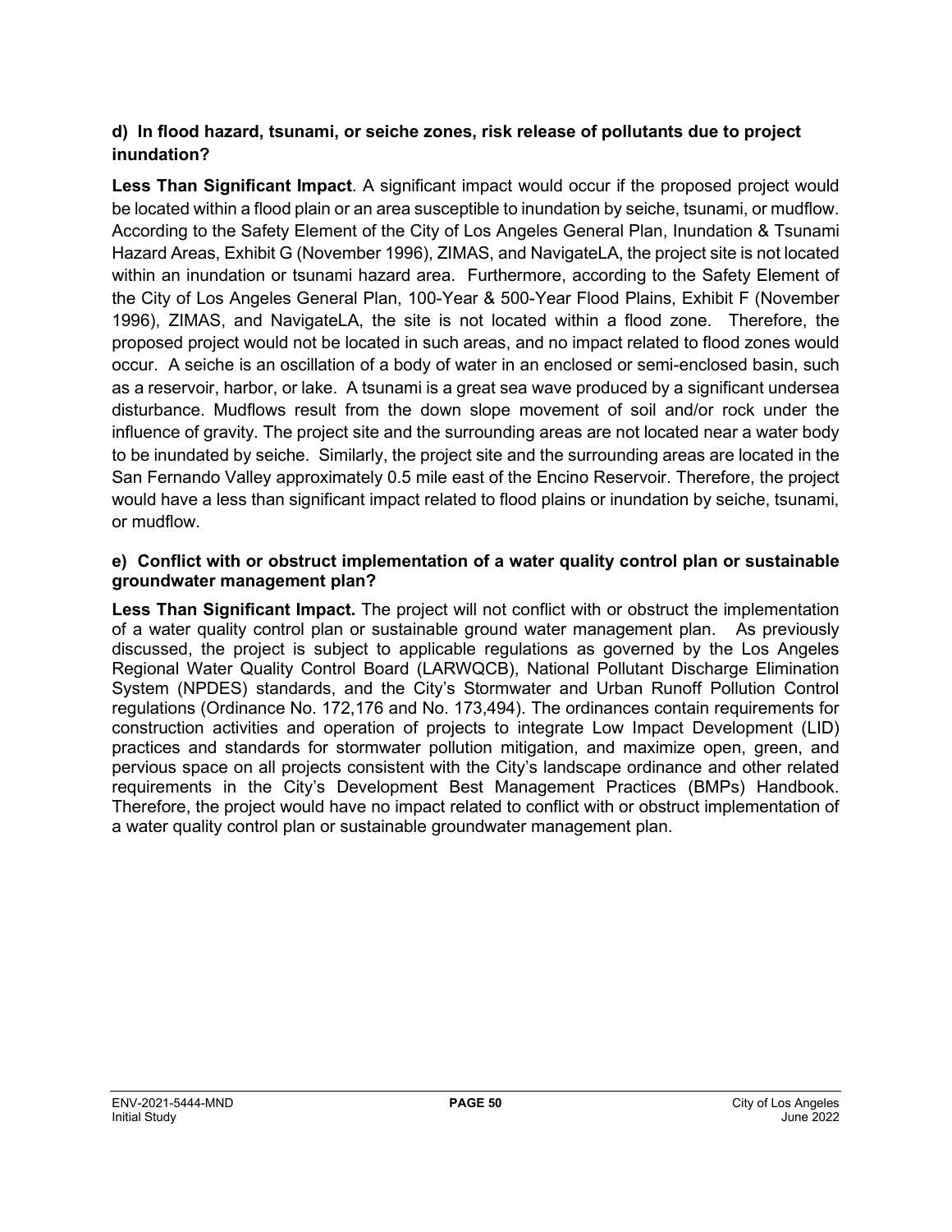**d) In flood hazard, tsunami, or seiche zones, risk release of pollutants due to project inundation?**

**Less Than Significant Impact**. A significant impact would occur if the proposed project would be located within a flood plain or an area susceptible to inundation by seiche, tsunami, or mudflow. According to the Safety Element of the City of Los Angeles General Plan, Inundation & Tsunami Hazard Areas, Exhibit G (November 1996), ZIMAS, and NavigateLA, the project site is not located within an inundation or tsunami hazard area. Furthermore, according to the Safety Element of the City of Los Angeles General Plan, 100-Year & 500-Year Flood Plains, Exhibit F (November 1996), ZIMAS, and NavigateLA, the site is not located within a flood zone. Therefore, the proposed project would not be located in such areas, and no impact related to flood zones would occur. A seiche is an oscillation of a body of water in an enclosed or semi-enclosed basin, such as a reservoir, harbor, or lake. A tsunami is a great sea wave produced by a significant undersea disturbance. Mudflows result from the down slope movement of soil and/or rock under the influence of gravity. The project site and the surrounding areas are not located near a water body to be inundated by seiche. Similarly, the project site and the surrounding areas are located in the San Fernando Valley approximately 0.5 mile east of the Encino Reservoir. Therefore, the project would have a less than significant impact related to flood plains or inundation by seiche, tsunami, or mudflow.

**e) Conflict with or obstruct implementation of a water quality control plan or sustainable groundwater management plan?**

**Less Than Significant Impact.** The project will not conflict with or obstruct the implementation of a water quality control plan or sustainable ground water management plan. As previously discussed, the project is subject to applicable regulations as governed by the Los Angeles Regional Water Quality Control Board (LARWQCB), National Pollutant Discharge Elimination System (NPDES) standards, and the City's Stormwater and Urban Runoff Pollution Control regulations (Ordinance No. 172,176 and No. 173,494). The ordinances contain requirements for construction activities and operation of projects to integrate Low Impact Development (LID) practices and standards for stormwater pollution mitigation, and maximize open, green, and pervious space on all projects consistent with the City's landscape ordinance and other related requirements in the City's Development Best Management Practices (BMPs) Handbook. Therefore, the project would have no impact related to conflict with or obstruct implementation of a water quality control plan or sustainable groundwater management plan.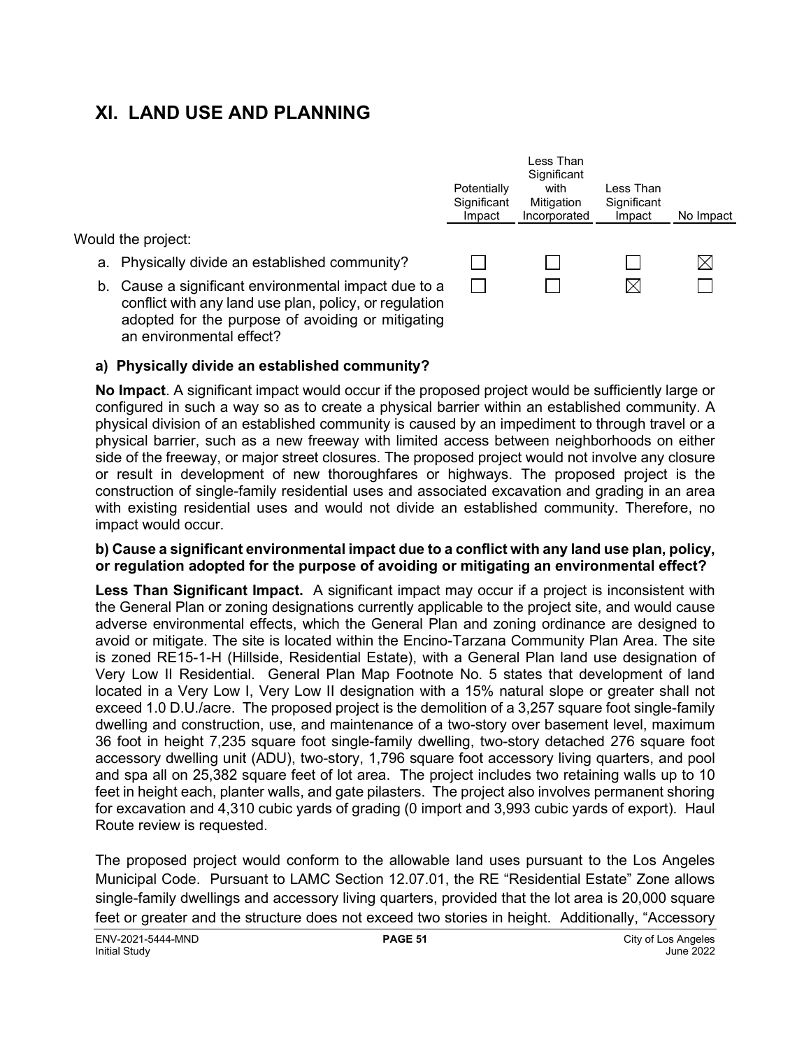# XI. LAND USE AND PLANNING

| Would the project: | Potentially Significant Impact | Less Than Significant with Mitigation Incorporated | Less Than Significant Impact | No Impact |
|---|---|---|---|---|
| a. Physically divide an established community? | ☐ | ☐ | ☐ | ☒ |
| b. Cause a significant environmental impact due to a conflict with any land use plan, policy, or regulation adopted for the purpose of avoiding or mitigating an environmental effect? | ☐ | ☐ | ☒ | ☐ |

### a) Physically divide an established community?

**No Impact**. A significant impact would occur if the proposed project would be sufficiently large or configured in such a way so as to create a physical barrier within an established community. A physical division of an established community is caused by an impediment to through travel or a physical barrier, such as a new freeway with limited access between neighborhoods on either side of the freeway, or major street closures. The proposed project would not involve any closure or result in development of new thoroughfares or highways. The proposed project is the construction of single-family residential uses and associated excavation and grading in an area with existing residential uses and would not divide an established community. Therefore, no impact would occur.

### b) Cause a significant environmental impact due to a conflict with any land use plan, policy, or regulation adopted for the purpose of avoiding or mitigating an environmental effect?

**Less Than Significant Impact.** A significant impact may occur if a project is inconsistent with the General Plan or zoning designations currently applicable to the project site, and would cause adverse environmental effects, which the General Plan and zoning ordinance are designed to avoid or mitigate. The site is located within the Encino-Tarzana Community Plan Area. The site is zoned RE15-1-H (Hillside, Residential Estate), with a General Plan land use designation of Very Low II Residential. General Plan Map Footnote No. 5 states that development of land located in a Very Low I, Very Low II designation with a 15% natural slope or greater shall not exceed 1.0 D.U./acre. The proposed project is the demolition of a 3,257 square foot single-family dwelling and construction, use, and maintenance of a two-story over basement level, maximum 36 foot in height 7,235 square foot single-family dwelling, two-story detached 276 square foot accessory dwelling unit (ADU), two-story, 1,796 square foot accessory living quarters, and pool and spa all on 25,382 square feet of lot area. The project includes two retaining walls up to 10 feet in height each, planter walls, and gate pilasters. The project also involves permanent shoring for excavation and 4,310 cubic yards of grading (0 import and 3,993 cubic yards of export). Haul Route review is requested.

The proposed project would conform to the allowable land uses pursuant to the Los Angeles Municipal Code. Pursuant to LAMC Section 12.07.01, the RE "Residential Estate" Zone allows single-family dwellings and accessory living quarters, provided that the lot area is 20,000 square feet or greater and the structure does not exceed two stories in height. Additionally, "Accessory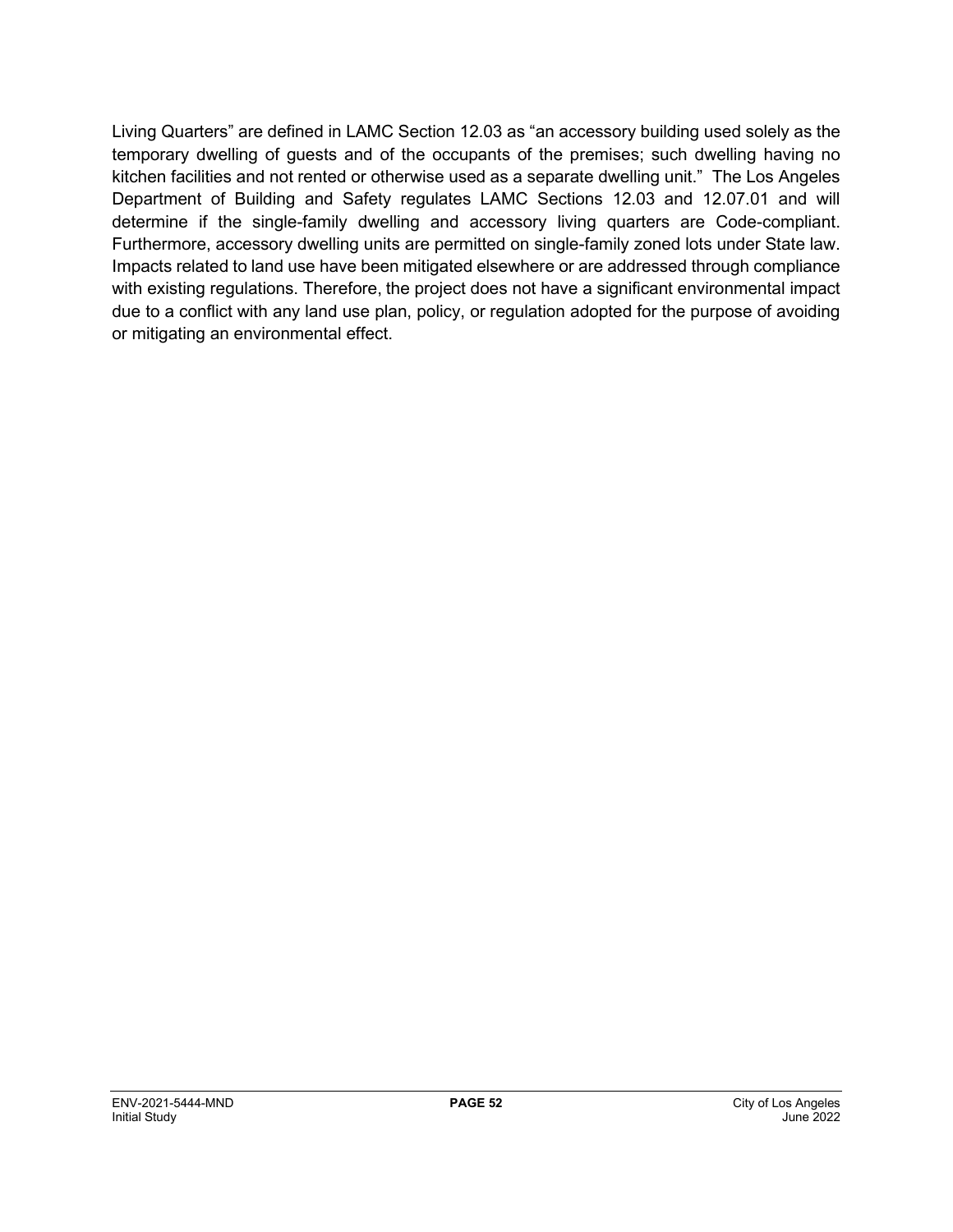Living Quarters" are defined in LAMC Section 12.03 as "an accessory building used solely as the temporary dwelling of guests and of the occupants of the premises; such dwelling having no kitchen facilities and not rented or otherwise used as a separate dwelling unit." The Los Angeles Department of Building and Safety regulates LAMC Sections 12.03 and 12.07.01 and will determine if the single-family dwelling and accessory living quarters are Code-compliant. Furthermore, accessory dwelling units are permitted on single-family zoned lots under State law. Impacts related to land use have been mitigated elsewhere or are addressed through compliance with existing regulations. Therefore, the project does not have a significant environmental impact due to a conflict with any land use plan, policy, or regulation adopted for the purpose of avoiding or mitigating an environmental effect.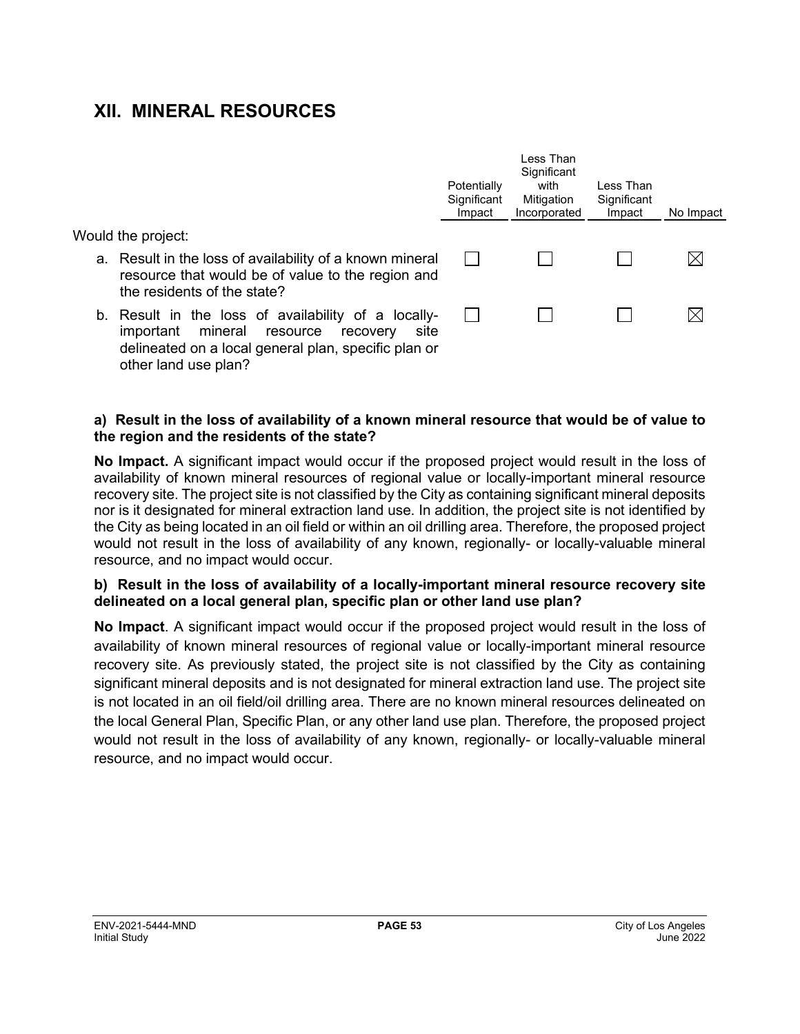## XII. MINERAL RESOURCES

| Would the project: | Potentially Significant Impact | Less Than Significant with Mitigation Incorporated | Less Than Significant Impact | No Impact |
|---|---|---|---|---|
| a. Result in the loss of availability of a known mineral resource that would be of value to the region and the residents of the state? | ☐ | ☐ | ☐ | ☒ |
| b. Result in the loss of availability of a locally-important mineral resource recovery site delineated on a local general plan, specific plan or other land use plan? | ☐ | ☐ | ☐ | ☒ |

**a) Result in the loss of availability of a known mineral resource that would be of value to the region and the residents of the state?**

**No Impact.** A significant impact would occur if the proposed project would result in the loss of availability of known mineral resources of regional value or locally-important mineral resource recovery site. The project site is not classified by the City as containing significant mineral deposits nor is it designated for mineral extraction land use. In addition, the project site is not identified by the City as being located in an oil field or within an oil drilling area. Therefore, the proposed project would not result in the loss of availability of any known, regionally- or locally-valuable mineral resource, and no impact would occur.

**b) Result in the loss of availability of a locally-important mineral resource recovery site delineated on a local general plan, specific plan or other land use plan?**

**No Impact**. A significant impact would occur if the proposed project would result in the loss of availability of known mineral resources of regional value or locally-important mineral resource recovery site. As previously stated, the project site is not classified by the City as containing significant mineral deposits and is not designated for mineral extraction land use. The project site is not located in an oil field/oil drilling area. There are no known mineral resources delineated on the local General Plan, Specific Plan, or any other land use plan. Therefore, the proposed project would not result in the loss of availability of any known, regionally- or locally-valuable mineral resource, and no impact would occur.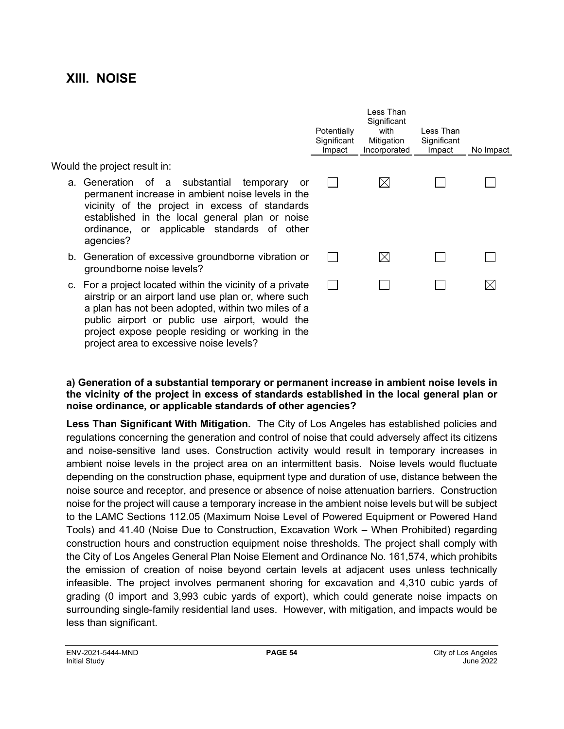## XIII. NOISE

| Would the project result in: | Potentially Significant Impact | Less Than Significant with Mitigation Incorporated | Less Than Significant Impact | No Impact |
|---|---|---|---|---|
| a. Generation of a substantial temporary or permanent increase in ambient noise levels in the vicinity of the project in excess of standards established in the local general plan or noise ordinance, or applicable standards of other agencies? | ☐ | ☒ | ☐ | ☐ |
| b. Generation of excessive groundborne vibration or groundborne noise levels? | ☐ | ☒ | ☐ | ☐ |
| c. For a project located within the vicinity of a private airstrip or an airport land use plan or, where such a plan has not been adopted, within two miles of a public airport or public use airport, would the project expose people residing or working in the project area to excessive noise levels? | ☐ | ☐ | ☐ | ☒ |

**a) Generation of a substantial temporary or permanent increase in ambient noise levels in the vicinity of the project in excess of standards established in the local general plan or noise ordinance, or applicable standards of other agencies?**

**Less Than Significant With Mitigation.** The City of Los Angeles has established policies and regulations concerning the generation and control of noise that could adversely affect its citizens and noise-sensitive land uses. Construction activity would result in temporary increases in ambient noise levels in the project area on an intermittent basis. Noise levels would fluctuate depending on the construction phase, equipment type and duration of use, distance between the noise source and receptor, and presence or absence of noise attenuation barriers. Construction noise for the project will cause a temporary increase in the ambient noise levels but will be subject to the LAMC Sections 112.05 (Maximum Noise Level of Powered Equipment or Powered Hand Tools) and 41.40 (Noise Due to Construction, Excavation Work – When Prohibited) regarding construction hours and construction equipment noise thresholds. The project shall comply with the City of Los Angeles General Plan Noise Element and Ordinance No. 161,574, which prohibits the emission of creation of noise beyond certain levels at adjacent uses unless technically infeasible. The project involves permanent shoring for excavation and 4,310 cubic yards of grading (0 import and 3,993 cubic yards of export), which could generate noise impacts on surrounding single-family residential land uses. However, with mitigation, and impacts would be less than significant.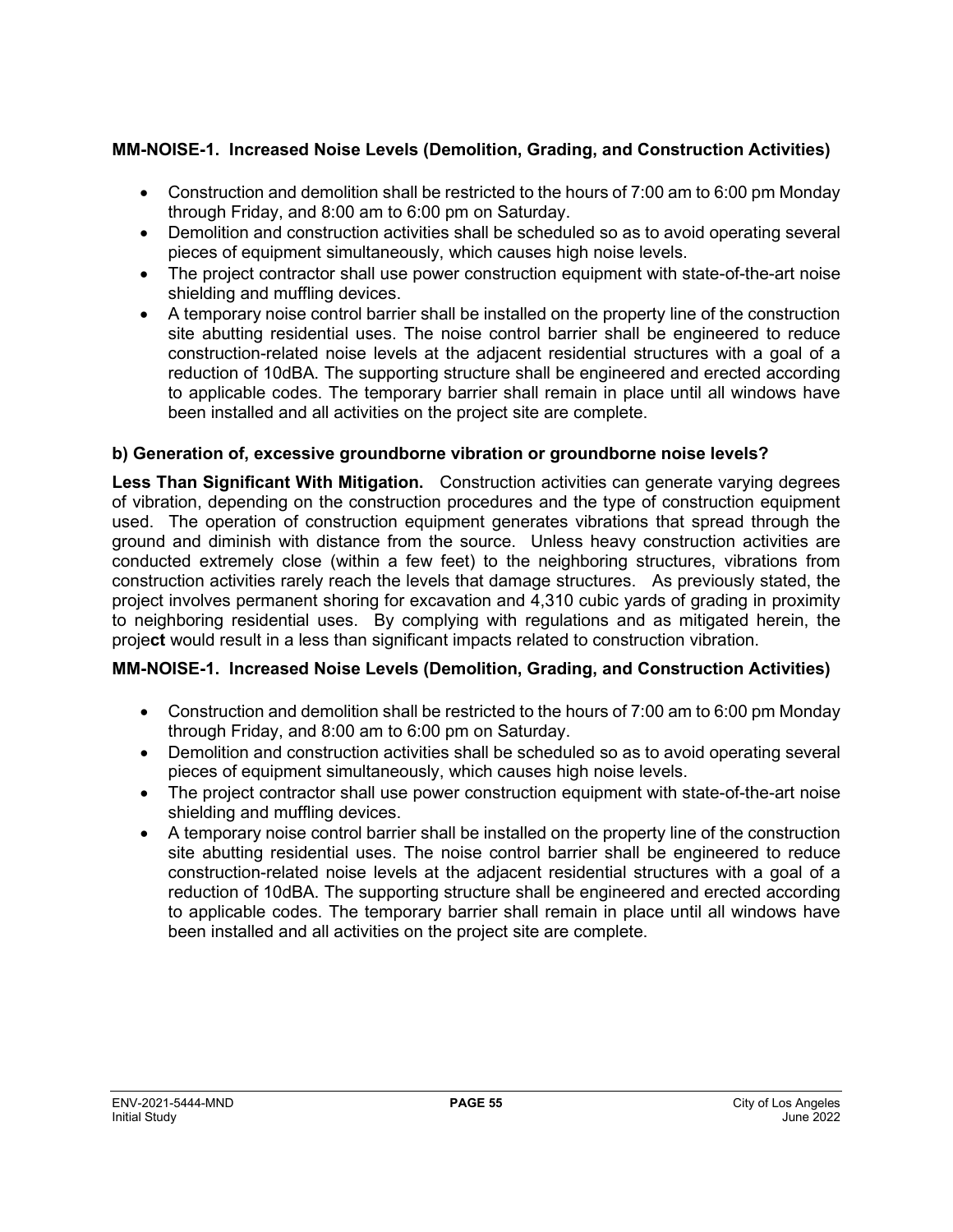**MM-NOISE-1. Increased Noise Levels (Demolition, Grading, and Construction Activities)**

- Construction and demolition shall be restricted to the hours of 7:00 am to 6:00 pm Monday through Friday, and 8:00 am to 6:00 pm on Saturday.
- Demolition and construction activities shall be scheduled so as to avoid operating several pieces of equipment simultaneously, which causes high noise levels.
- The project contractor shall use power construction equipment with state-of-the-art noise shielding and muffling devices.
- A temporary noise control barrier shall be installed on the property line of the construction site abutting residential uses. The noise control barrier shall be engineered to reduce construction-related noise levels at the adjacent residential structures with a goal of a reduction of 10dBA. The supporting structure shall be engineered and erected according to applicable codes. The temporary barrier shall remain in place until all windows have been installed and all activities on the project site are complete.

**b) Generation of, excessive groundborne vibration or groundborne noise levels?**

**Less Than Significant With Mitigation.** Construction activities can generate varying degrees of vibration, depending on the construction procedures and the type of construction equipment used. The operation of construction equipment generates vibrations that spread through the ground and diminish with distance from the source. Unless heavy construction activities are conducted extremely close (within a few feet) to the neighboring structures, vibrations from construction activities rarely reach the levels that damage structures. As previously stated, the project involves permanent shoring for excavation and 4,310 cubic yards of grading in proximity to neighboring residential uses. By complying with regulations and as mitigated herein, the project would result in a less than significant impacts related to construction vibration.

**MM-NOISE-1. Increased Noise Levels (Demolition, Grading, and Construction Activities)**

- Construction and demolition shall be restricted to the hours of 7:00 am to 6:00 pm Monday through Friday, and 8:00 am to 6:00 pm on Saturday.
- Demolition and construction activities shall be scheduled so as to avoid operating several pieces of equipment simultaneously, which causes high noise levels.
- The project contractor shall use power construction equipment with state-of-the-art noise shielding and muffling devices.
- A temporary noise control barrier shall be installed on the property line of the construction site abutting residential uses. The noise control barrier shall be engineered to reduce construction-related noise levels at the adjacent residential structures with a goal of a reduction of 10dBA. The supporting structure shall be engineered and erected according to applicable codes. The temporary barrier shall remain in place until all windows have been installed and all activities on the project site are complete.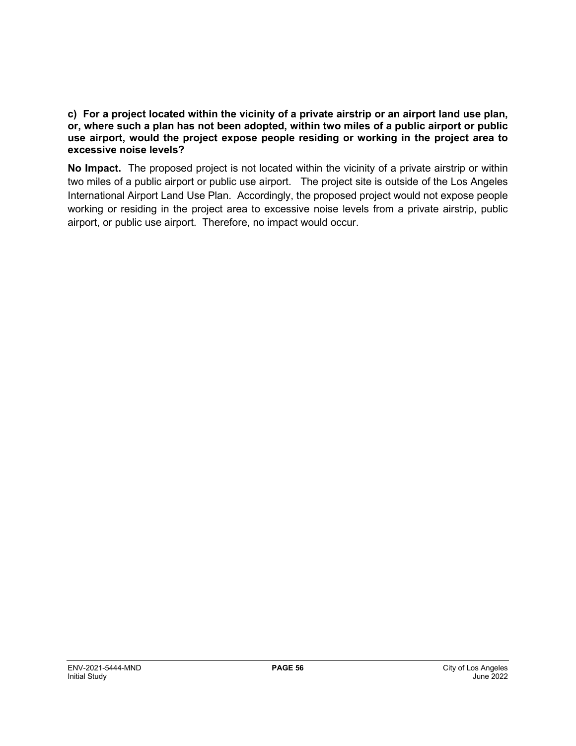**c) For a project located within the vicinity of a private airstrip or an airport land use plan, or, where such a plan has not been adopted, within two miles of a public airport or public use airport, would the project expose people residing or working in the project area to excessive noise levels?**

**No Impact.** The proposed project is not located within the vicinity of a private airstrip or within two miles of a public airport or public use airport. The project site is outside of the Los Angeles International Airport Land Use Plan. Accordingly, the proposed project would not expose people working or residing in the project area to excessive noise levels from a private airstrip, public airport, or public use airport. Therefore, no impact would occur.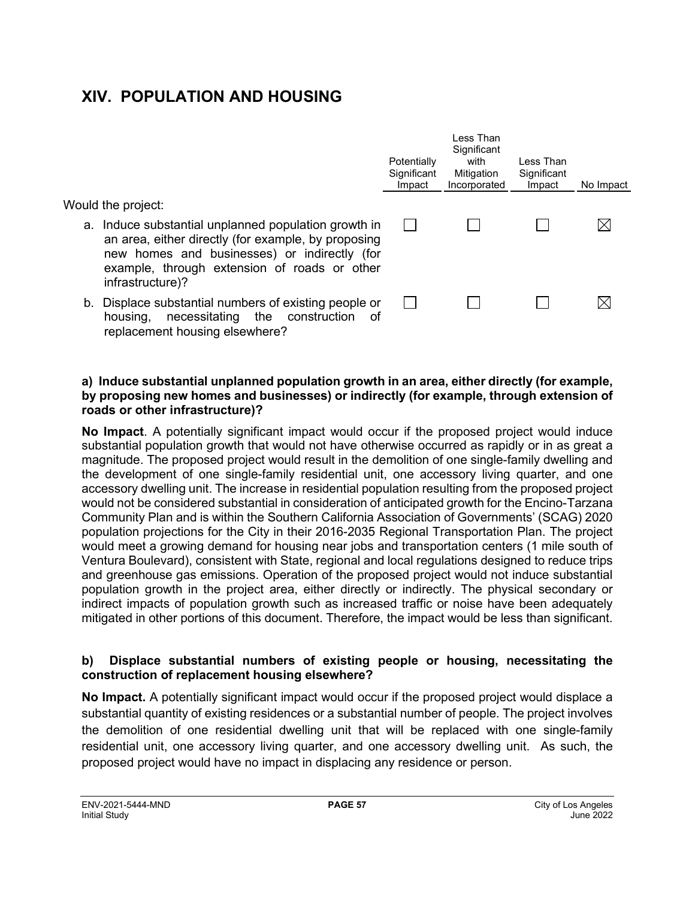# XIV. POPULATION AND HOUSING

| Would the project: | Potentially Significant Impact | Less Than Significant with Mitigation Incorporated | Less Than Significant Impact | No Impact |
|---|---|---|---|---|
| a. Induce substantial unplanned population growth in an area, either directly (for example, by proposing new homes and businesses) or indirectly (for example, through extension of roads or other infrastructure)? | ☐ | ☐ | ☐ | ☒ |
| b. Displace substantial numbers of existing people or housing, necessitating the construction of replacement housing elsewhere? | ☐ | ☐ | ☐ | ☒ |

**a) Induce substantial unplanned population growth in an area, either directly (for example, by proposing new homes and businesses) or indirectly (for example, through extension of roads or other infrastructure)?**

**No Impact**. A potentially significant impact would occur if the proposed project would induce substantial population growth that would not have otherwise occurred as rapidly or in as great a magnitude. The proposed project would result in the demolition of one single-family dwelling and the development of one single-family residential unit, one accessory living quarter, and one accessory dwelling unit. The increase in residential population resulting from the proposed project would not be considered substantial in consideration of anticipated growth for the Encino-Tarzana Community Plan and is within the Southern California Association of Governments' (SCAG) 2020 population projections for the City in their 2016-2035 Regional Transportation Plan. The project would meet a growing demand for housing near jobs and transportation centers (1 mile south of Ventura Boulevard), consistent with State, regional and local regulations designed to reduce trips and greenhouse gas emissions. Operation of the proposed project would not induce substantial population growth in the project area, either directly or indirectly. The physical secondary or indirect impacts of population growth such as increased traffic or noise have been adequately mitigated in other portions of this document. Therefore, the impact would be less than significant.

**b) Displace substantial numbers of existing people or housing, necessitating the construction of replacement housing elsewhere?**

**No Impact.** A potentially significant impact would occur if the proposed project would displace a substantial quantity of existing residences or a substantial number of people. The project involves the demolition of one residential dwelling unit that will be replaced with one single-family residential unit, one accessory living quarter, and one accessory dwelling unit. As such, the proposed project would have no impact in displacing any residence or person.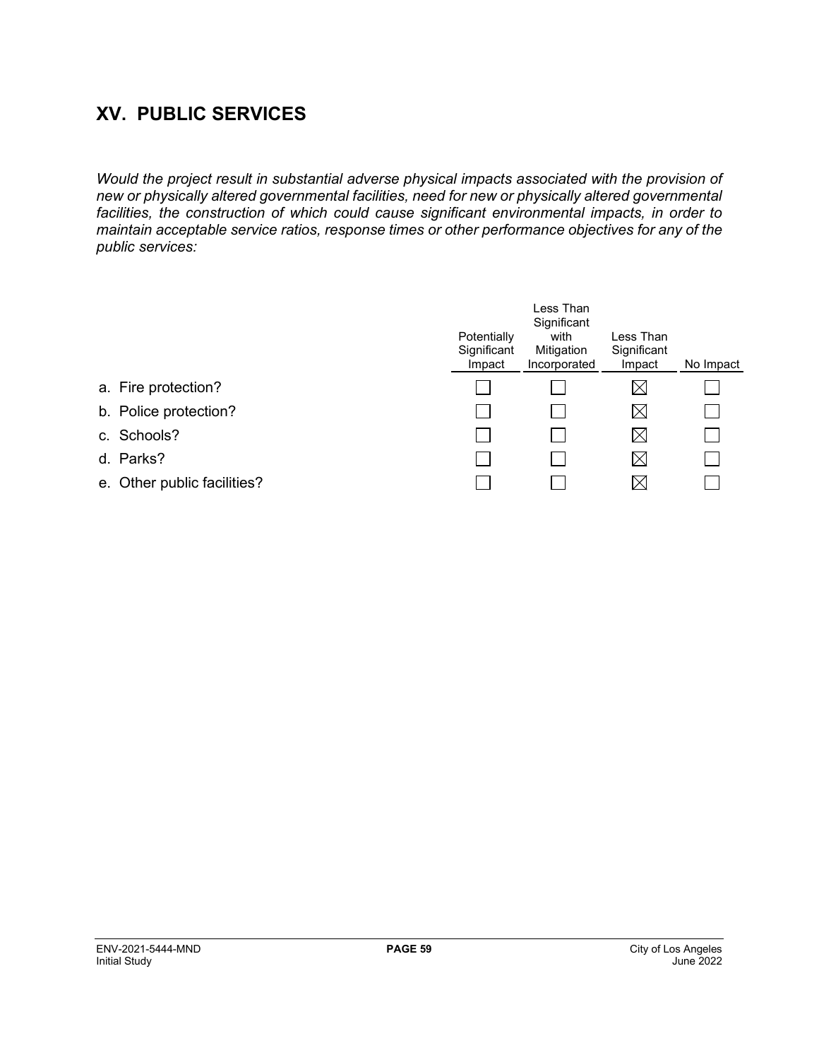## XV. PUBLIC SERVICES

*Would the project result in substantial adverse physical impacts associated with the provision of new or physically altered governmental facilities, need for new or physically altered governmental facilities, the construction of which could cause significant environmental impacts, in order to maintain acceptable service ratios, response times or other performance objectives for any of the public services:*

| | Potentially Significant Impact | Less Than Significant with Mitigation Incorporated | Less Than Significant Impact | No Impact |
|---|---|---|---|---|
| a. Fire protection? | ☐ | ☐ | ☒ | ☐ |
| b. Police protection? | ☐ | ☐ | ☒ | ☐ |
| c. Schools? | ☐ | ☐ | ☒ | ☐ |
| d. Parks? | ☐ | ☐ | ☒ | ☐ |
| e. Other public facilities? | ☐ | ☐ | ☒ | ☐ |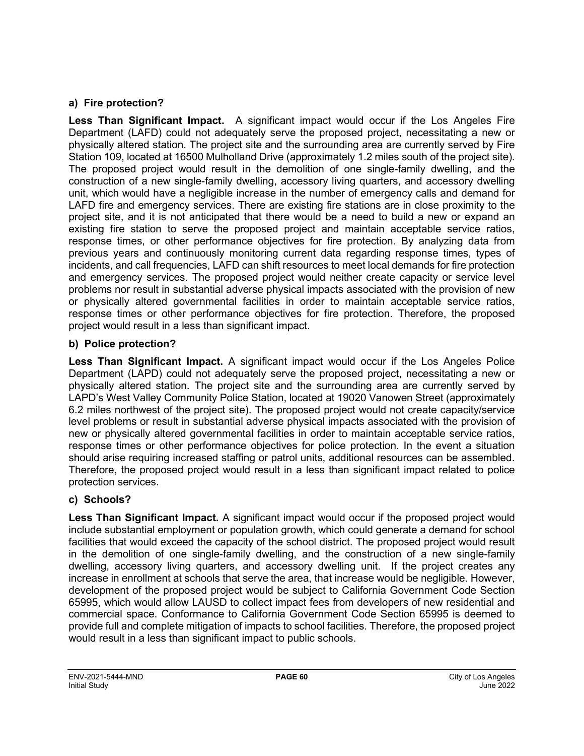**a) Fire protection?**

**Less Than Significant Impact.** A significant impact would occur if the Los Angeles Fire Department (LAFD) could not adequately serve the proposed project, necessitating a new or physically altered station. The project site and the surrounding area are currently served by Fire Station 109, located at 16500 Mulholland Drive (approximately 1.2 miles south of the project site). The proposed project would result in the demolition of one single-family dwelling, and the construction of a new single-family dwelling, accessory living quarters, and accessory dwelling unit, which would have a negligible increase in the number of emergency calls and demand for LAFD fire and emergency services. There are existing fire stations are in close proximity to the project site, and it is not anticipated that there would be a need to build a new or expand an existing fire station to serve the proposed project and maintain acceptable service ratios, response times, or other performance objectives for fire protection. By analyzing data from previous years and continuously monitoring current data regarding response times, types of incidents, and call frequencies, LAFD can shift resources to meet local demands for fire protection and emergency services. The proposed project would neither create capacity or service level problems nor result in substantial adverse physical impacts associated with the provision of new or physically altered governmental facilities in order to maintain acceptable service ratios, response times or other performance objectives for fire protection. Therefore, the proposed project would result in a less than significant impact.

**b) Police protection?**

**Less Than Significant Impact.** A significant impact would occur if the Los Angeles Police Department (LAPD) could not adequately serve the proposed project, necessitating a new or physically altered station. The project site and the surrounding area are currently served by LAPD's West Valley Community Police Station, located at 19020 Vanowen Street (approximately 6.2 miles northwest of the project site). The proposed project would not create capacity/service level problems or result in substantial adverse physical impacts associated with the provision of new or physically altered governmental facilities in order to maintain acceptable service ratios, response times or other performance objectives for police protection. In the event a situation should arise requiring increased staffing or patrol units, additional resources can be assembled. Therefore, the proposed project would result in a less than significant impact related to police protection services.

**c) Schools?**

**Less Than Significant Impact.** A significant impact would occur if the proposed project would include substantial employment or population growth, which could generate a demand for school facilities that would exceed the capacity of the school district. The proposed project would result in the demolition of one single-family dwelling, and the construction of a new single-family dwelling, accessory living quarters, and accessory dwelling unit. If the project creates any increase in enrollment at schools that serve the area, that increase would be negligible. However, development of the proposed project would be subject to California Government Code Section 65995, which would allow LAUSD to collect impact fees from developers of new residential and commercial space. Conformance to California Government Code Section 65995 is deemed to provide full and complete mitigation of impacts to school facilities. Therefore, the proposed project would result in a less than significant impact to public schools.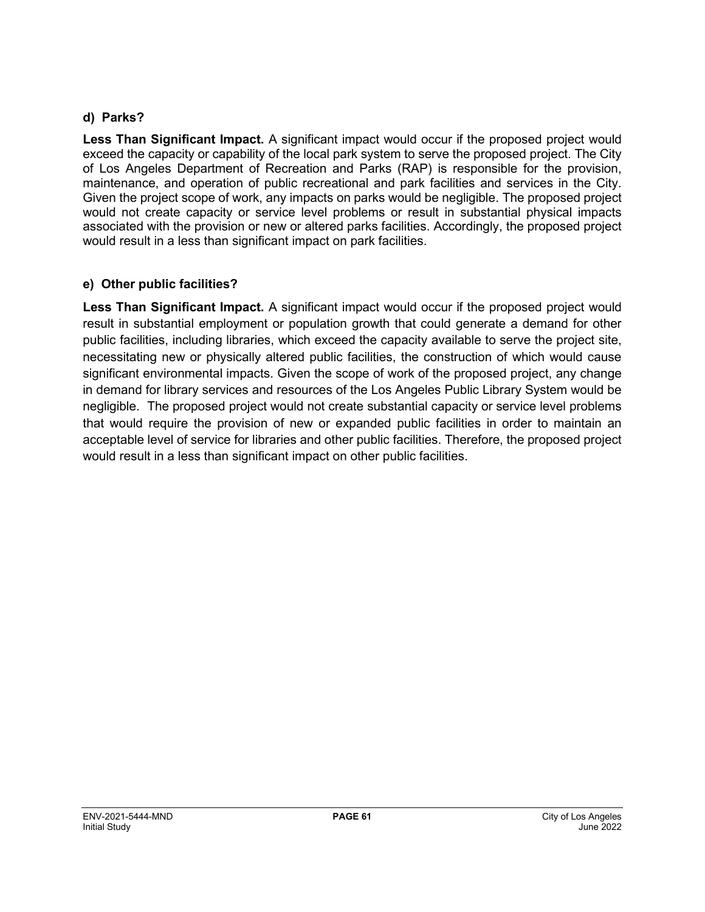### d) Parks?

**Less Than Significant Impact.** A significant impact would occur if the proposed project would exceed the capacity or capability of the local park system to serve the proposed project. The City of Los Angeles Department of Recreation and Parks (RAP) is responsible for the provision, maintenance, and operation of public recreational and park facilities and services in the City. Given the project scope of work, any impacts on parks would be negligible. The proposed project would not create capacity or service level problems or result in substantial physical impacts associated with the provision or new or altered parks facilities. Accordingly, the proposed project would result in a less than significant impact on park facilities.

### e) Other public facilities?

**Less Than Significant Impact.** A significant impact would occur if the proposed project would result in substantial employment or population growth that could generate a demand for other public facilities, including libraries, which exceed the capacity available to serve the project site, necessitating new or physically altered public facilities, the construction of which would cause significant environmental impacts. Given the scope of work of the proposed project, any change in demand for library services and resources of the Los Angeles Public Library System would be negligible. The proposed project would not create substantial capacity or service level problems that would require the provision of new or expanded public facilities in order to maintain an acceptable level of service for libraries and other public facilities. Therefore, the proposed project would result in a less than significant impact on other public facilities.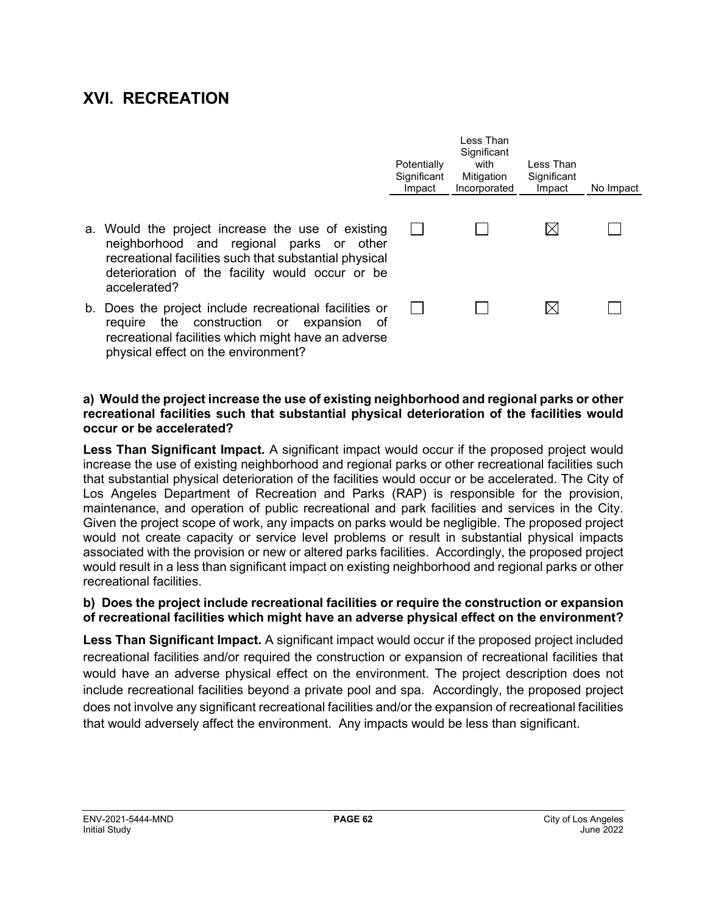# XVI. RECREATION

| | Potentially Significant Impact | Less Than Significant with Mitigation Incorporated | Less Than Significant Impact | No Impact |
|---|---|---|---|---|
| a. Would the project increase the use of existing neighborhood and regional parks or other recreational facilities such that substantial physical deterioration of the facility would occur or be accelerated? | ☐ | ☐ | ☒ | ☐ |
| b. Does the project include recreational facilities or require the construction or expansion of recreational facilities which might have an adverse physical effect on the environment? | ☐ | ☐ | ☒ | ☐ |

**a) Would the project increase the use of existing neighborhood and regional parks or other recreational facilities such that substantial physical deterioration of the facilities would occur or be accelerated?**

**Less Than Significant Impact.** A significant impact would occur if the proposed project would increase the use of existing neighborhood and regional parks or other recreational facilities such that substantial physical deterioration of the facilities would occur or be accelerated. The City of Los Angeles Department of Recreation and Parks (RAP) is responsible for the provision, maintenance, and operation of public recreational and park facilities and services in the City. Given the project scope of work, any impacts on parks would be negligible. The proposed project would not create capacity or service level problems or result in substantial physical impacts associated with the provision or new or altered parks facilities. Accordingly, the proposed project would result in a less than significant impact on existing neighborhood and regional parks or other recreational facilities.

**b) Does the project include recreational facilities or require the construction or expansion of recreational facilities which might have an adverse physical effect on the environment?**

**Less Than Significant Impact.** A significant impact would occur if the proposed project included recreational facilities and/or required the construction or expansion of recreational facilities that would have an adverse physical effect on the environment. The project description does not include recreational facilities beyond a private pool and spa. Accordingly, the proposed project does not involve any significant recreational facilities and/or the expansion of recreational facilities that would adversely affect the environment. Any impacts would be less than significant.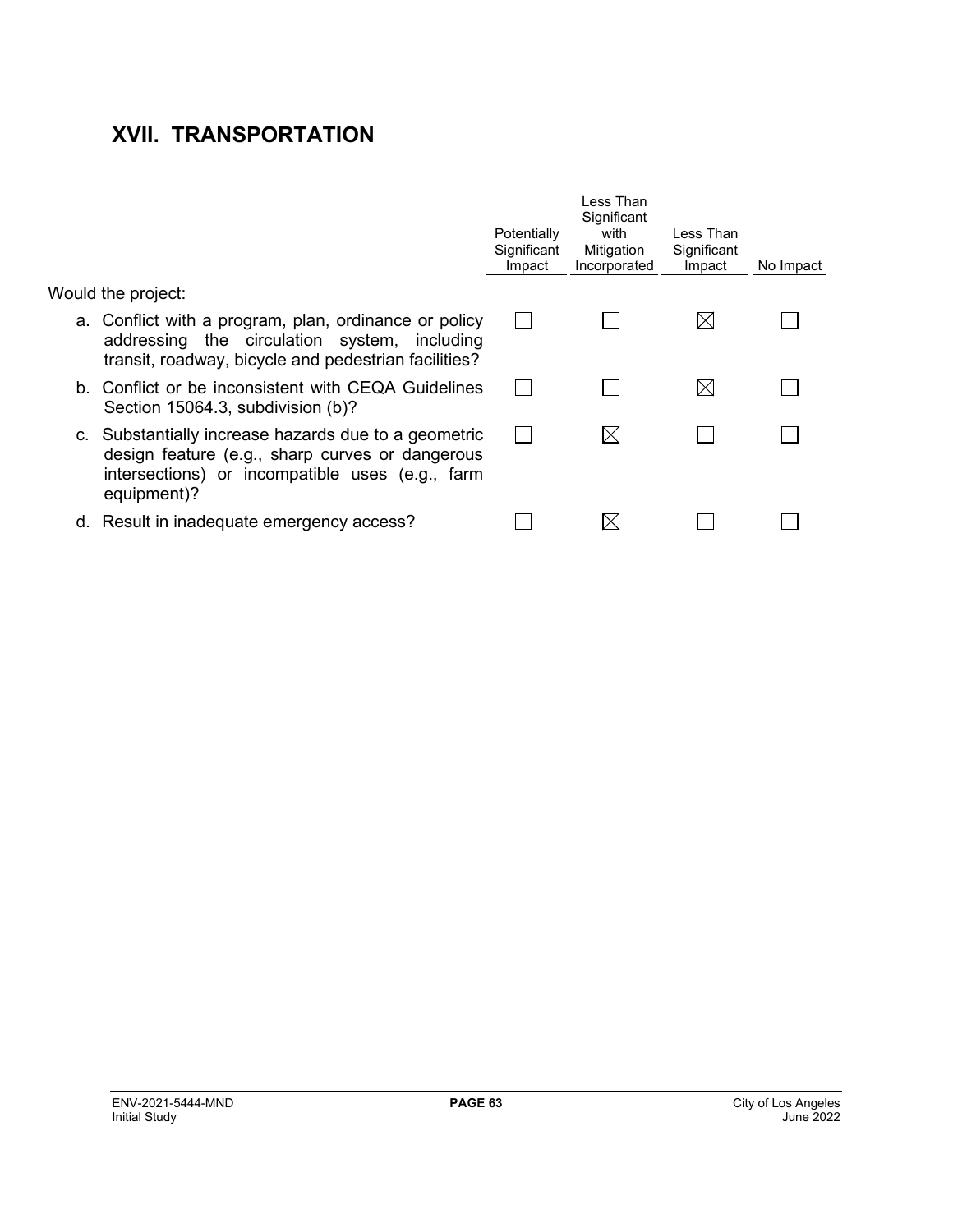## XVII. TRANSPORTATION

| Would the project: | Potentially Significant Impact | Less Than Significant with Mitigation Incorporated | Less Than Significant Impact | No Impact |
|---|---|---|---|---|
| a. Conflict with a program, plan, ordinance or policy addressing the circulation system, including transit, roadway, bicycle and pedestrian facilities? | ☐ | ☐ | ☒ | ☐ |
| b. Conflict or be inconsistent with CEQA Guidelines Section 15064.3, subdivision (b)? | ☐ | ☐ | ☒ | ☐ |
| c. Substantially increase hazards due to a geometric design feature (e.g., sharp curves or dangerous intersections) or incompatible uses (e.g., farm equipment)? | ☐ | ☒ | ☐ | ☐ |
| d. Result in inadequate emergency access? | ☐ | ☒ | ☐ | ☐ |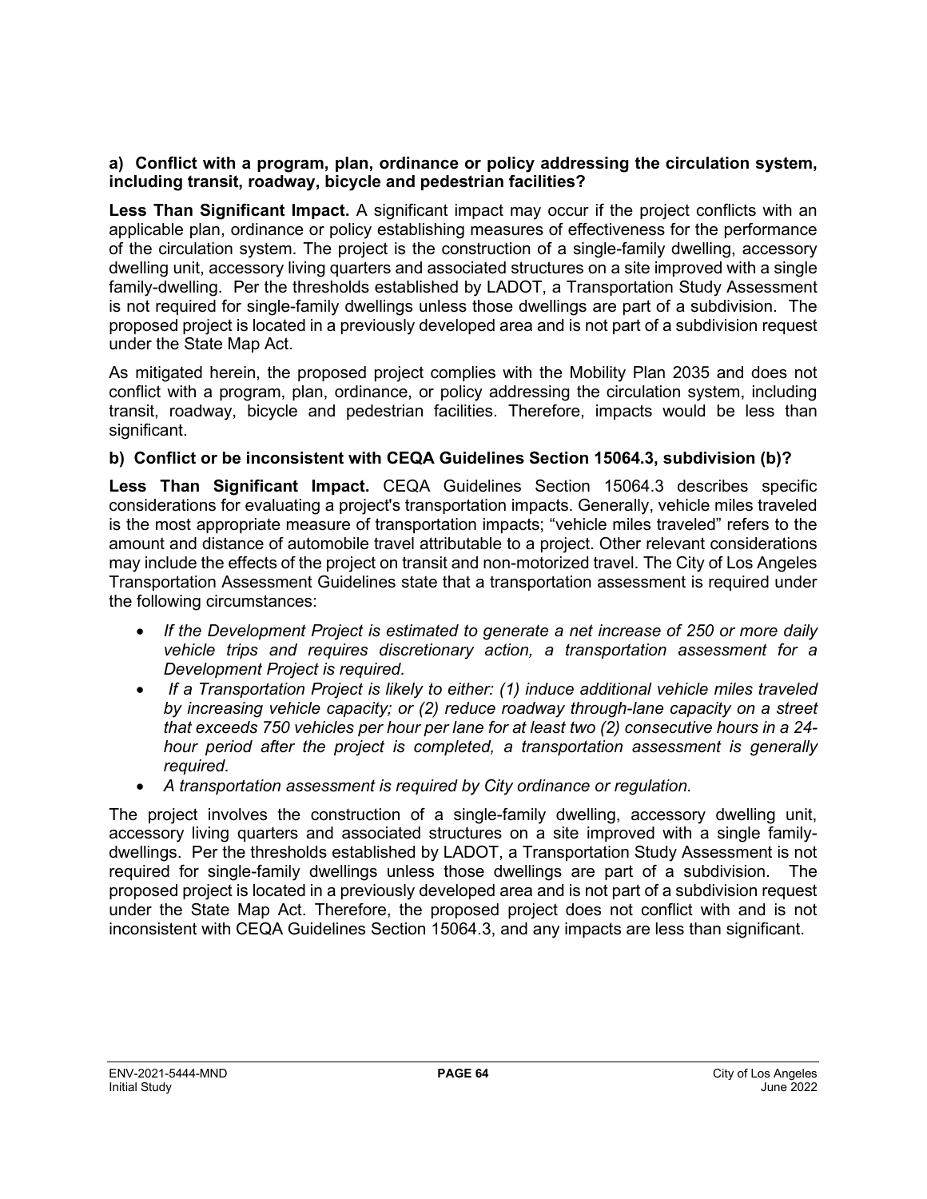**a) Conflict with a program, plan, ordinance or policy addressing the circulation system, including transit, roadway, bicycle and pedestrian facilities?**

**Less Than Significant Impact.** A significant impact may occur if the project conflicts with an applicable plan, ordinance or policy establishing measures of effectiveness for the performance of the circulation system. The project is the construction of a single-family dwelling, accessory dwelling unit, accessory living quarters and associated structures on a site improved with a single family-dwelling. Per the thresholds established by LADOT, a Transportation Study Assessment is not required for single-family dwellings unless those dwellings are part of a subdivision. The proposed project is located in a previously developed area and is not part of a subdivision request under the State Map Act.

As mitigated herein, the proposed project complies with the Mobility Plan 2035 and does not conflict with a program, plan, ordinance, or policy addressing the circulation system, including transit, roadway, bicycle and pedestrian facilities. Therefore, impacts would be less than significant.

**b) Conflict or be inconsistent with CEQA Guidelines Section 15064.3, subdivision (b)?**

**Less Than Significant Impact.** CEQA Guidelines Section 15064.3 describes specific considerations for evaluating a project's transportation impacts. Generally, vehicle miles traveled is the most appropriate measure of transportation impacts; "vehicle miles traveled" refers to the amount and distance of automobile travel attributable to a project. Other relevant considerations may include the effects of the project on transit and non-motorized travel. The City of Los Angeles Transportation Assessment Guidelines state that a transportation assessment is required under the following circumstances:

- *If the Development Project is estimated to generate a net increase of 250 or more daily vehicle trips and requires discretionary action, a transportation assessment for a Development Project is required.*
- *If a Transportation Project is likely to either: (1) induce additional vehicle miles traveled by increasing vehicle capacity; or (2) reduce roadway through-lane capacity on a street that exceeds 750 vehicles per hour per lane for at least two (2) consecutive hours in a 24-hour period after the project is completed, a transportation assessment is generally required.*
- *A transportation assessment is required by City ordinance or regulation.*

The project involves the construction of a single-family dwelling, accessory dwelling unit, accessory living quarters and associated structures on a site improved with a single family-dwellings. Per the thresholds established by LADOT, a Transportation Study Assessment is not required for single-family dwellings unless those dwellings are part of a subdivision. The proposed project is located in a previously developed area and is not part of a subdivision request under the State Map Act. Therefore, the proposed project does not conflict with and is not inconsistent with CEQA Guidelines Section 15064.3, and any impacts are less than significant.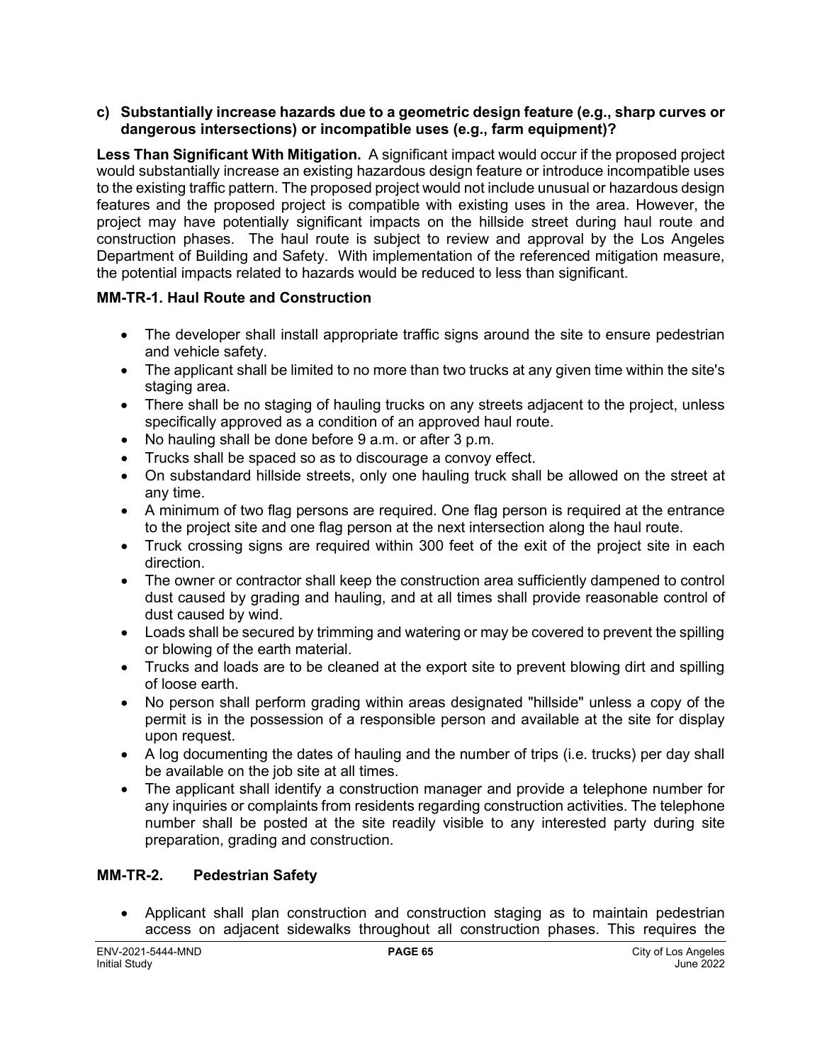**c) Substantially increase hazards due to a geometric design feature (e.g., sharp curves or dangerous intersections) or incompatible uses (e.g., farm equipment)?**

**Less Than Significant With Mitigation.** A significant impact would occur if the proposed project would substantially increase an existing hazardous design feature or introduce incompatible uses to the existing traffic pattern. The proposed project would not include unusual or hazardous design features and the proposed project is compatible with existing uses in the area. However, the project may have potentially significant impacts on the hillside street during haul route and construction phases. The haul route is subject to review and approval by the Los Angeles Department of Building and Safety. With implementation of the referenced mitigation measure, the potential impacts related to hazards would be reduced to less than significant.

**MM-TR-1. Haul Route and Construction**

- The developer shall install appropriate traffic signs around the site to ensure pedestrian and vehicle safety.
- The applicant shall be limited to no more than two trucks at any given time within the site's staging area.
- There shall be no staging of hauling trucks on any streets adjacent to the project, unless specifically approved as a condition of an approved haul route.
- No hauling shall be done before 9 a.m. or after 3 p.m.
- Trucks shall be spaced so as to discourage a convoy effect.
- On substandard hillside streets, only one hauling truck shall be allowed on the street at any time.
- A minimum of two flag persons are required. One flag person is required at the entrance to the project site and one flag person at the next intersection along the haul route.
- Truck crossing signs are required within 300 feet of the exit of the project site in each direction.
- The owner or contractor shall keep the construction area sufficiently dampened to control dust caused by grading and hauling, and at all times shall provide reasonable control of dust caused by wind.
- Loads shall be secured by trimming and watering or may be covered to prevent the spilling or blowing of the earth material.
- Trucks and loads are to be cleaned at the export site to prevent blowing dirt and spilling of loose earth.
- No person shall perform grading within areas designated "hillside" unless a copy of the permit is in the possession of a responsible person and available at the site for display upon request.
- A log documenting the dates of hauling and the number of trips (i.e. trucks) per day shall be available on the job site at all times.
- The applicant shall identify a construction manager and provide a telephone number for any inquiries or complaints from residents regarding construction activities. The telephone number shall be posted at the site readily visible to any interested party during site preparation, grading and construction.

**MM-TR-2. Pedestrian Safety**

- Applicant shall plan construction and construction staging as to maintain pedestrian access on adjacent sidewalks throughout all construction phases. This requires the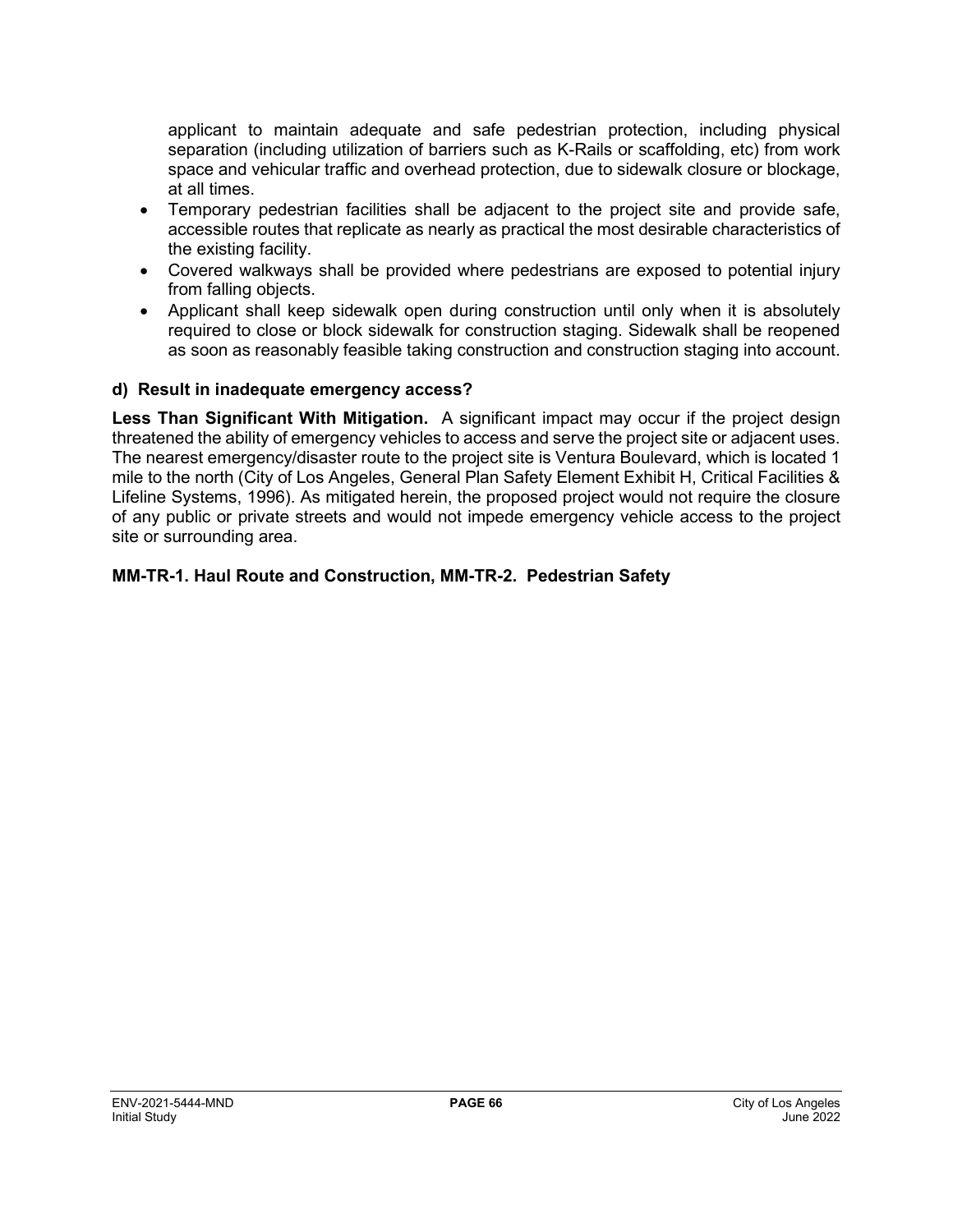applicant to maintain adequate and safe pedestrian protection, including physical separation (including utilization of barriers such as K-Rails or scaffolding, etc) from work space and vehicular traffic and overhead protection, due to sidewalk closure or blockage, at all times.

- Temporary pedestrian facilities shall be adjacent to the project site and provide safe, accessible routes that replicate as nearly as practical the most desirable characteristics of the existing facility.
- Covered walkways shall be provided where pedestrians are exposed to potential injury from falling objects.
- Applicant shall keep sidewalk open during construction until only when it is absolutely required to close or block sidewalk for construction staging. Sidewalk shall be reopened as soon as reasonably feasible taking construction and construction staging into account.

**d) Result in inadequate emergency access?**

**Less Than Significant With Mitigation.** A significant impact may occur if the project design threatened the ability of emergency vehicles to access and serve the project site or adjacent uses. The nearest emergency/disaster route to the project site is Ventura Boulevard, which is located 1 mile to the north (City of Los Angeles, General Plan Safety Element Exhibit H, Critical Facilities & Lifeline Systems, 1996). As mitigated herein, the proposed project would not require the closure of any public or private streets and would not impede emergency vehicle access to the project site or surrounding area.

**MM-TR-1. Haul Route and Construction, MM-TR-2. Pedestrian Safety**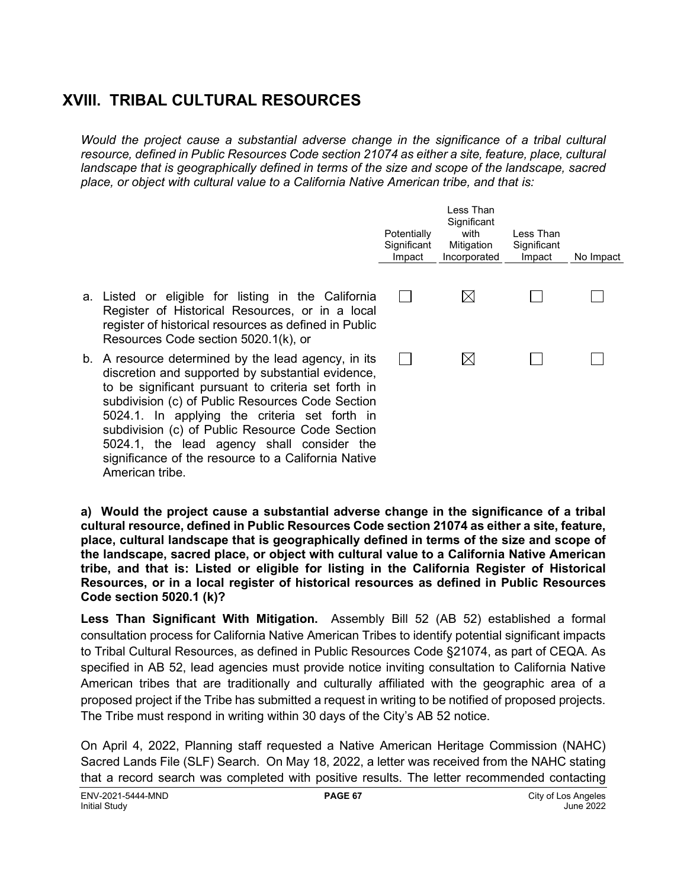## XVIII. TRIBAL CULTURAL RESOURCES

*Would the project cause a substantial adverse change in the significance of a tribal cultural resource, defined in Public Resources Code section 21074 as either a site, feature, place, cultural landscape that is geographically defined in terms of the size and scope of the landscape, sacred place, or object with cultural value to a California Native American tribe, and that is:*

| | Potentially Significant Impact | Less Than Significant with Mitigation Incorporated | Less Than Significant Impact | No Impact |
|---|---|---|---|---|
| a. Listed or eligible for listing in the California Register of Historical Resources, or in a local register of historical resources as defined in Public Resources Code section 5020.1(k), or | ☐ | ☒ | ☐ | ☐ |
| b. A resource determined by the lead agency, in its discretion and supported by substantial evidence, to be significant pursuant to criteria set forth in subdivision (c) of Public Resources Code Section 5024.1. In applying the criteria set forth in subdivision (c) of Public Resource Code Section 5024.1, the lead agency shall consider the significance of the resource to a California Native American tribe. | ☐ | ☒ | ☐ | ☐ |

**a) Would the project cause a substantial adverse change in the significance of a tribal cultural resource, defined in Public Resources Code section 21074 as either a site, feature, place, cultural landscape that is geographically defined in terms of the size and scope of the landscape, sacred place, or object with cultural value to a California Native American tribe, and that is: Listed or eligible for listing in the California Register of Historical Resources, or in a local register of historical resources as defined in Public Resources Code section 5020.1 (k)?**

**Less Than Significant With Mitigation.** Assembly Bill 52 (AB 52) established a formal consultation process for California Native American Tribes to identify potential significant impacts to Tribal Cultural Resources, as defined in Public Resources Code §21074, as part of CEQA. As specified in AB 52, lead agencies must provide notice inviting consultation to California Native American tribes that are traditionally and culturally affiliated with the geographic area of a proposed project if the Tribe has submitted a request in writing to be notified of proposed projects. The Tribe must respond in writing within 30 days of the City's AB 52 notice.

On April 4, 2022, Planning staff requested a Native American Heritage Commission (NAHC) Sacred Lands File (SLF) Search. On May 18, 2022, a letter was received from the NAHC stating that a record search was completed with positive results. The letter recommended contacting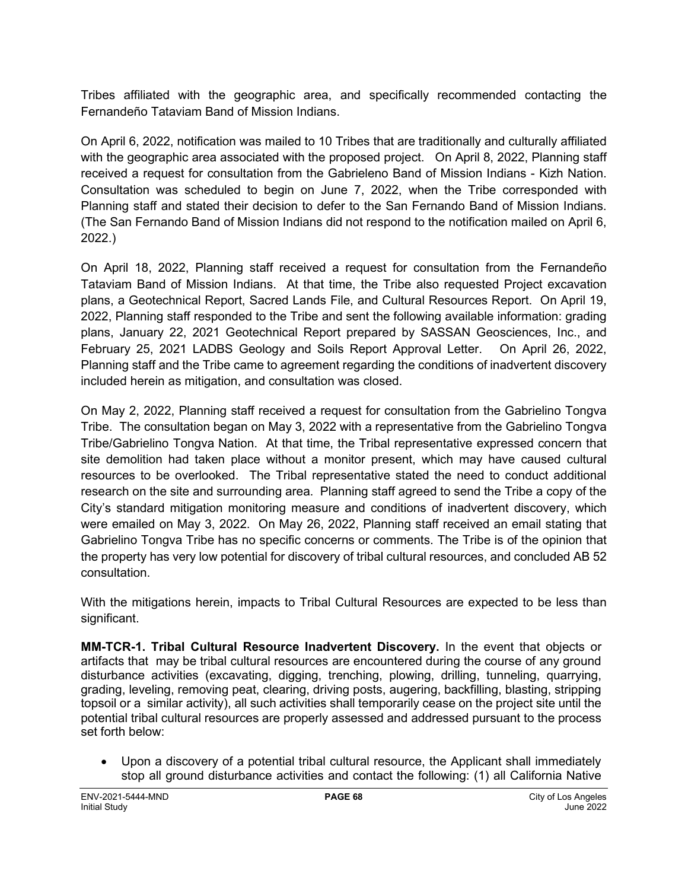Tribes affiliated with the geographic area, and specifically recommended contacting the Fernandeño Tataviam Band of Mission Indians.

On April 6, 2022, notification was mailed to 10 Tribes that are traditionally and culturally affiliated with the geographic area associated with the proposed project. On April 8, 2022, Planning staff received a request for consultation from the Gabrieleno Band of Mission Indians - Kizh Nation. Consultation was scheduled to begin on June 7, 2022, when the Tribe corresponded with Planning staff and stated their decision to defer to the San Fernando Band of Mission Indians. (The San Fernando Band of Mission Indians did not respond to the notification mailed on April 6, 2022.)

On April 18, 2022, Planning staff received a request for consultation from the Fernandeño Tataviam Band of Mission Indians. At that time, the Tribe also requested Project excavation plans, a Geotechnical Report, Sacred Lands File, and Cultural Resources Report. On April 19, 2022, Planning staff responded to the Tribe and sent the following available information: grading plans, January 22, 2021 Geotechnical Report prepared by SASSAN Geosciences, Inc., and February 25, 2021 LADBS Geology and Soils Report Approval Letter. On April 26, 2022, Planning staff and the Tribe came to agreement regarding the conditions of inadvertent discovery included herein as mitigation, and consultation was closed.

On May 2, 2022, Planning staff received a request for consultation from the Gabrielino Tongva Tribe. The consultation began on May 3, 2022 with a representative from the Gabrielino Tongva Tribe/Gabrielino Tongva Nation. At that time, the Tribal representative expressed concern that site demolition had taken place without a monitor present, which may have caused cultural resources to be overlooked. The Tribal representative stated the need to conduct additional research on the site and surrounding area. Planning staff agreed to send the Tribe a copy of the City's standard mitigation monitoring measure and conditions of inadvertent discovery, which were emailed on May 3, 2022. On May 26, 2022, Planning staff received an email stating that Gabrielino Tongva Tribe has no specific concerns or comments. The Tribe is of the opinion that the property has very low potential for discovery of tribal cultural resources, and concluded AB 52 consultation.

With the mitigations herein, impacts to Tribal Cultural Resources are expected to be less than significant.

**MM-TCR-1. Tribal Cultural Resource Inadvertent Discovery.** In the event that objects or artifacts that may be tribal cultural resources are encountered during the course of any ground disturbance activities (excavating, digging, trenching, plowing, drilling, tunneling, quarrying, grading, leveling, removing peat, clearing, driving posts, augering, backfilling, blasting, stripping topsoil or a similar activity), all such activities shall temporarily cease on the project site until the potential tribal cultural resources are properly assessed and addressed pursuant to the process set forth below:

- Upon a discovery of a potential tribal cultural resource, the Applicant shall immediately stop all ground disturbance activities and contact the following: (1) all California Native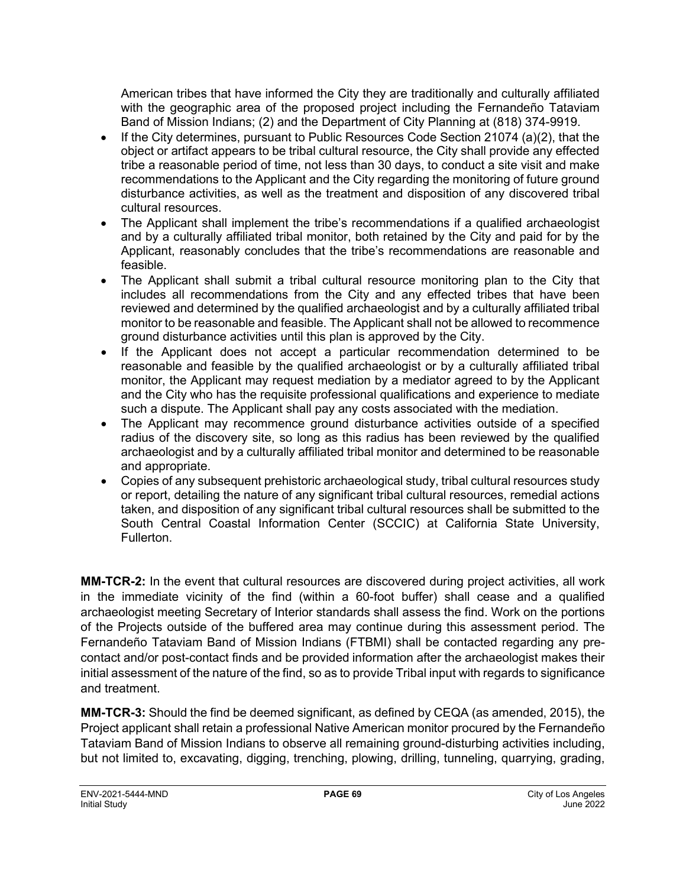American tribes that have informed the City they are traditionally and culturally affiliated with the geographic area of the proposed project including the Fernandeño Tataviam Band of Mission Indians; (2) and the Department of City Planning at (818) 374-9919.

- If the City determines, pursuant to Public Resources Code Section 21074 (a)(2), that the object or artifact appears to be tribal cultural resource, the City shall provide any effected tribe a reasonable period of time, not less than 30 days, to conduct a site visit and make recommendations to the Applicant and the City regarding the monitoring of future ground disturbance activities, as well as the treatment and disposition of any discovered tribal cultural resources.
- The Applicant shall implement the tribe's recommendations if a qualified archaeologist and by a culturally affiliated tribal monitor, both retained by the City and paid for by the Applicant, reasonably concludes that the tribe's recommendations are reasonable and feasible.
- The Applicant shall submit a tribal cultural resource monitoring plan to the City that includes all recommendations from the City and any effected tribes that have been reviewed and determined by the qualified archaeologist and by a culturally affiliated tribal monitor to be reasonable and feasible. The Applicant shall not be allowed to recommence ground disturbance activities until this plan is approved by the City.
- If the Applicant does not accept a particular recommendation determined to be reasonable and feasible by the qualified archaeologist or by a culturally affiliated tribal monitor, the Applicant may request mediation by a mediator agreed to by the Applicant and the City who has the requisite professional qualifications and experience to mediate such a dispute. The Applicant shall pay any costs associated with the mediation.
- The Applicant may recommence ground disturbance activities outside of a specified radius of the discovery site, so long as this radius has been reviewed by the qualified archaeologist and by a culturally affiliated tribal monitor and determined to be reasonable and appropriate.
- Copies of any subsequent prehistoric archaeological study, tribal cultural resources study or report, detailing the nature of any significant tribal cultural resources, remedial actions taken, and disposition of any significant tribal cultural resources shall be submitted to the South Central Coastal Information Center (SCCIC) at California State University, Fullerton.

**MM-TCR-2:** In the event that cultural resources are discovered during project activities, all work in the immediate vicinity of the find (within a 60-foot buffer) shall cease and a qualified archaeologist meeting Secretary of Interior standards shall assess the find. Work on the portions of the Projects outside of the buffered area may continue during this assessment period. The Fernandeño Tataviam Band of Mission Indians (FTBMI) shall be contacted regarding any pre-contact and/or post-contact finds and be provided information after the archaeologist makes their initial assessment of the nature of the find, so as to provide Tribal input with regards to significance and treatment.

**MM-TCR-3:** Should the find be deemed significant, as defined by CEQA (as amended, 2015), the Project applicant shall retain a professional Native American monitor procured by the Fernandeño Tataviam Band of Mission Indians to observe all remaining ground-disturbing activities including, but not limited to, excavating, digging, trenching, plowing, drilling, tunneling, quarrying, grading,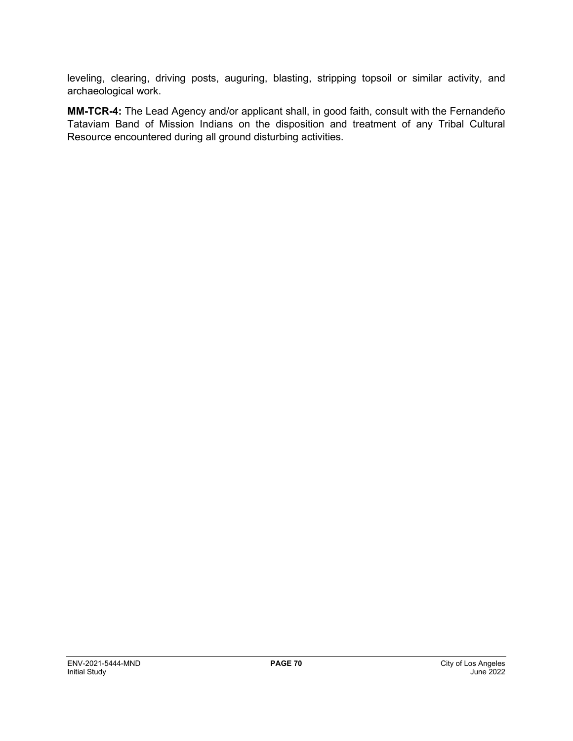leveling, clearing, driving posts, auguring, blasting, stripping topsoil or similar activity, and archaeological work.

**MM-TCR-4:** The Lead Agency and/or applicant shall, in good faith, consult with the Fernandeño Tataviam Band of Mission Indians on the disposition and treatment of any Tribal Cultural Resource encountered during all ground disturbing activities.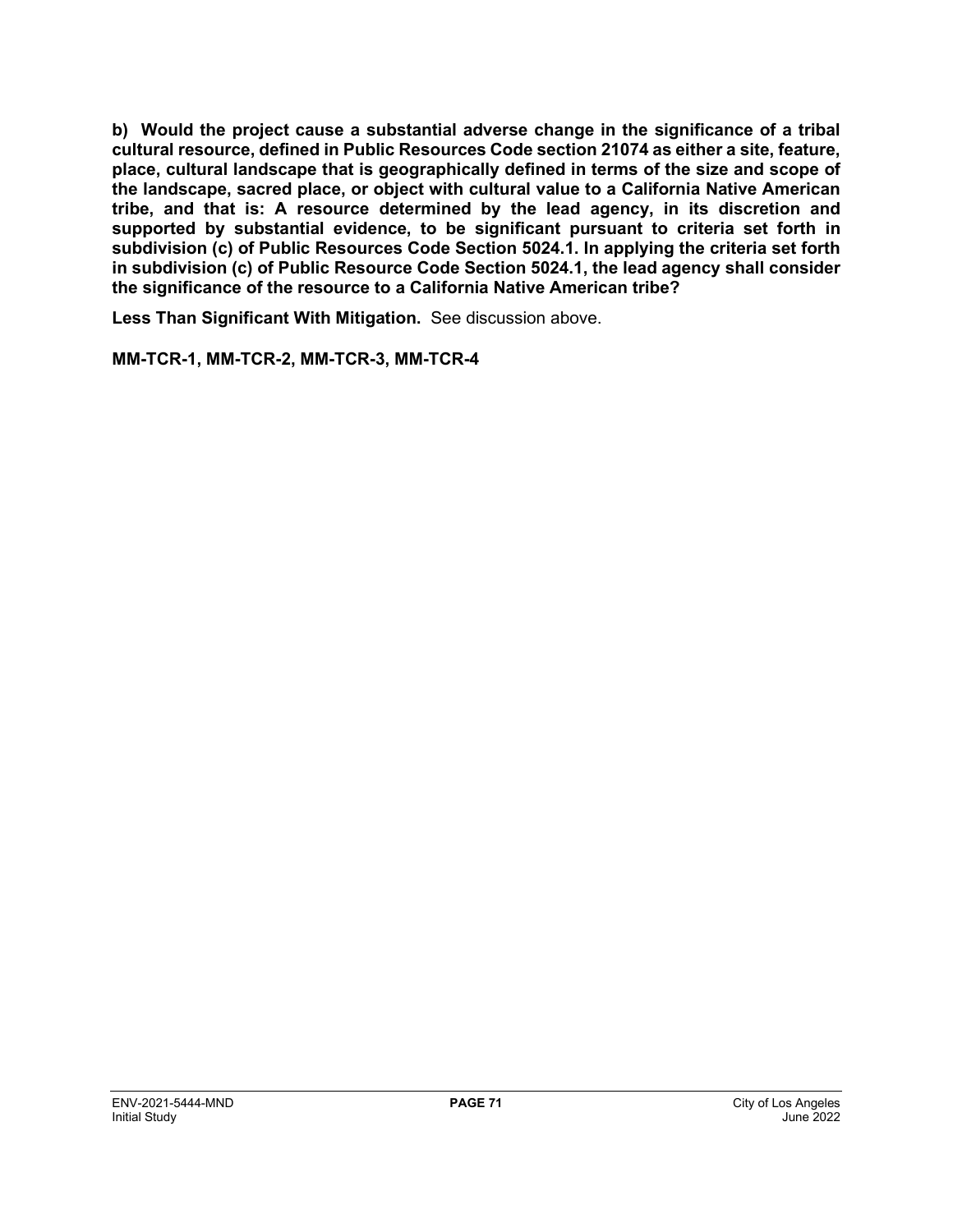**b) Would the project cause a substantial adverse change in the significance of a tribal cultural resource, defined in Public Resources Code section 21074 as either a site, feature, place, cultural landscape that is geographically defined in terms of the size and scope of the landscape, sacred place, or object with cultural value to a California Native American tribe, and that is: A resource determined by the lead agency, in its discretion and supported by substantial evidence, to be significant pursuant to criteria set forth in subdivision (c) of Public Resources Code Section 5024.1. In applying the criteria set forth in subdivision (c) of Public Resource Code Section 5024.1, the lead agency shall consider the significance of the resource to a California Native American tribe?**

**Less Than Significant With Mitigation.** See discussion above.

**MM-TCR-1, MM-TCR-2, MM-TCR-3, MM-TCR-4**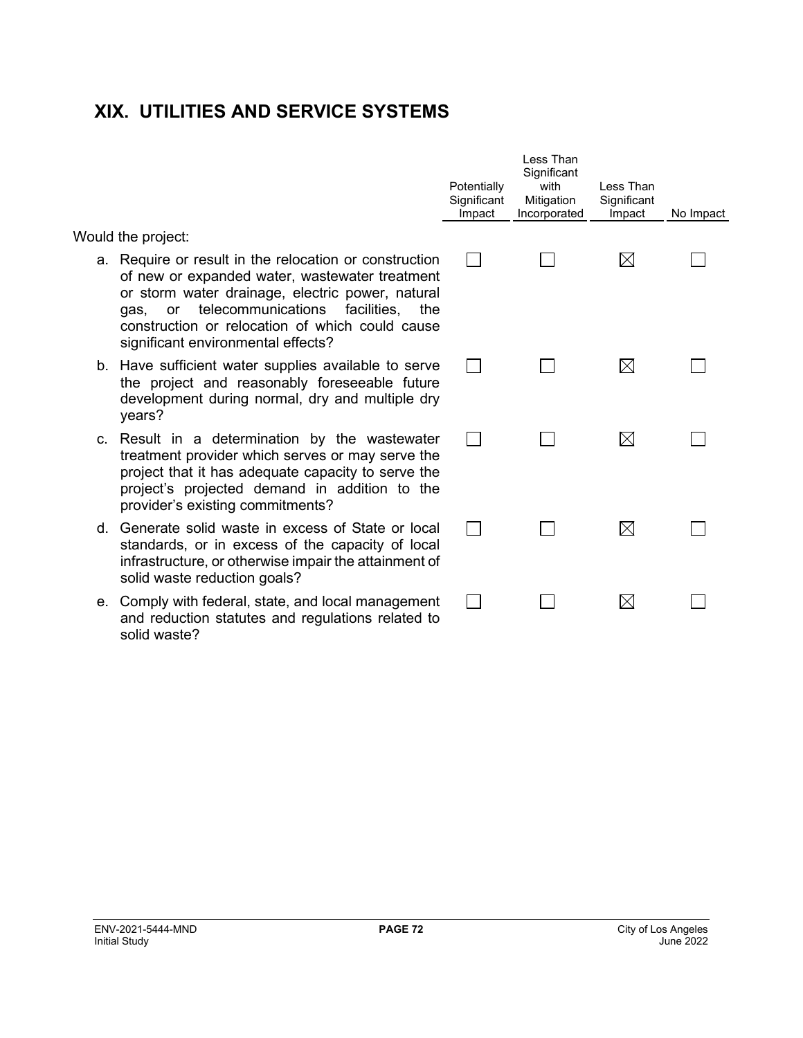# XIX. UTILITIES AND SERVICE SYSTEMS

| Would the project: | Potentially Significant Impact | Less Than Significant with Mitigation Incorporated | Less Than Significant Impact | No Impact |
|---|---|---|---|---|
| a. Require or result in the relocation or construction of new or expanded water, wastewater treatment or storm water drainage, electric power, natural gas, or telecommunications facilities, the construction or relocation of which could cause significant environmental effects? | ☐ | ☐ | ☒ | ☐ |
| b. Have sufficient water supplies available to serve the project and reasonably foreseeable future development during normal, dry and multiple dry years? | ☐ | ☐ | ☒ | ☐ |
| c. Result in a determination by the wastewater treatment provider which serves or may serve the project that it has adequate capacity to serve the project's projected demand in addition to the provider's existing commitments? | ☐ | ☐ | ☒ | ☐ |
| d. Generate solid waste in excess of State or local standards, or in excess of the capacity of local infrastructure, or otherwise impair the attainment of solid waste reduction goals? | ☐ | ☐ | ☒ | ☐ |
| e. Comply with federal, state, and local management and reduction statutes and regulations related to solid waste? | ☐ | ☐ | ☒ | ☐ |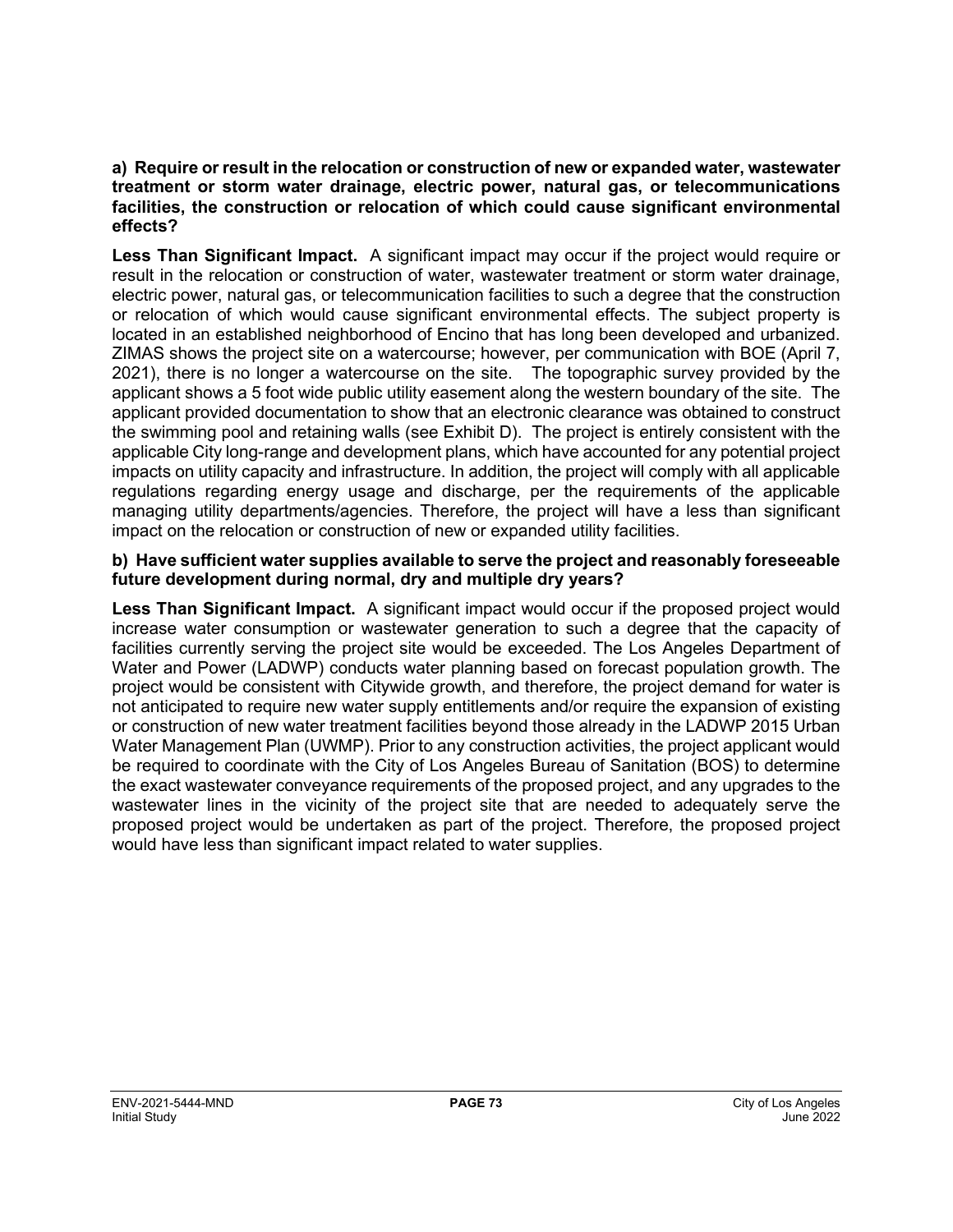**a) Require or result in the relocation or construction of new or expanded water, wastewater treatment or storm water drainage, electric power, natural gas, or telecommunications facilities, the construction or relocation of which could cause significant environmental effects?**

**Less Than Significant Impact.** A significant impact may occur if the project would require or result in the relocation or construction of water, wastewater treatment or storm water drainage, electric power, natural gas, or telecommunication facilities to such a degree that the construction or relocation of which would cause significant environmental effects. The subject property is located in an established neighborhood of Encino that has long been developed and urbanized. ZIMAS shows the project site on a watercourse; however, per communication with BOE (April 7, 2021), there is no longer a watercourse on the site. The topographic survey provided by the applicant shows a 5 foot wide public utility easement along the western boundary of the site. The applicant provided documentation to show that an electronic clearance was obtained to construct the swimming pool and retaining walls (see Exhibit D). The project is entirely consistent with the applicable City long-range and development plans, which have accounted for any potential project impacts on utility capacity and infrastructure. In addition, the project will comply with all applicable regulations regarding energy usage and discharge, per the requirements of the applicable managing utility departments/agencies. Therefore, the project will have a less than significant impact on the relocation or construction of new or expanded utility facilities.

**b) Have sufficient water supplies available to serve the project and reasonably foreseeable future development during normal, dry and multiple dry years?**

**Less Than Significant Impact.** A significant impact would occur if the proposed project would increase water consumption or wastewater generation to such a degree that the capacity of facilities currently serving the project site would be exceeded. The Los Angeles Department of Water and Power (LADWP) conducts water planning based on forecast population growth. The project would be consistent with Citywide growth, and therefore, the project demand for water is not anticipated to require new water supply entitlements and/or require the expansion of existing or construction of new water treatment facilities beyond those already in the LADWP 2015 Urban Water Management Plan (UWMP). Prior to any construction activities, the project applicant would be required to coordinate with the City of Los Angeles Bureau of Sanitation (BOS) to determine the exact wastewater conveyance requirements of the proposed project, and any upgrades to the wastewater lines in the vicinity of the project site that are needed to adequately serve the proposed project would be undertaken as part of the project. Therefore, the proposed project would have less than significant impact related to water supplies.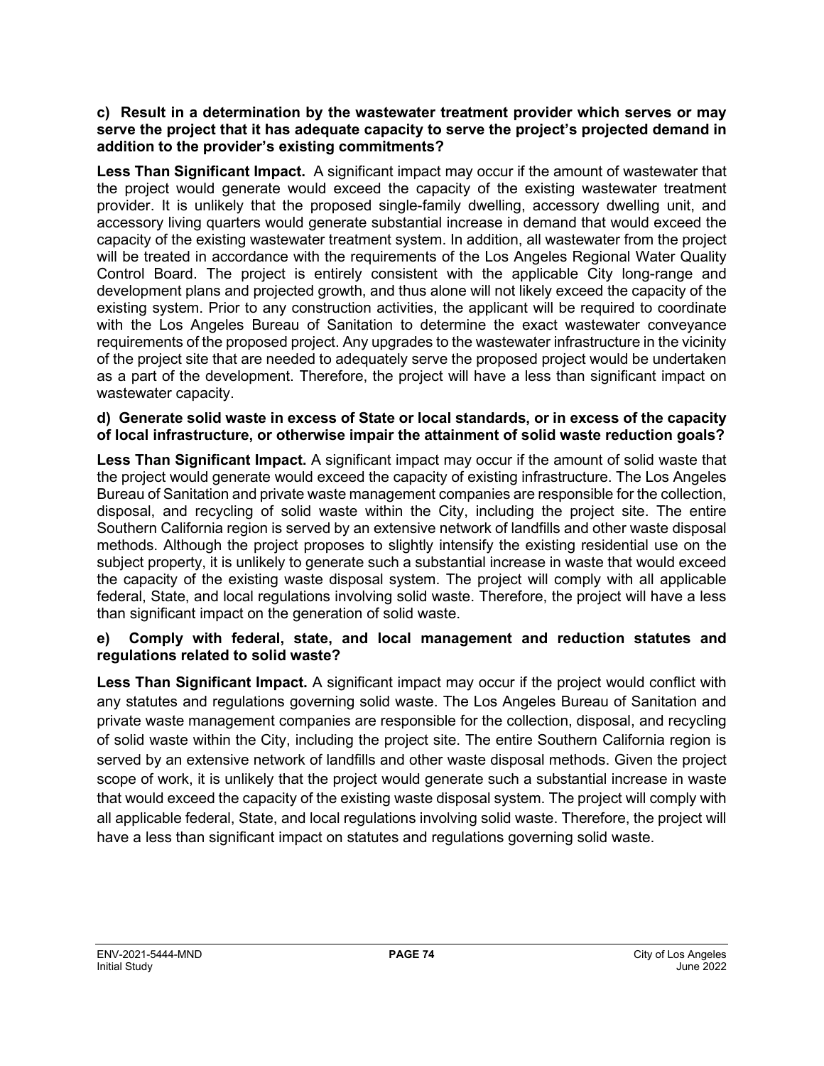**c) Result in a determination by the wastewater treatment provider which serves or may serve the project that it has adequate capacity to serve the project's projected demand in addition to the provider's existing commitments?**

**Less Than Significant Impact.** A significant impact may occur if the amount of wastewater that the project would generate would exceed the capacity of the existing wastewater treatment provider. It is unlikely that the proposed single-family dwelling, accessory dwelling unit, and accessory living quarters would generate substantial increase in demand that would exceed the capacity of the existing wastewater treatment system. In addition, all wastewater from the project will be treated in accordance with the requirements of the Los Angeles Regional Water Quality Control Board. The project is entirely consistent with the applicable City long-range and development plans and projected growth, and thus alone will not likely exceed the capacity of the existing system. Prior to any construction activities, the applicant will be required to coordinate with the Los Angeles Bureau of Sanitation to determine the exact wastewater conveyance requirements of the proposed project. Any upgrades to the wastewater infrastructure in the vicinity of the project site that are needed to adequately serve the proposed project would be undertaken as a part of the development. Therefore, the project will have a less than significant impact on wastewater capacity.

**d) Generate solid waste in excess of State or local standards, or in excess of the capacity of local infrastructure, or otherwise impair the attainment of solid waste reduction goals?**

**Less Than Significant Impact.** A significant impact may occur if the amount of solid waste that the project would generate would exceed the capacity of existing infrastructure. The Los Angeles Bureau of Sanitation and private waste management companies are responsible for the collection, disposal, and recycling of solid waste within the City, including the project site. The entire Southern California region is served by an extensive network of landfills and other waste disposal methods. Although the project proposes to slightly intensify the existing residential use on the subject property, it is unlikely to generate such a substantial increase in waste that would exceed the capacity of the existing waste disposal system. The project will comply with all applicable federal, State, and local regulations involving solid waste. Therefore, the project will have a less than significant impact on the generation of solid waste.

**e) Comply with federal, state, and local management and reduction statutes and regulations related to solid waste?**

**Less Than Significant Impact.** A significant impact may occur if the project would conflict with any statutes and regulations governing solid waste. The Los Angeles Bureau of Sanitation and private waste management companies are responsible for the collection, disposal, and recycling of solid waste within the City, including the project site. The entire Southern California region is served by an extensive network of landfills and other waste disposal methods. Given the project scope of work, it is unlikely that the project would generate such a substantial increase in waste that would exceed the capacity of the existing waste disposal system. The project will comply with all applicable federal, State, and local regulations involving solid waste. Therefore, the project will have a less than significant impact on statutes and regulations governing solid waste.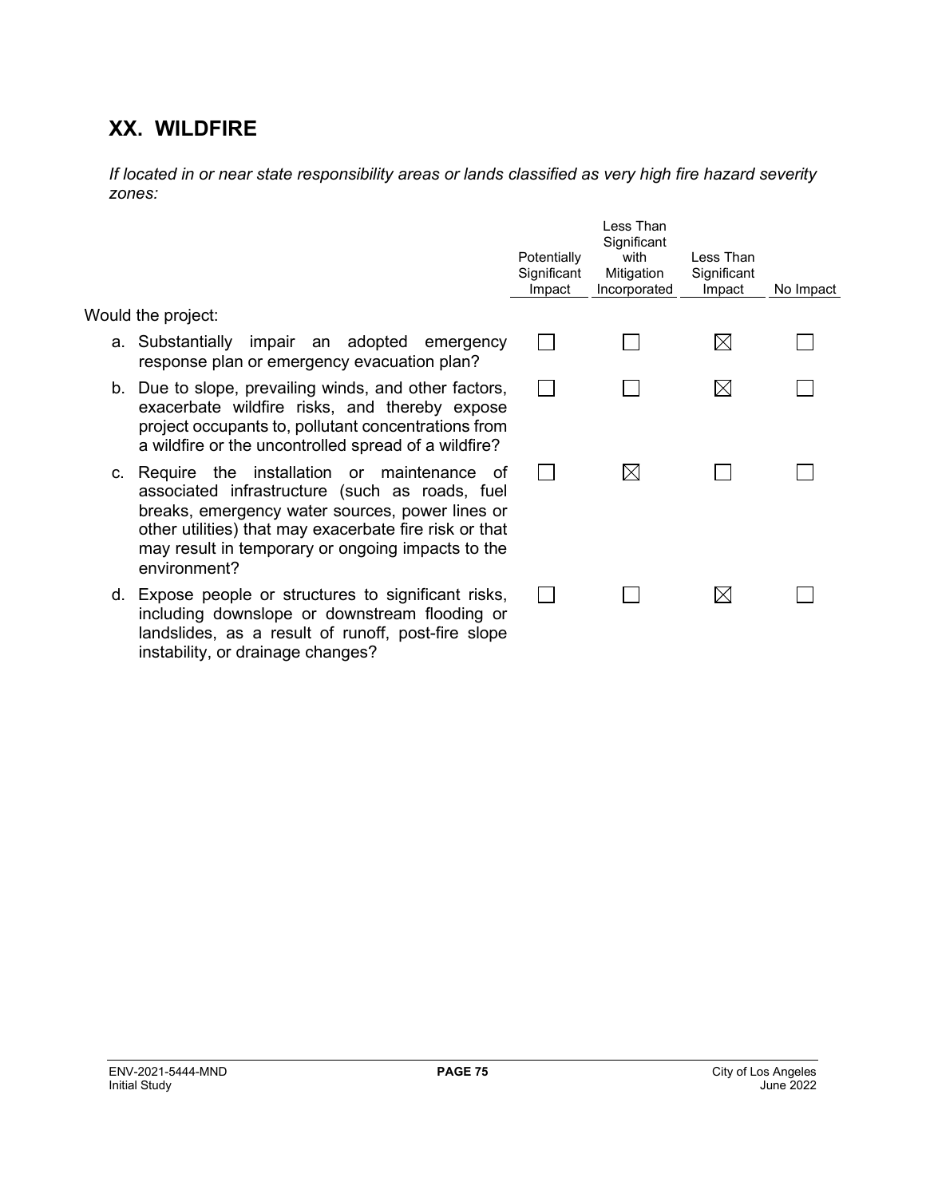## XX. WILDFIRE

*If located in or near state responsibility areas or lands classified as very high fire hazard severity zones:*

| Would the project: | Potentially Significant Impact | Less Than Significant with Mitigation Incorporated | Less Than Significant Impact | No Impact |
|---|---|---|---|---|
| a. Substantially impair an adopted emergency response plan or emergency evacuation plan? | ☐ | ☐ | ☒ | ☐ |
| b. Due to slope, prevailing winds, and other factors, exacerbate wildfire risks, and thereby expose project occupants to, pollutant concentrations from a wildfire or the uncontrolled spread of a wildfire? | ☐ | ☐ | ☒ | ☐ |
| c. Require the installation or maintenance of associated infrastructure (such as roads, fuel breaks, emergency water sources, power lines or other utilities) that may exacerbate fire risk or that may result in temporary or ongoing impacts to the environment? | ☐ | ☒ | ☐ | ☐ |
| d. Expose people or structures to significant risks, including downslope or downstream flooding or landslides, as a result of runoff, post-fire slope instability, or drainage changes? | ☐ | ☐ | ☒ | ☐ |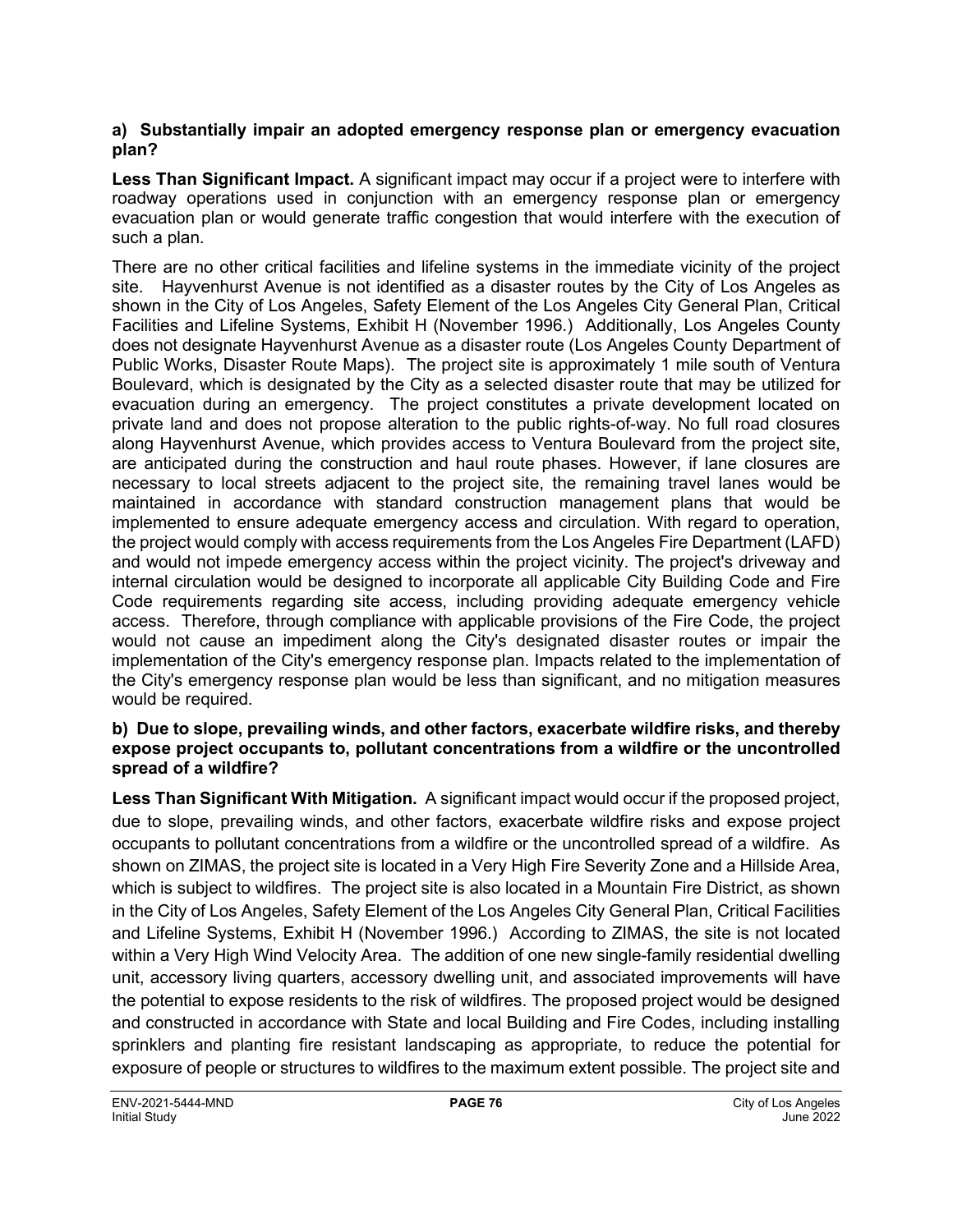**a) Substantially impair an adopted emergency response plan or emergency evacuation plan?**

**Less Than Significant Impact.** A significant impact may occur if a project were to interfere with roadway operations used in conjunction with an emergency response plan or emergency evacuation plan or would generate traffic congestion that would interfere with the execution of such a plan.

There are no other critical facilities and lifeline systems in the immediate vicinity of the project site. Hayvenhurst Avenue is not identified as a disaster routes by the City of Los Angeles as shown in the City of Los Angeles, Safety Element of the Los Angeles City General Plan, Critical Facilities and Lifeline Systems, Exhibit H (November 1996.) Additionally, Los Angeles County does not designate Hayvenhurst Avenue as a disaster route (Los Angeles County Department of Public Works, Disaster Route Maps). The project site is approximately 1 mile south of Ventura Boulevard, which is designated by the City as a selected disaster route that may be utilized for evacuation during an emergency. The project constitutes a private development located on private land and does not propose alteration to the public rights-of-way. No full road closures along Hayvenhurst Avenue, which provides access to Ventura Boulevard from the project site, are anticipated during the construction and haul route phases. However, if lane closures are necessary to local streets adjacent to the project site, the remaining travel lanes would be maintained in accordance with standard construction management plans that would be implemented to ensure adequate emergency access and circulation. With regard to operation, the project would comply with access requirements from the Los Angeles Fire Department (LAFD) and would not impede emergency access within the project vicinity. The project's driveway and internal circulation would be designed to incorporate all applicable City Building Code and Fire Code requirements regarding site access, including providing adequate emergency vehicle access. Therefore, through compliance with applicable provisions of the Fire Code, the project would not cause an impediment along the City's designated disaster routes or impair the implementation of the City's emergency response plan. Impacts related to the implementation of the City's emergency response plan would be less than significant, and no mitigation measures would be required.

**b) Due to slope, prevailing winds, and other factors, exacerbate wildfire risks, and thereby expose project occupants to, pollutant concentrations from a wildfire or the uncontrolled spread of a wildfire?**

**Less Than Significant With Mitigation.** A significant impact would occur if the proposed project, due to slope, prevailing winds, and other factors, exacerbate wildfire risks and expose project occupants to pollutant concentrations from a wildfire or the uncontrolled spread of a wildfire. As shown on ZIMAS, the project site is located in a Very High Fire Severity Zone and a Hillside Area, which is subject to wildfires. The project site is also located in a Mountain Fire District, as shown in the City of Los Angeles, Safety Element of the Los Angeles City General Plan, Critical Facilities and Lifeline Systems, Exhibit H (November 1996.) According to ZIMAS, the site is not located within a Very High Wind Velocity Area. The addition of one new single-family residential dwelling unit, accessory living quarters, accessory dwelling unit, and associated improvements will have the potential to expose residents to the risk of wildfires. The proposed project would be designed and constructed in accordance with State and local Building and Fire Codes, including installing sprinklers and planting fire resistant landscaping as appropriate, to reduce the potential for exposure of people or structures to wildfires to the maximum extent possible. The project site and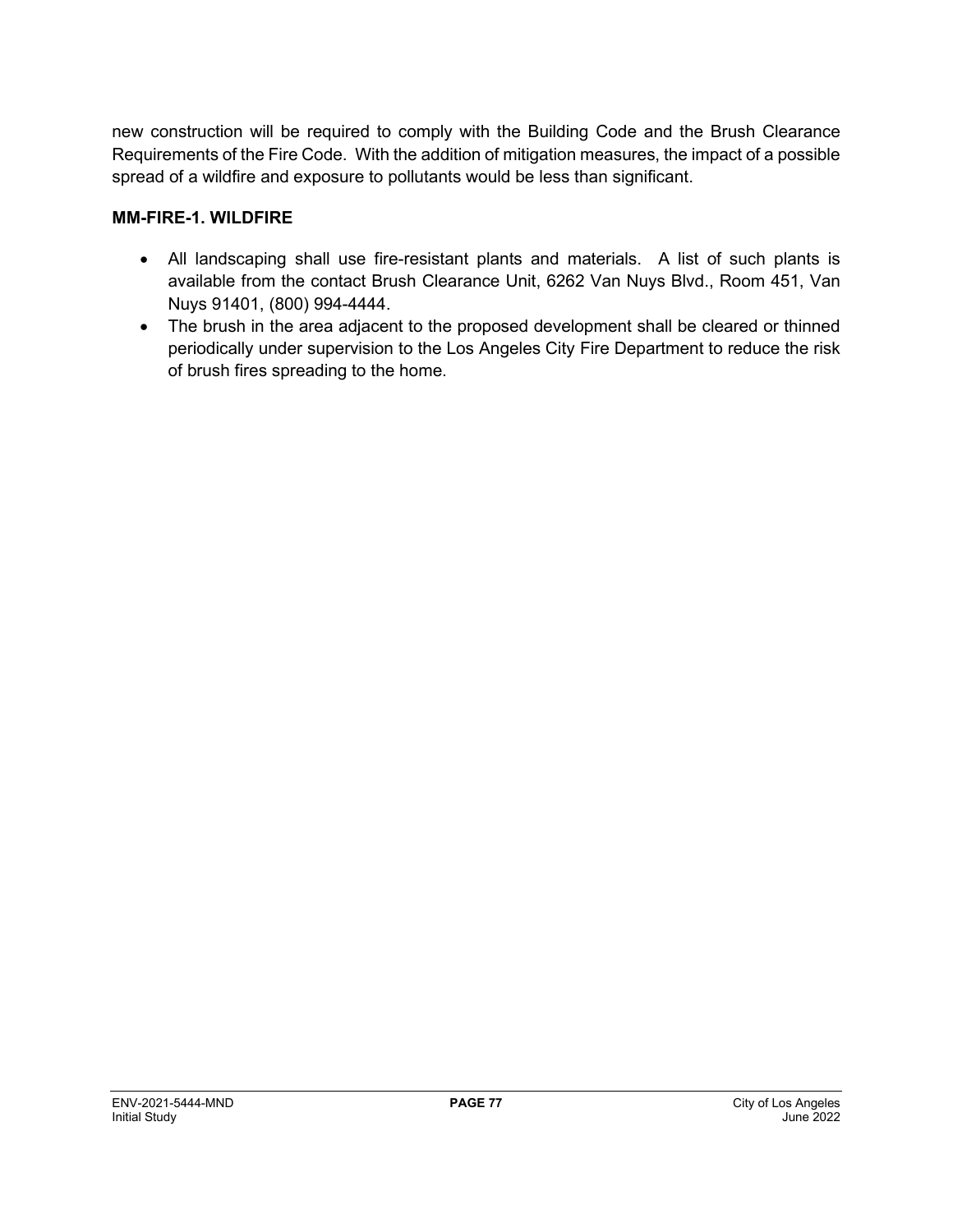new construction will be required to comply with the Building Code and the Brush Clearance Requirements of the Fire Code. With the addition of mitigation measures, the impact of a possible spread of a wildfire and exposure to pollutants would be less than significant.

**MM-FIRE-1. WILDFIRE**

- All landscaping shall use fire-resistant plants and materials. A list of such plants is available from the contact Brush Clearance Unit, 6262 Van Nuys Blvd., Room 451, Van Nuys 91401, (800) 994-4444.
- The brush in the area adjacent to the proposed development shall be cleared or thinned periodically under supervision to the Los Angeles City Fire Department to reduce the risk of brush fires spreading to the home.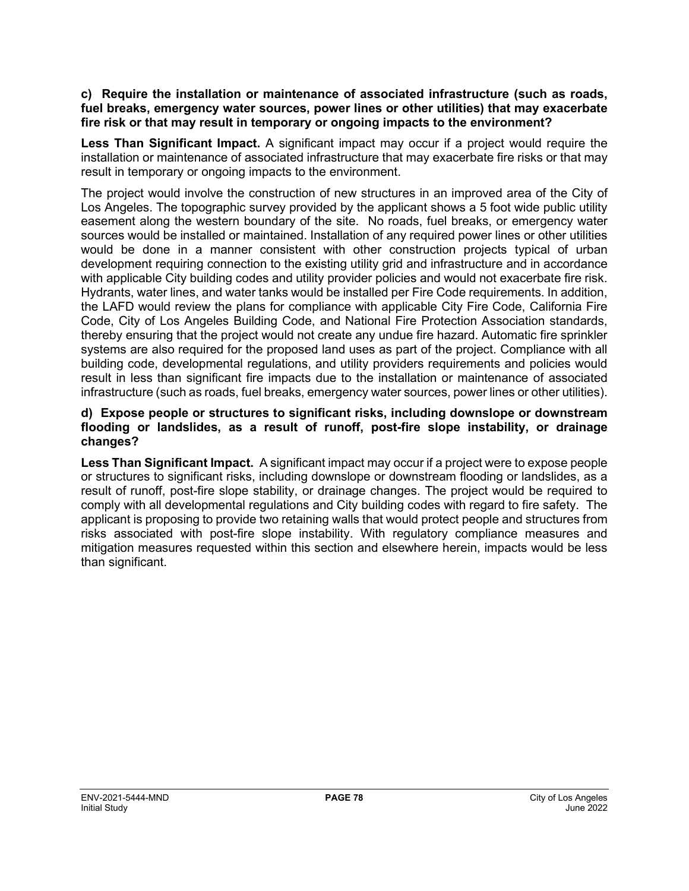**c) Require the installation or maintenance of associated infrastructure (such as roads, fuel breaks, emergency water sources, power lines or other utilities) that may exacerbate fire risk or that may result in temporary or ongoing impacts to the environment?**

**Less Than Significant Impact.** A significant impact may occur if a project would require the installation or maintenance of associated infrastructure that may exacerbate fire risks or that may result in temporary or ongoing impacts to the environment.

The project would involve the construction of new structures in an improved area of the City of Los Angeles. The topographic survey provided by the applicant shows a 5 foot wide public utility easement along the western boundary of the site. No roads, fuel breaks, or emergency water sources would be installed or maintained. Installation of any required power lines or other utilities would be done in a manner consistent with other construction projects typical of urban development requiring connection to the existing utility grid and infrastructure and in accordance with applicable City building codes and utility provider policies and would not exacerbate fire risk. Hydrants, water lines, and water tanks would be installed per Fire Code requirements. In addition, the LAFD would review the plans for compliance with applicable City Fire Code, California Fire Code, City of Los Angeles Building Code, and National Fire Protection Association standards, thereby ensuring that the project would not create any undue fire hazard. Automatic fire sprinkler systems are also required for the proposed land uses as part of the project. Compliance with all building code, developmental regulations, and utility providers requirements and policies would result in less than significant fire impacts due to the installation or maintenance of associated infrastructure (such as roads, fuel breaks, emergency water sources, power lines or other utilities).

**d) Expose people or structures to significant risks, including downslope or downstream flooding or landslides, as a result of runoff, post-fire slope instability, or drainage changes?**

**Less Than Significant Impact.** A significant impact may occur if a project were to expose people or structures to significant risks, including downslope or downstream flooding or landslides, as a result of runoff, post-fire slope stability, or drainage changes. The project would be required to comply with all developmental regulations and City building codes with regard to fire safety. The applicant is proposing to provide two retaining walls that would protect people and structures from risks associated with post-fire slope instability. With regulatory compliance measures and mitigation measures requested within this section and elsewhere herein, impacts would be less than significant.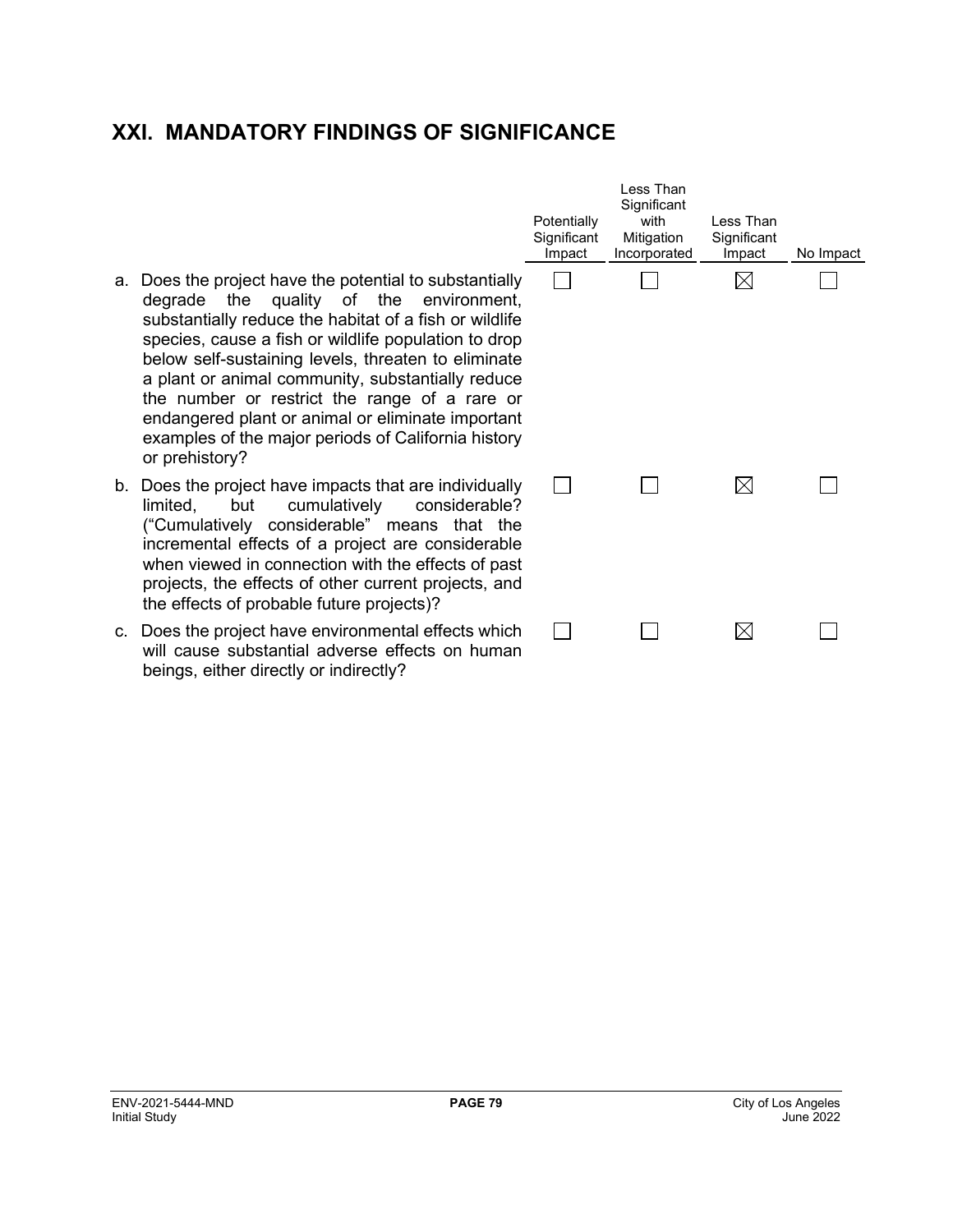## XXI. MANDATORY FINDINGS OF SIGNIFICANCE

| | Potentially Significant Impact | Less Than Significant with Mitigation Incorporated | Less Than Significant Impact | No Impact |
|---|---|---|---|---|
| a. Does the project have the potential to substantially degrade the quality of the environment, substantially reduce the habitat of a fish or wildlife species, cause a fish or wildlife population to drop below self-sustaining levels, threaten to eliminate a plant or animal community, substantially reduce the number or restrict the range of a rare or endangered plant or animal or eliminate important examples of the major periods of California history or prehistory? | ☐ | ☐ | ☒ | ☐ |
| b. Does the project have impacts that are individually limited, but cumulatively considerable? ("Cumulatively considerable" means that the incremental effects of a project are considerable when viewed in connection with the effects of past projects, the effects of other current projects, and the effects of probable future projects)? | ☐ | ☐ | ☒ | ☐ |
| c. Does the project have environmental effects which will cause substantial adverse effects on human beings, either directly or indirectly? | ☐ | ☐ | ☒ | ☐ |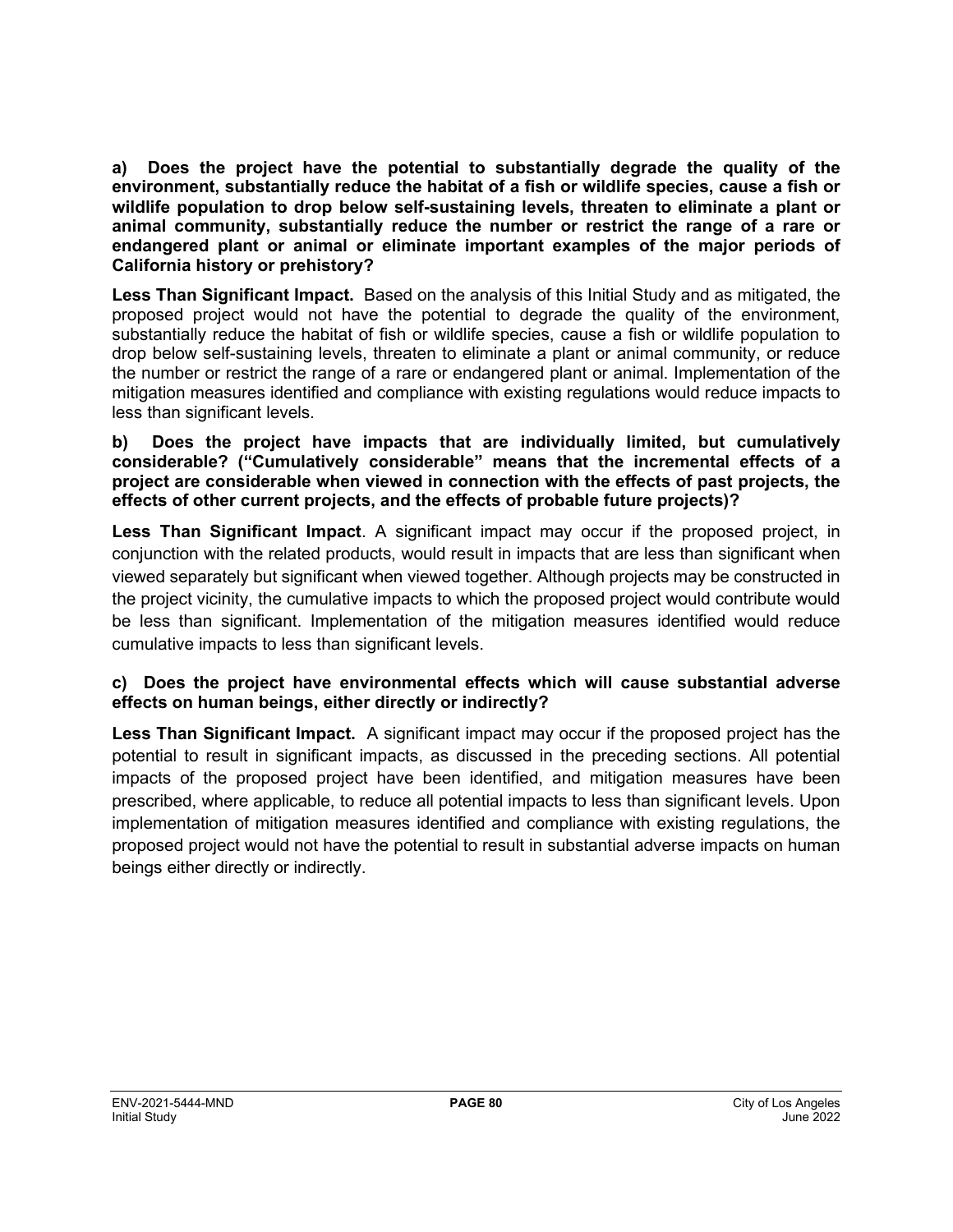**a) Does the project have the potential to substantially degrade the quality of the environment, substantially reduce the habitat of a fish or wildlife species, cause a fish or wildlife population to drop below self-sustaining levels, threaten to eliminate a plant or animal community, substantially reduce the number or restrict the range of a rare or endangered plant or animal or eliminate important examples of the major periods of California history or prehistory?**

**Less Than Significant Impact.** Based on the analysis of this Initial Study and as mitigated, the proposed project would not have the potential to degrade the quality of the environment, substantially reduce the habitat of fish or wildlife species, cause a fish or wildlife population to drop below self-sustaining levels, threaten to eliminate a plant or animal community, or reduce the number or restrict the range of a rare or endangered plant or animal. Implementation of the mitigation measures identified and compliance with existing regulations would reduce impacts to less than significant levels.

**b) Does the project have impacts that are individually limited, but cumulatively considerable? ("Cumulatively considerable" means that the incremental effects of a project are considerable when viewed in connection with the effects of past projects, the effects of other current projects, and the effects of probable future projects)?**

**Less Than Significant Impact**. A significant impact may occur if the proposed project, in conjunction with the related products, would result in impacts that are less than significant when viewed separately but significant when viewed together. Although projects may be constructed in the project vicinity, the cumulative impacts to which the proposed project would contribute would be less than significant. Implementation of the mitigation measures identified would reduce cumulative impacts to less than significant levels.

**c) Does the project have environmental effects which will cause substantial adverse effects on human beings, either directly or indirectly?**

**Less Than Significant Impact.** A significant impact may occur if the proposed project has the potential to result in significant impacts, as discussed in the preceding sections. All potential impacts of the proposed project have been identified, and mitigation measures have been prescribed, where applicable, to reduce all potential impacts to less than significant levels. Upon implementation of mitigation measures identified and compliance with existing regulations, the proposed project would not have the potential to result in substantial adverse impacts on human beings either directly or indirectly.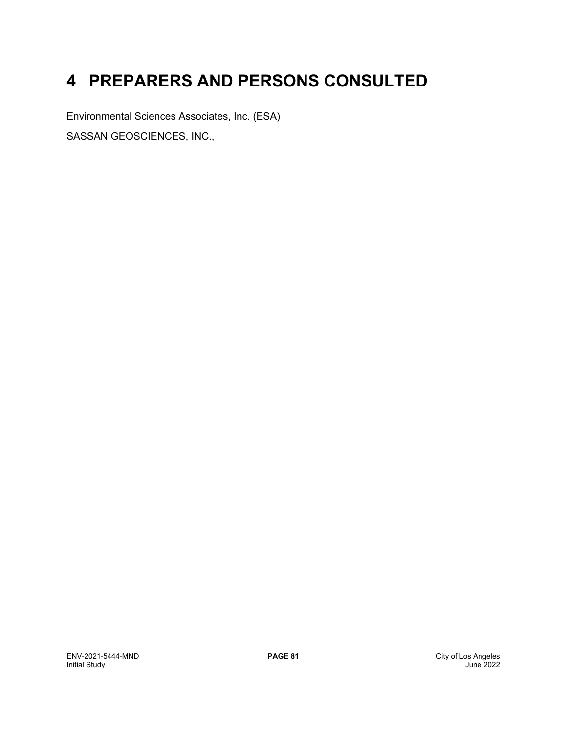# 4 PREPARERS AND PERSONS CONSULTED

Environmental Sciences Associates, Inc. (ESA)

SASSAN GEOSCIENCES, INC.,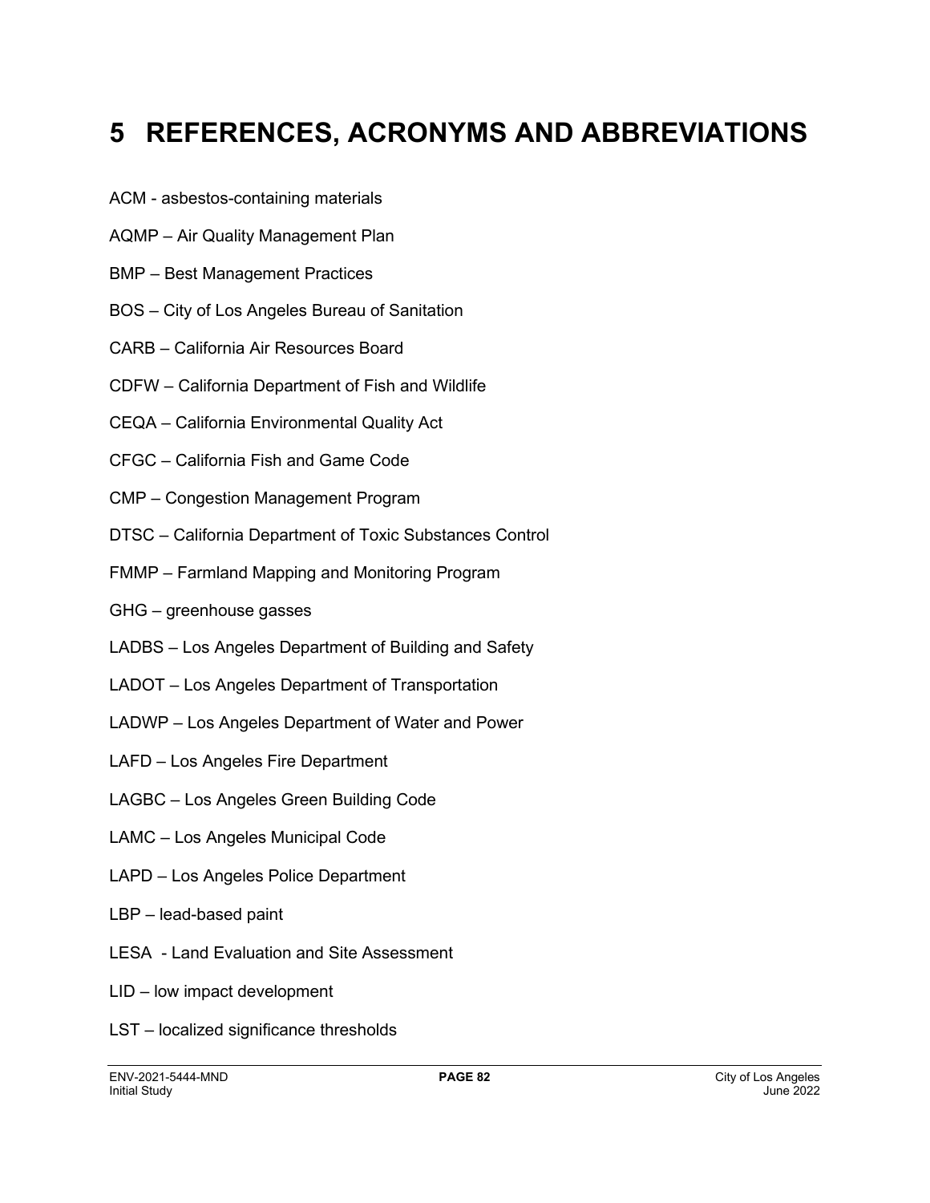# 5 REFERENCES, ACRONYMS AND ABBREVIATIONS

ACM - asbestos-containing materials

AQMP – Air Quality Management Plan

BMP – Best Management Practices

BOS – City of Los Angeles Bureau of Sanitation

CARB – California Air Resources Board

CDFW – California Department of Fish and Wildlife

CEQA – California Environmental Quality Act

CFGC – California Fish and Game Code

CMP – Congestion Management Program

DTSC – California Department of Toxic Substances Control

FMMP – Farmland Mapping and Monitoring Program

GHG – greenhouse gasses

LADBS – Los Angeles Department of Building and Safety

LADOT – Los Angeles Department of Transportation

LADWP – Los Angeles Department of Water and Power

LAFD – Los Angeles Fire Department

LAGBC – Los Angeles Green Building Code

LAMC – Los Angeles Municipal Code

LAPD – Los Angeles Police Department

LBP – lead-based paint

LESA - Land Evaluation and Site Assessment

LID – low impact development

LST – localized significance thresholds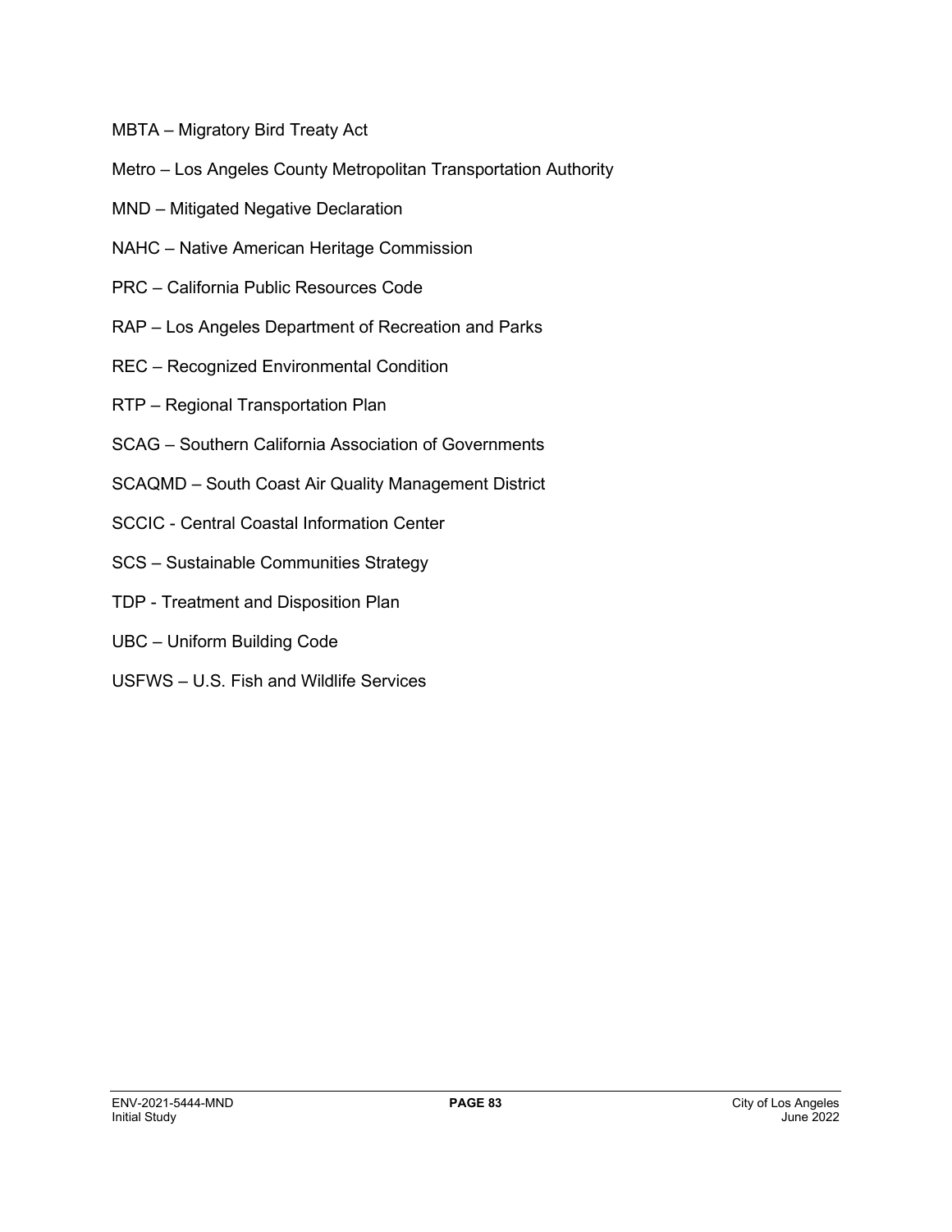MBTA – Migratory Bird Treaty Act

Metro – Los Angeles County Metropolitan Transportation Authority

MND – Mitigated Negative Declaration

NAHC – Native American Heritage Commission

PRC – California Public Resources Code

RAP – Los Angeles Department of Recreation and Parks

REC – Recognized Environmental Condition

RTP – Regional Transportation Plan

SCAG – Southern California Association of Governments

SCAQMD – South Coast Air Quality Management District

SCCIC - Central Coastal Information Center

SCS – Sustainable Communities Strategy

TDP - Treatment and Disposition Plan

UBC – Uniform Building Code

USFWS – U.S. Fish and Wildlife Services